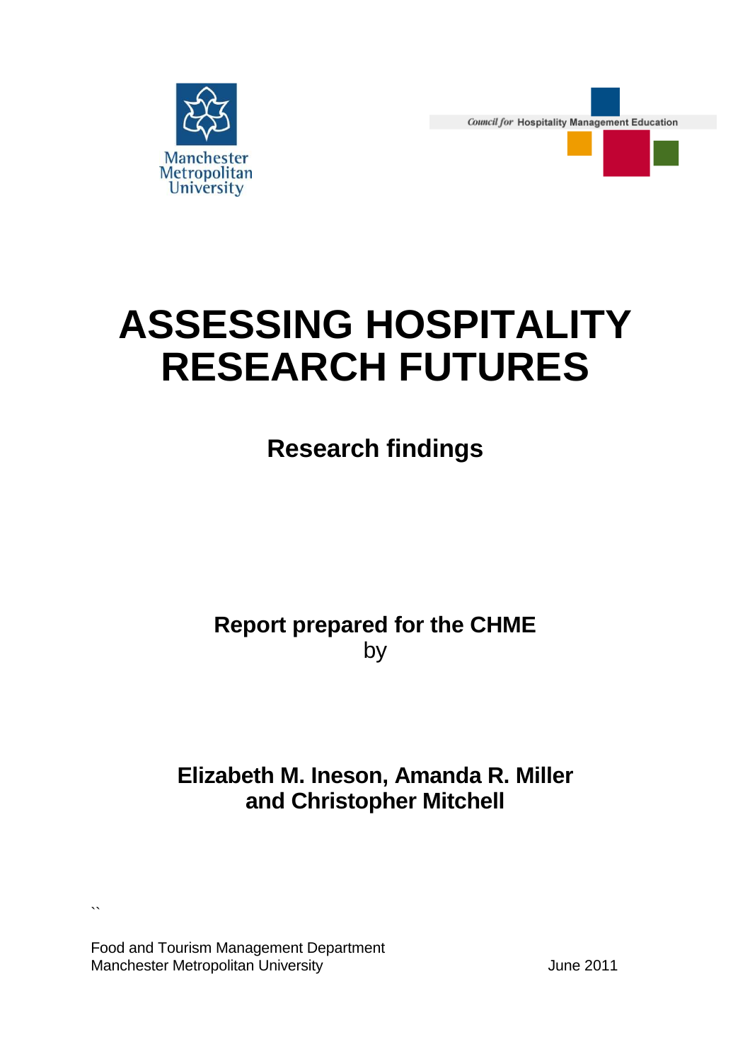Manchester Metropolitan University

*Council for* Hospitality Management Education

# ASSESSING HOSPITALITY RESEARCH FUTURES

## Research findings

**Report prepared for the CHME**
by

**Elizabeth M. Ineson, Amanda R. Miller and Christopher Mitchell**

Food and Tourism Management Department
Manchester Metropolitan University

June 2011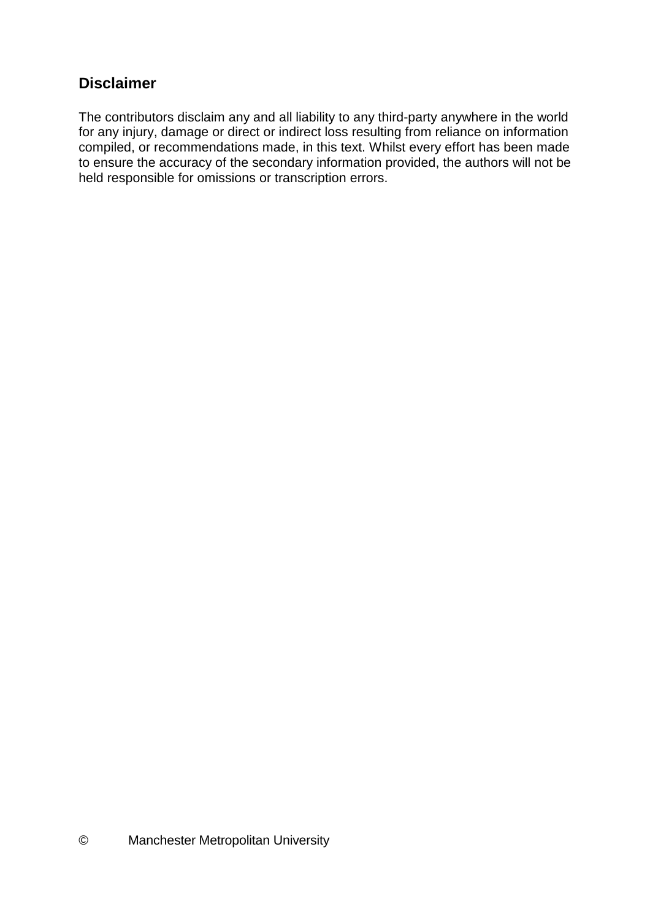## Disclaimer

The contributors disclaim any and all liability to any third-party anywhere in the world for any injury, damage or direct or indirect loss resulting from reliance on information compiled, or recommendations made, in this text. Whilst every effort has been made to ensure the accuracy of the secondary information provided, the authors will not be held responsible for omissions or transcription errors.

© Manchester Metropolitan University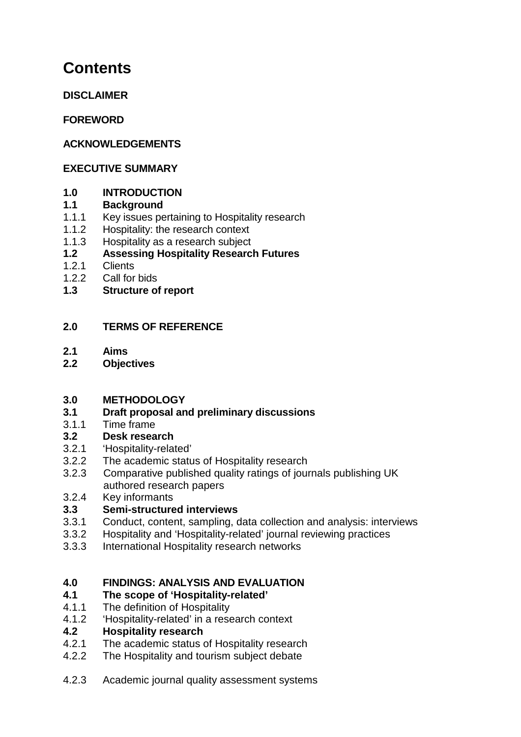# Contents

**DISCLAIMER**

**FOREWORD**

**ACKNOWLEDGEMENTS**

**EXECUTIVE SUMMARY**

**1.0 INTRODUCTION**
**1.1 Background**
1.1.1 Key issues pertaining to Hospitality research
1.1.2 Hospitality: the research context
1.1.3 Hospitality as a research subject
**1.2 Assessing Hospitality Research Futures**
1.2.1 Clients
1.2.2 Call for bids
**1.3 Structure of report**

**2.0 TERMS OF REFERENCE**

**2.1 Aims**
**2.2 Objectives**

**3.0 METHODOLOGY**
**3.1 Draft proposal and preliminary discussions**
3.1.1 Time frame
**3.2 Desk research**
3.2.1 'Hospitality-related'
3.2.2 The academic status of Hospitality research
3.2.3 Comparative published quality ratings of journals publishing UK authored research papers
3.2.4 Key informants
**3.3 Semi-structured interviews**
3.3.1 Conduct, content, sampling, data collection and analysis: interviews
3.3.2 Hospitality and 'Hospitality-related' journal reviewing practices
3.3.3 International Hospitality research networks

**4.0 FINDINGS: ANALYSIS AND EVALUATION**
**4.1 The scope of 'Hospitality-related'**
4.1.1 The definition of Hospitality
4.1.2 'Hospitality-related' in a research context
**4.2 Hospitality research**
4.2.1 The academic status of Hospitality research
4.2.2 The Hospitality and tourism subject debate

4.2.3 Academic journal quality assessment systems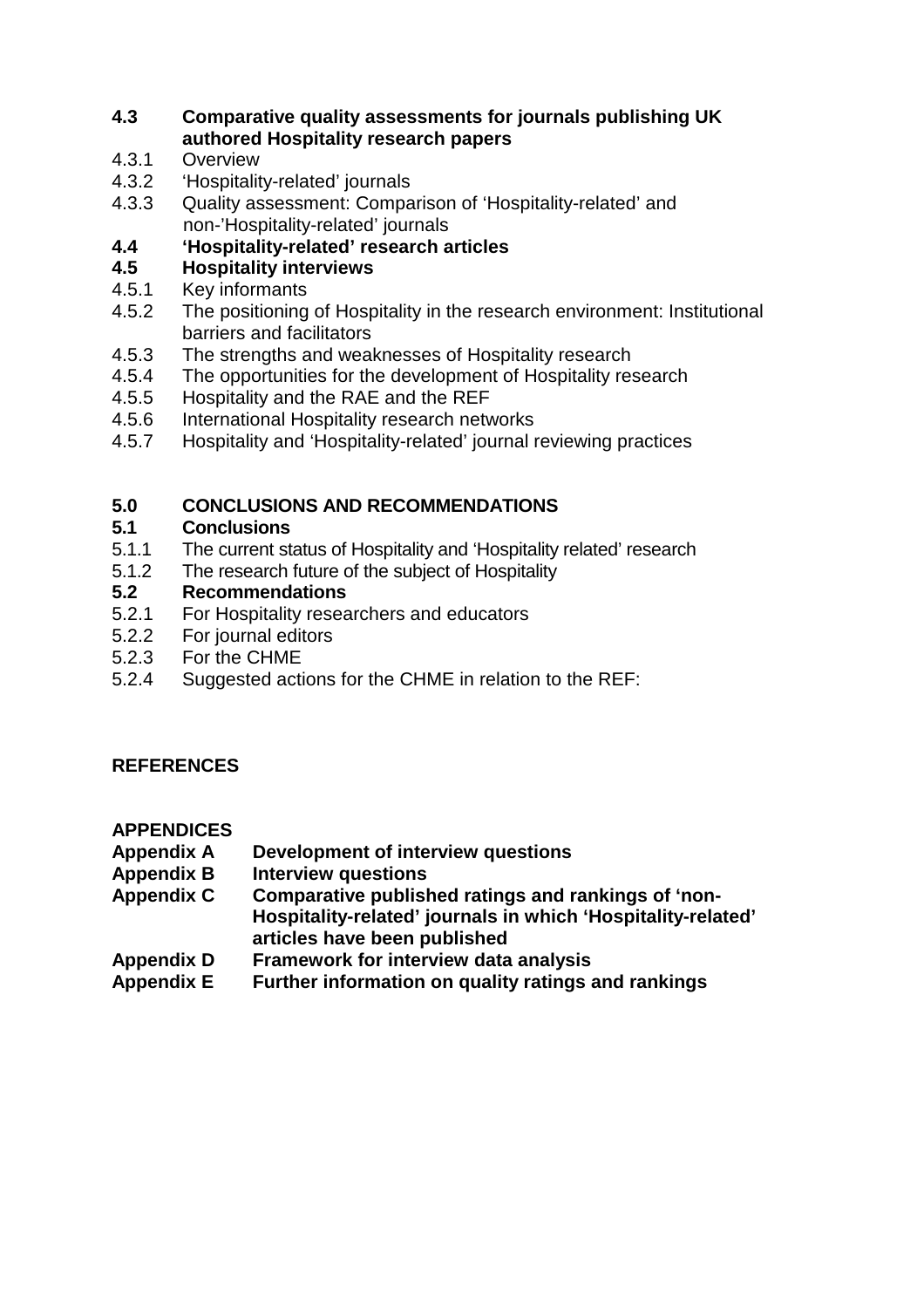**4.3 Comparative quality assessments for journals publishing UK authored Hospitality research papers**

4.3.1 Overview
4.3.2 'Hospitality-related' journals
4.3.3 Quality assessment: Comparison of 'Hospitality-related' and non-'Hospitality-related' journals

**4.4 'Hospitality-related' research articles**

**4.5 Hospitality interviews**

4.5.1 Key informants
4.5.2 The positioning of Hospitality in the research environment: Institutional barriers and facilitators
4.5.3 The strengths and weaknesses of Hospitality research
4.5.4 The opportunities for the development of Hospitality research
4.5.5 Hospitality and the RAE and the REF
4.5.6 International Hospitality research networks
4.5.7 Hospitality and 'Hospitality-related' journal reviewing practices

**5.0 CONCLUSIONS AND RECOMMENDATIONS**

**5.1 Conclusions**

5.1.1 The current status of Hospitality and 'Hospitality related' research
5.1.2 The research future of the subject of Hospitality

**5.2 Recommendations**

5.2.1 For Hospitality researchers and educators
5.2.2 For journal editors
5.2.3 For the CHME
5.2.4 Suggested actions for the CHME in relation to the REF:

**REFERENCES**

**APPENDICES**

**Appendix A** **Development of interview questions**
**Appendix B** **Interview questions**
**Appendix C** **Comparative published ratings and rankings of 'non-Hospitality-related' journals in which 'Hospitality-related' articles have been published**
**Appendix D** **Framework for interview data analysis**
**Appendix E** **Further information on quality ratings and rankings**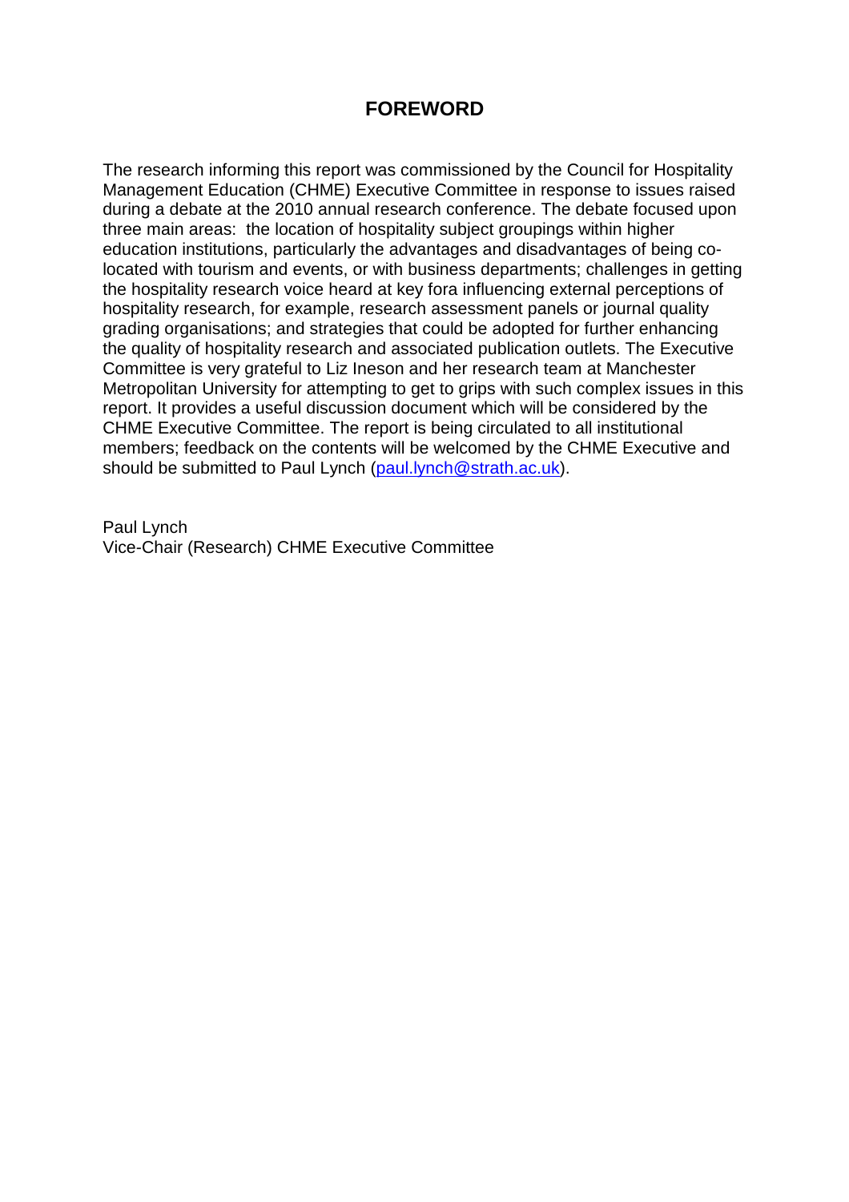## FOREWORD

The research informing this report was commissioned by the Council for Hospitality Management Education (CHME) Executive Committee in response to issues raised during a debate at the 2010 annual research conference. The debate focused upon three main areas: the location of hospitality subject groupings within higher education institutions, particularly the advantages and disadvantages of being co-located with tourism and events, or with business departments; challenges in getting the hospitality research voice heard at key fora influencing external perceptions of hospitality research, for example, research assessment panels or journal quality grading organisations; and strategies that could be adopted for further enhancing the quality of hospitality research and associated publication outlets. The Executive Committee is very grateful to Liz Ineson and her research team at Manchester Metropolitan University for attempting to get to grips with such complex issues in this report. It provides a useful discussion document which will be considered by the CHME Executive Committee. The report is being circulated to all institutional members; feedback on the contents will be welcomed by the CHME Executive and should be submitted to Paul Lynch (paul.lynch@strath.ac.uk).

Paul Lynch
Vice-Chair (Research) CHME Executive Committee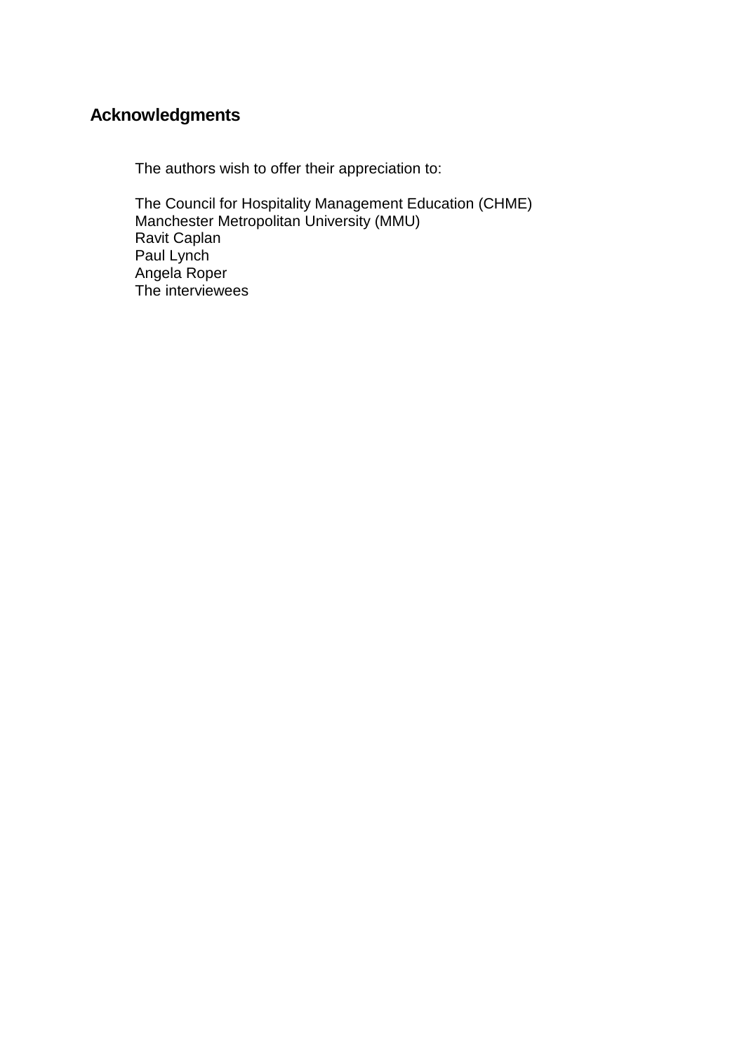## Acknowledgments

The authors wish to offer their appreciation to:

The Council for Hospitality Management Education (CHME)
Manchester Metropolitan University (MMU)
Ravit Caplan
Paul Lynch
Angela Roper
The interviewees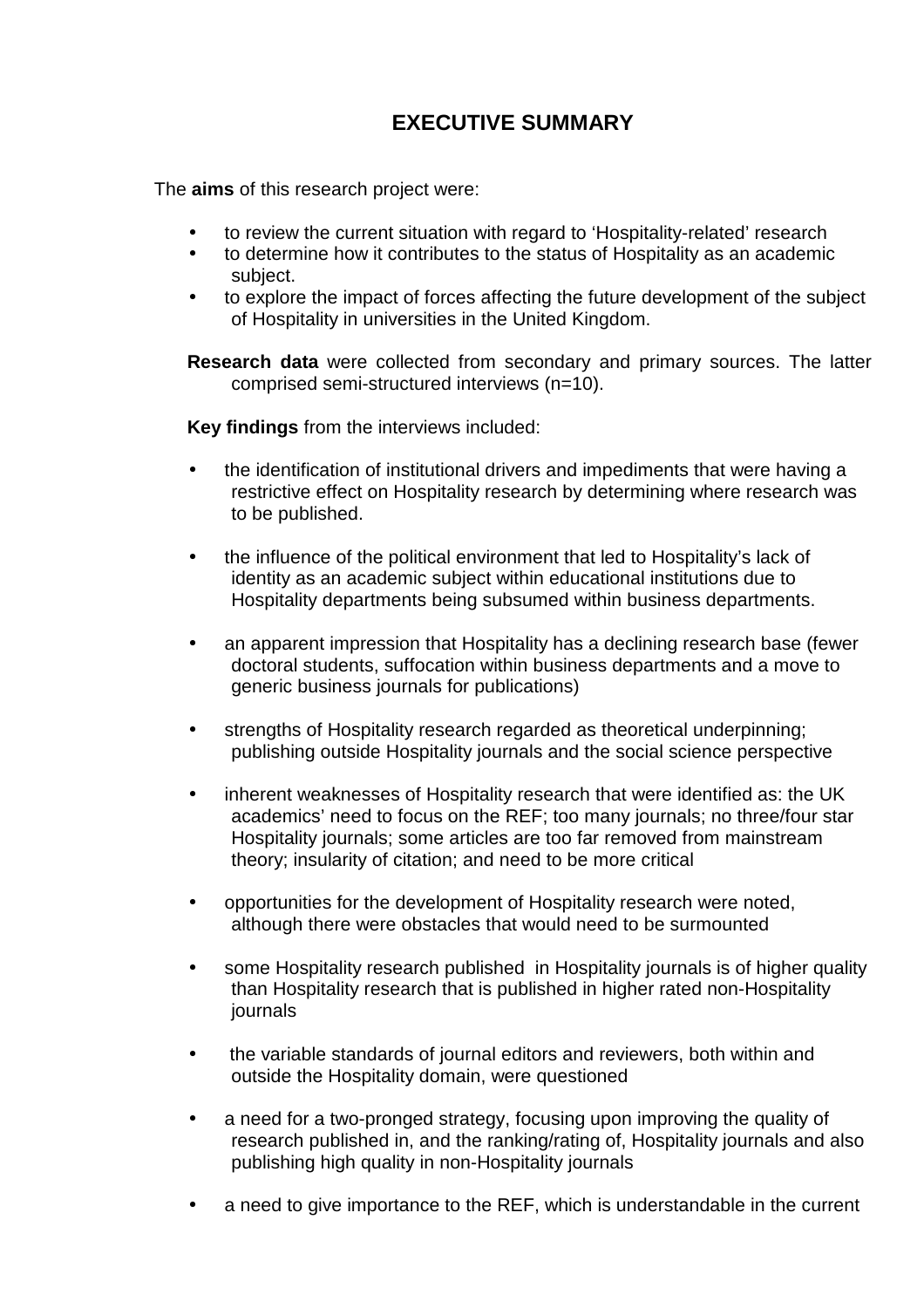# EXECUTIVE SUMMARY

The **aims** of this research project were:

- to review the current situation with regard to 'Hospitality-related' research
- to determine how it contributes to the status of Hospitality as an academic subject.
- to explore the impact of forces affecting the future development of the subject of Hospitality in universities in the United Kingdom.

**Research data** were collected from secondary and primary sources. The latter comprised semi-structured interviews (n=10).

**Key findings** from the interviews included:

- the identification of institutional drivers and impediments that were having a restrictive effect on Hospitality research by determining where research was to be published.

- the influence of the political environment that led to Hospitality's lack of identity as an academic subject within educational institutions due to Hospitality departments being subsumed within business departments.

- an apparent impression that Hospitality has a declining research base (fewer doctoral students, suffocation within business departments and a move to generic business journals for publications)

- strengths of Hospitality research regarded as theoretical underpinning; publishing outside Hospitality journals and the social science perspective

- inherent weaknesses of Hospitality research that were identified as: the UK academics' need to focus on the REF; too many journals; no three/four star Hospitality journals; some articles are too far removed from mainstream theory; insularity of citation; and need to be more critical

- opportunities for the development of Hospitality research were noted, although there were obstacles that would need to be surmounted

- some Hospitality research published in Hospitality journals is of higher quality than Hospitality research that is published in higher rated non-Hospitality journals

- the variable standards of journal editors and reviewers, both within and outside the Hospitality domain, were questioned

- a need for a two-pronged strategy, focusing upon improving the quality of research published in, and the ranking/rating of, Hospitality journals and also publishing high quality in non-Hospitality journals

- a need to give importance to the REF, which is understandable in the current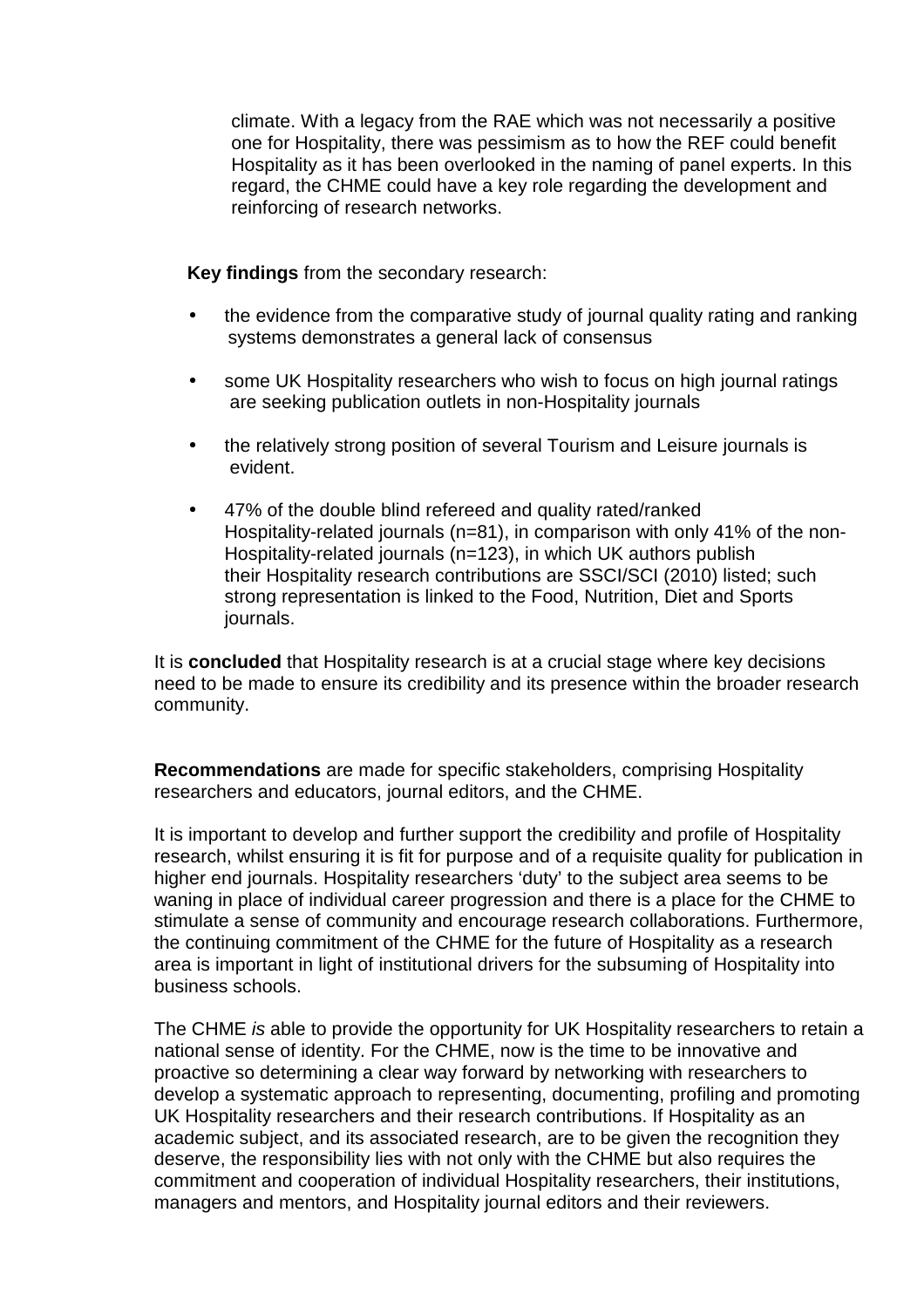climate. With a legacy from the RAE which was not necessarily a positive one for Hospitality, there was pessimism as to how the REF could benefit Hospitality as it has been overlooked in the naming of panel experts. In this regard, the CHME could have a key role regarding the development and reinforcing of research networks.

**Key findings** from the secondary research:

- the evidence from the comparative study of journal quality rating and ranking systems demonstrates a general lack of consensus
- some UK Hospitality researchers who wish to focus on high journal ratings are seeking publication outlets in non-Hospitality journals
- the relatively strong position of several Tourism and Leisure journals is evident.
- 47% of the double blind refereed and quality rated/ranked Hospitality-related journals (n=81), in comparison with only 41% of the non-Hospitality-related journals (n=123), in which UK authors publish their Hospitality research contributions are SSCI/SCI (2010) listed; such strong representation is linked to the Food, Nutrition, Diet and Sports journals.

It is **concluded** that Hospitality research is at a crucial stage where key decisions need to be made to ensure its credibility and its presence within the broader research community.

**Recommendations** are made for specific stakeholders, comprising Hospitality researchers and educators, journal editors, and the CHME.

It is important to develop and further support the credibility and profile of Hospitality research, whilst ensuring it is fit for purpose and of a requisite quality for publication in higher end journals. Hospitality researchers 'duty' to the subject area seems to be waning in place of individual career progression and there is a place for the CHME to stimulate a sense of community and encourage research collaborations. Furthermore, the continuing commitment of the CHME for the future of Hospitality as a research area is important in light of institutional drivers for the subsuming of Hospitality into business schools.

The CHME *is* able to provide the opportunity for UK Hospitality researchers to retain a national sense of identity. For the CHME, now is the time to be innovative and proactive so determining a clear way forward by networking with researchers to develop a systematic approach to representing, documenting, profiling and promoting UK Hospitality researchers and their research contributions. If Hospitality as an academic subject, and its associated research, are to be given the recognition they deserve, the responsibility lies with not only with the CHME but also requires the commitment and cooperation of individual Hospitality researchers, their institutions, managers and mentors, and Hospitality journal editors and their reviewers.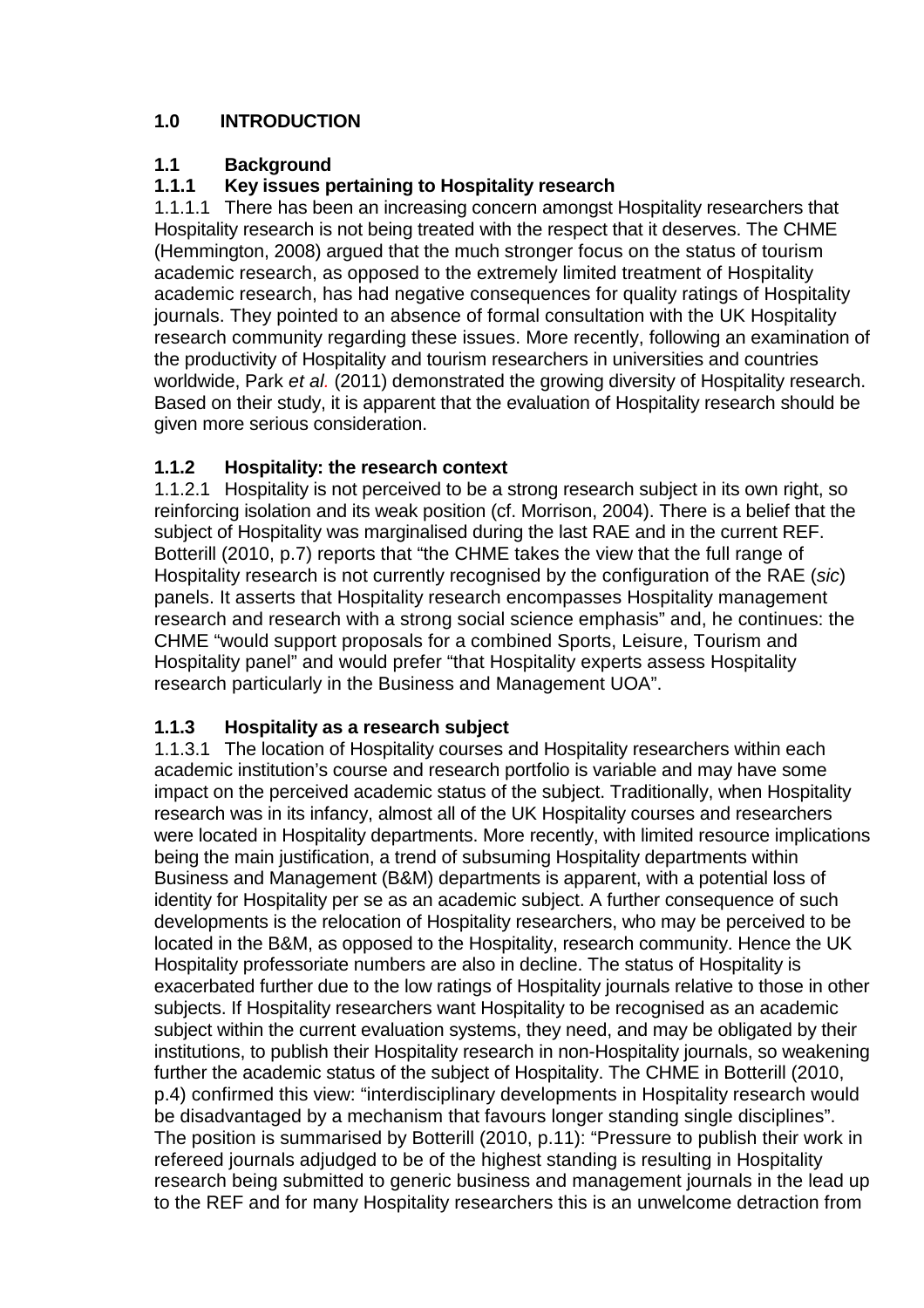# 1.0 INTRODUCTION

## 1.1 Background

### 1.1.1 Key issues pertaining to Hospitality research

1.1.1.1 There has been an increasing concern amongst Hospitality researchers that Hospitality research is not being treated with the respect that it deserves. The CHME (Hemmington, 2008) argued that the much stronger focus on the status of tourism academic research, as opposed to the extremely limited treatment of Hospitality academic research, has had negative consequences for quality ratings of Hospitality journals. They pointed to an absence of formal consultation with the UK Hospitality research community regarding these issues. More recently, following an examination of the productivity of Hospitality and tourism researchers in universities and countries worldwide, Park *et al.* (2011) demonstrated the growing diversity of Hospitality research. Based on their study, it is apparent that the evaluation of Hospitality research should be given more serious consideration.

### 1.1.2 Hospitality: the research context

1.1.2.1 Hospitality is not perceived to be a strong research subject in its own right, so reinforcing isolation and its weak position (cf. Morrison, 2004). There is a belief that the subject of Hospitality was marginalised during the last RAE and in the current REF. Botterill (2010, p.7) reports that "the CHME takes the view that the full range of Hospitality research is not currently recognised by the configuration of the RAE (*sic*) panels. It asserts that Hospitality research encompasses Hospitality management research and research with a strong social science emphasis" and, he continues: the CHME "would support proposals for a combined Sports, Leisure, Tourism and Hospitality panel" and would prefer "that Hospitality experts assess Hospitality research particularly in the Business and Management UOA".

### 1.1.3 Hospitality as a research subject

1.1.3.1 The location of Hospitality courses and Hospitality researchers within each academic institution's course and research portfolio is variable and may have some impact on the perceived academic status of the subject. Traditionally, when Hospitality research was in its infancy, almost all of the UK Hospitality courses and researchers were located in Hospitality departments. More recently, with limited resource implications being the main justification, a trend of subsuming Hospitality departments within Business and Management (B&M) departments is apparent, with a potential loss of identity for Hospitality per se as an academic subject. A further consequence of such developments is the relocation of Hospitality researchers, who may be perceived to be located in the B&M, as opposed to the Hospitality, research community. Hence the UK Hospitality professoriate numbers are also in decline. The status of Hospitality is exacerbated further due to the low ratings of Hospitality journals relative to those in other subjects. If Hospitality researchers want Hospitality to be recognised as an academic subject within the current evaluation systems, they need, and may be obligated by their institutions, to publish their Hospitality research in non-Hospitality journals, so weakening further the academic status of the subject of Hospitality. The CHME in Botterill (2010, p.4) confirmed this view: "interdisciplinary developments in Hospitality research would be disadvantaged by a mechanism that favours longer standing single disciplines". The position is summarised by Botterill (2010, p.11): "Pressure to publish their work in refereed journals adjudged to be of the highest standing is resulting in Hospitality research being submitted to generic business and management journals in the lead up to the REF and for many Hospitality researchers this is an unwelcome detraction from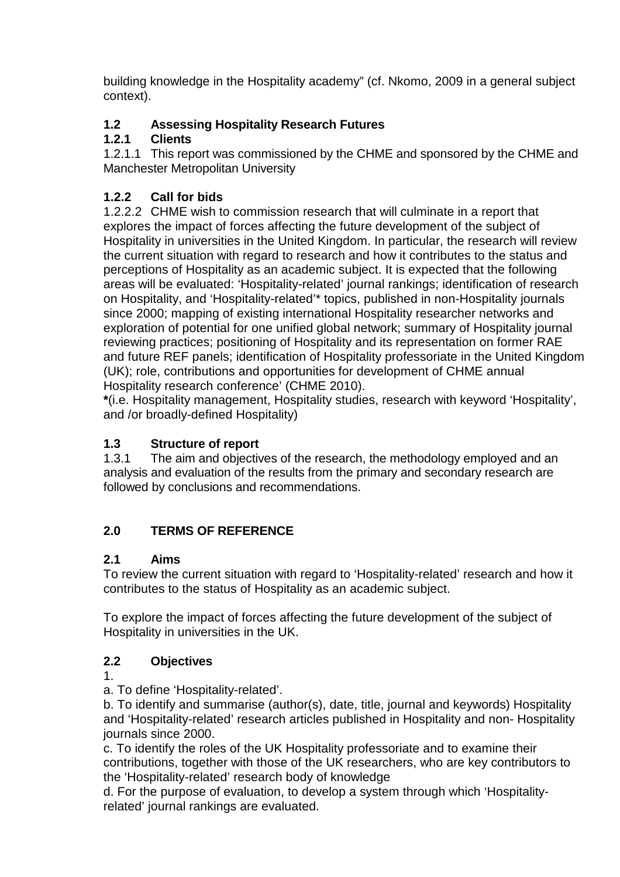building knowledge in the Hospitality academy" (cf. Nkomo, 2009 in a general subject context).

### 1.2 Assessing Hospitality Research Futures

#### 1.2.1 Clients

1.2.1.1 This report was commissioned by the CHME and sponsored by the CHME and Manchester Metropolitan University

#### 1.2.2 Call for bids

1.2.2.2 CHME wish to commission research that will culminate in a report that explores the impact of forces affecting the future development of the subject of Hospitality in universities in the United Kingdom. In particular, the research will review the current situation with regard to research and how it contributes to the status and perceptions of Hospitality as an academic subject. It is expected that the following areas will be evaluated: 'Hospitality-related' journal rankings; identification of research on Hospitality, and 'Hospitality-related'* topics, published in non-Hospitality journals since 2000; mapping of existing international Hospitality researcher networks and exploration of potential for one unified global network; summary of Hospitality journal reviewing practices; positioning of Hospitality and its representation on former RAE and future REF panels; identification of Hospitality professoriate in the United Kingdom (UK); role, contributions and opportunities for development of CHME annual Hospitality research conference' (CHME 2010).

**\***(i.e. Hospitality management, Hospitality studies, research with keyword 'Hospitality', and /or broadly-defined Hospitality)

### 1.3 Structure of report

1.3.1 The aim and objectives of the research, the methodology employed and an analysis and evaluation of the results from the primary and secondary research are followed by conclusions and recommendations.

## 2.0 TERMS OF REFERENCE

### 2.1 Aims

To review the current situation with regard to 'Hospitality-related' research and how it contributes to the status of Hospitality as an academic subject.

To explore the impact of forces affecting the future development of the subject of Hospitality in universities in the UK.

### 2.2 Objectives

1.

a. To define 'Hospitality-related'.

b. To identify and summarise (author(s), date, title, journal and keywords) Hospitality and 'Hospitality-related' research articles published in Hospitality and non- Hospitality journals since 2000.

c. To identify the roles of the UK Hospitality professoriate and to examine their contributions, together with those of the UK researchers, who are key contributors to the 'Hospitality-related' research body of knowledge

d. For the purpose of evaluation, to develop a system through which 'Hospitality-related' journal rankings are evaluated.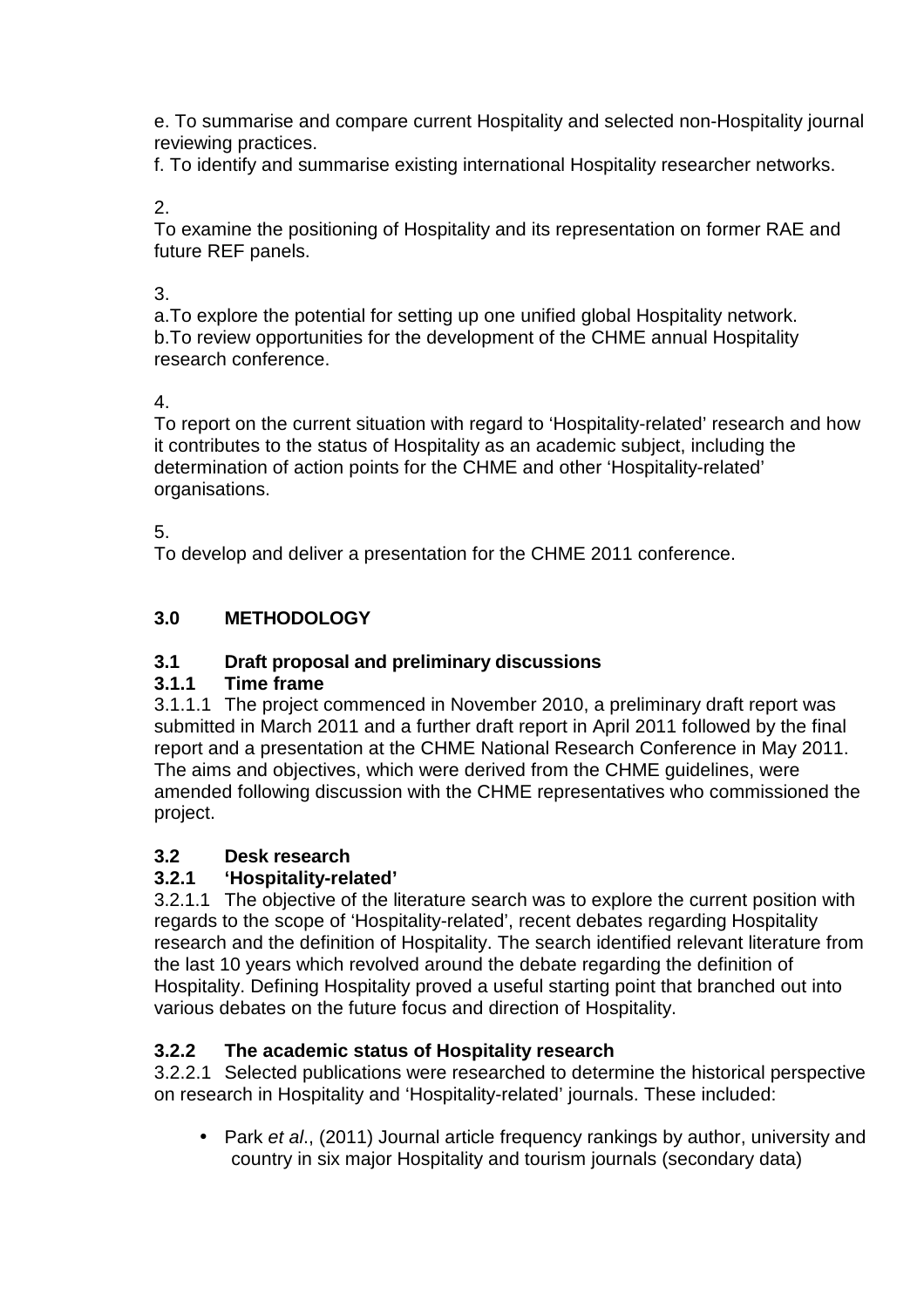e. To summarise and compare current Hospitality and selected non-Hospitality journal reviewing practices.
f. To identify and summarise existing international Hospitality researcher networks.

2.
To examine the positioning of Hospitality and its representation on former RAE and future REF panels.

3.
a.To explore the potential for setting up one unified global Hospitality network.
b.To review opportunities for the development of the CHME annual Hospitality research conference.

4.
To report on the current situation with regard to 'Hospitality-related' research and how it contributes to the status of Hospitality as an academic subject, including the determination of action points for the CHME and other 'Hospitality-related' organisations.

5.
To develop and deliver a presentation for the CHME 2011 conference.

## 3.0 METHODOLOGY

### 3.1 Draft proposal and preliminary discussions

#### 3.1.1 Time frame

3.1.1.1 The project commenced in November 2010, a preliminary draft report was submitted in March 2011 and a further draft report in April 2011 followed by the final report and a presentation at the CHME National Research Conference in May 2011. The aims and objectives, which were derived from the CHME guidelines, were amended following discussion with the CHME representatives who commissioned the project.

### 3.2 Desk research

#### 3.2.1 'Hospitality-related'

3.2.1.1 The objective of the literature search was to explore the current position with regards to the scope of 'Hospitality-related', recent debates regarding Hospitality research and the definition of Hospitality. The search identified relevant literature from the last 10 years which revolved around the debate regarding the definition of Hospitality. Defining Hospitality proved a useful starting point that branched out into various debates on the future focus and direction of Hospitality.

#### 3.2.2 The academic status of Hospitality research

3.2.2.1 Selected publications were researched to determine the historical perspective on research in Hospitality and 'Hospitality-related' journals. These included:

- Park *et al*., (2011) Journal article frequency rankings by author, university and country in six major Hospitality and tourism journals (secondary data)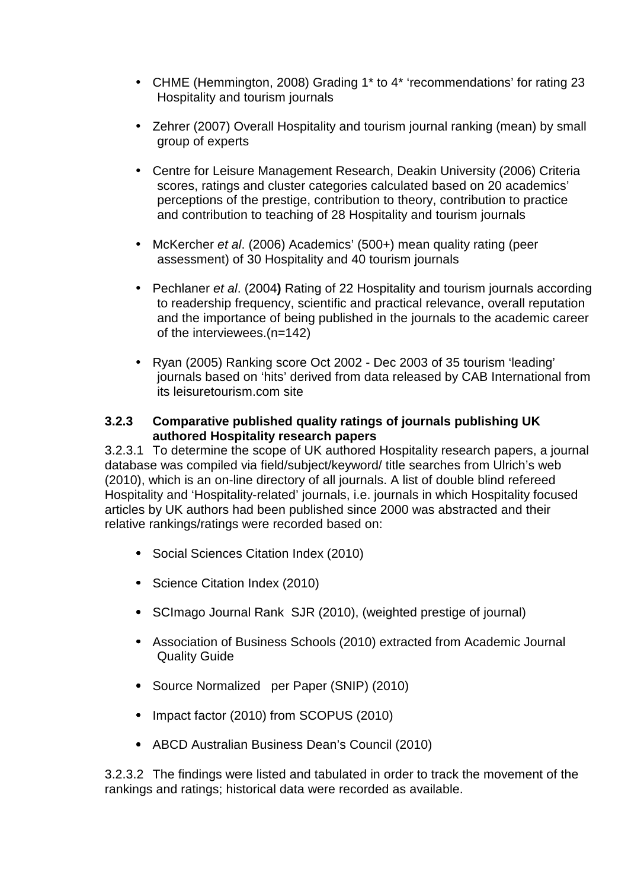- CHME (Hemmington, 2008) Grading 1* to 4* 'recommendations' for rating 23 Hospitality and tourism journals

- Zehrer (2007) Overall Hospitality and tourism journal ranking (mean) by small group of experts

- Centre for Leisure Management Research, Deakin University (2006) Criteria scores, ratings and cluster categories calculated based on 20 academics' perceptions of the prestige, contribution to theory, contribution to practice and contribution to teaching of 28 Hospitality and tourism journals

- McKercher *et al*. (2006) Academics' (500+) mean quality rating (peer assessment) of 30 Hospitality and 40 tourism journals

- Pechlaner *et al*. (2004**)** Rating of 22 Hospitality and tourism journals according to readership frequency, scientific and practical relevance, overall reputation and the importance of being published in the journals to the academic career of the interviewees.(n=142)

- Ryan (2005) Ranking score Oct 2002 - Dec 2003 of 35 tourism 'leading' journals based on 'hits' derived from data released by CAB International from its leisuretourism.com site

### 3.2.3 Comparative published quality ratings of journals publishing UK authored Hospitality research papers

3.2.3.1 To determine the scope of UK authored Hospitality research papers, a journal database was compiled via field/subject/keyword/ title searches from Ulrich's web (2010), which is an on-line directory of all journals. A list of double blind refereed Hospitality and 'Hospitality-related' journals, i.e. journals in which Hospitality focused articles by UK authors had been published since 2000 was abstracted and their relative rankings/ratings were recorded based on:

- Social Sciences Citation Index (2010)

- Science Citation Index (2010)

- SCImago Journal Rank SJR (2010), (weighted prestige of journal)

- Association of Business Schools (2010) extracted from Academic Journal Quality Guide

- Source Normalized per Paper (SNIP) (2010)

- Impact factor (2010) from SCOPUS (2010)

- ABCD Australian Business Dean's Council (2010)

3.2.3.2 The findings were listed and tabulated in order to track the movement of the rankings and ratings; historical data were recorded as available.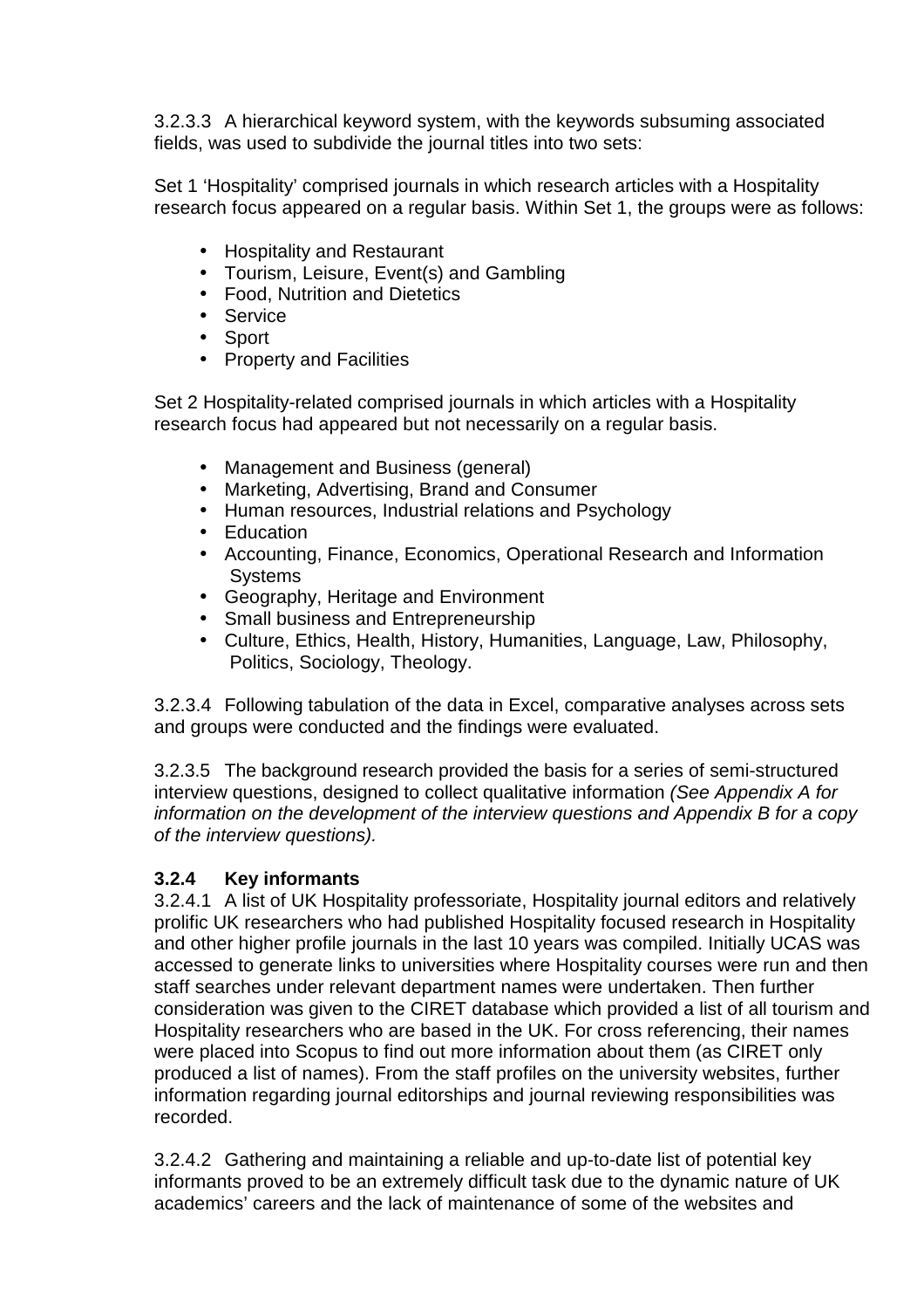3.2.3.3 A hierarchical keyword system, with the keywords subsuming associated fields, was used to subdivide the journal titles into two sets:

Set 1 'Hospitality' comprised journals in which research articles with a Hospitality research focus appeared on a regular basis. Within Set 1, the groups were as follows:

- Hospitality and Restaurant
- Tourism, Leisure, Event(s) and Gambling
- Food, Nutrition and Dietetics
- Service
- Sport
- Property and Facilities

Set 2 Hospitality-related comprised journals in which articles with a Hospitality research focus had appeared but not necessarily on a regular basis.

- Management and Business (general)
- Marketing, Advertising, Brand and Consumer
- Human resources, Industrial relations and Psychology
- Education
- Accounting, Finance, Economics, Operational Research and Information Systems
- Geography, Heritage and Environment
- Small business and Entrepreneurship
- Culture, Ethics, Health, History, Humanities, Language, Law, Philosophy, Politics, Sociology, Theology.

3.2.3.4 Following tabulation of the data in Excel, comparative analyses across sets and groups were conducted and the findings were evaluated.

3.2.3.5 The background research provided the basis for a series of semi-structured interview questions, designed to collect qualitative information *(See Appendix A for information on the development of the interview questions and Appendix B for a copy of the interview questions).*

### 3.2.4 Key informants

3.2.4.1 A list of UK Hospitality professoriate, Hospitality journal editors and relatively prolific UK researchers who had published Hospitality focused research in Hospitality and other higher profile journals in the last 10 years was compiled. Initially UCAS was accessed to generate links to universities where Hospitality courses were run and then staff searches under relevant department names were undertaken. Then further consideration was given to the CIRET database which provided a list of all tourism and Hospitality researchers who are based in the UK. For cross referencing, their names were placed into Scopus to find out more information about them (as CIRET only produced a list of names). From the staff profiles on the university websites, further information regarding journal editorships and journal reviewing responsibilities was recorded.

3.2.4.2 Gathering and maintaining a reliable and up-to-date list of potential key informants proved to be an extremely difficult task due to the dynamic nature of UK academics' careers and the lack of maintenance of some of the websites and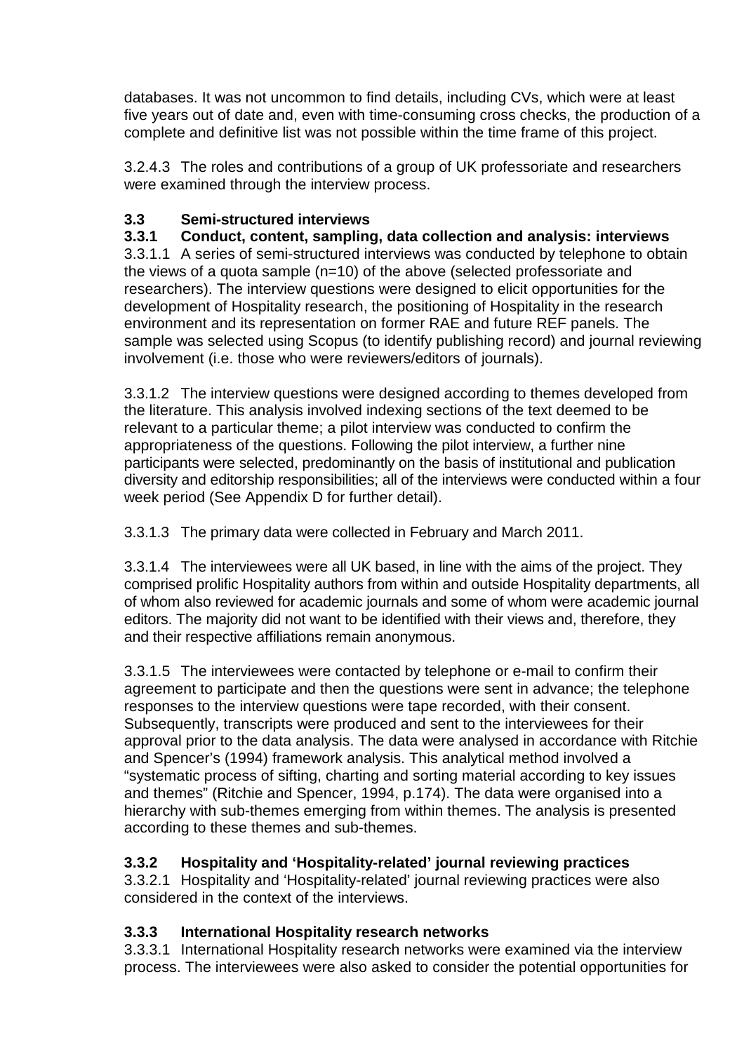databases. It was not uncommon to find details, including CVs, which were at least five years out of date and, even with time-consuming cross checks, the production of a complete and definitive list was not possible within the time frame of this project.

3.2.4.3 The roles and contributions of a group of UK professoriate and researchers were examined through the interview process.

### 3.3 Semi-structured interviews

#### 3.3.1 Conduct, content, sampling, data collection and analysis: interviews

3.3.1.1 A series of semi-structured interviews was conducted by telephone to obtain the views of a quota sample (n=10) of the above (selected professoriate and researchers). The interview questions were designed to elicit opportunities for the development of Hospitality research, the positioning of Hospitality in the research environment and its representation on former RAE and future REF panels. The sample was selected using Scopus (to identify publishing record) and journal reviewing involvement (i.e. those who were reviewers/editors of journals).

3.3.1.2 The interview questions were designed according to themes developed from the literature. This analysis involved indexing sections of the text deemed to be relevant to a particular theme; a pilot interview was conducted to confirm the appropriateness of the questions. Following the pilot interview, a further nine participants were selected, predominantly on the basis of institutional and publication diversity and editorship responsibilities; all of the interviews were conducted within a four week period (See Appendix D for further detail).

3.3.1.3 The primary data were collected in February and March 2011.

3.3.1.4 The interviewees were all UK based, in line with the aims of the project. They comprised prolific Hospitality authors from within and outside Hospitality departments, all of whom also reviewed for academic journals and some of whom were academic journal editors. The majority did not want to be identified with their views and, therefore, they and their respective affiliations remain anonymous.

3.3.1.5 The interviewees were contacted by telephone or e-mail to confirm their agreement to participate and then the questions were sent in advance; the telephone responses to the interview questions were tape recorded, with their consent. Subsequently, transcripts were produced and sent to the interviewees for their approval prior to the data analysis. The data were analysed in accordance with Ritchie and Spencer's (1994) framework analysis. This analytical method involved a "systematic process of sifting, charting and sorting material according to key issues and themes" (Ritchie and Spencer, 1994, p.174). The data were organised into a hierarchy with sub-themes emerging from within themes. The analysis is presented according to these themes and sub-themes.

#### 3.3.2 Hospitality and 'Hospitality-related' journal reviewing practices

3.3.2.1 Hospitality and 'Hospitality-related' journal reviewing practices were also considered in the context of the interviews.

#### 3.3.3 International Hospitality research networks

3.3.3.1 International Hospitality research networks were examined via the interview process. The interviewees were also asked to consider the potential opportunities for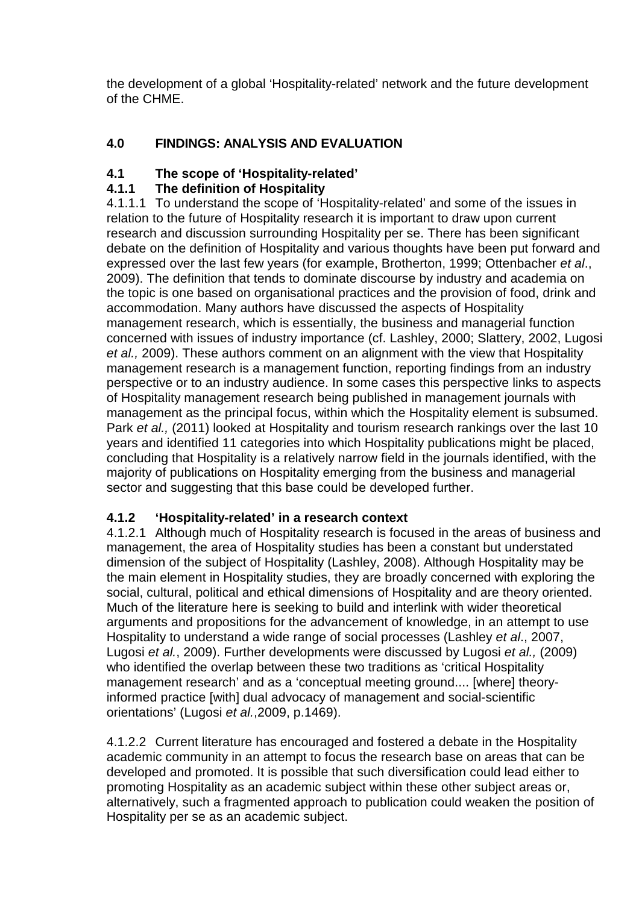the development of a global 'Hospitality-related' network and the future development of the CHME.

## 4.0 FINDINGS: ANALYSIS AND EVALUATION

### 4.1 The scope of 'Hospitality-related'

#### 4.1.1 The definition of Hospitality

4.1.1.1 To understand the scope of 'Hospitality-related' and some of the issues in relation to the future of Hospitality research it is important to draw upon current research and discussion surrounding Hospitality per se. There has been significant debate on the definition of Hospitality and various thoughts have been put forward and expressed over the last few years (for example, Brotherton, 1999; Ottenbacher *et al*., 2009). The definition that tends to dominate discourse by industry and academia on the topic is one based on organisational practices and the provision of food, drink and accommodation. Many authors have discussed the aspects of Hospitality management research, which is essentially, the business and managerial function concerned with issues of industry importance (cf. Lashley, 2000; Slattery, 2002, Lugosi *et al.,* 2009). These authors comment on an alignment with the view that Hospitality management research is a management function, reporting findings from an industry perspective or to an industry audience. In some cases this perspective links to aspects of Hospitality management research being published in management journals with management as the principal focus, within which the Hospitality element is subsumed. Park *et al.,* (2011) looked at Hospitality and tourism research rankings over the last 10 years and identified 11 categories into which Hospitality publications might be placed, concluding that Hospitality is a relatively narrow field in the journals identified, with the majority of publications on Hospitality emerging from the business and managerial sector and suggesting that this base could be developed further.

#### 4.1.2 'Hospitality-related' in a research context

4.1.2.1 Although much of Hospitality research is focused in the areas of business and management, the area of Hospitality studies has been a constant but understated dimension of the subject of Hospitality (Lashley, 2008). Although Hospitality may be the main element in Hospitality studies, they are broadly concerned with exploring the social, cultural, political and ethical dimensions of Hospitality and are theory oriented. Much of the literature here is seeking to build and interlink with wider theoretical arguments and propositions for the advancement of knowledge, in an attempt to use Hospitality to understand a wide range of social processes (Lashley *et al*., 2007, Lugosi *et al.*, 2009). Further developments were discussed by Lugosi *et al.,* (2009) who identified the overlap between these two traditions as 'critical Hospitality management research' and as a 'conceptual meeting ground.... [where] theory-informed practice [with] dual advocacy of management and social-scientific orientations' (Lugosi *et al.*,2009, p.1469).

4.1.2.2 Current literature has encouraged and fostered a debate in the Hospitality academic community in an attempt to focus the research base on areas that can be developed and promoted. It is possible that such diversification could lead either to promoting Hospitality as an academic subject within these other subject areas or, alternatively, such a fragmented approach to publication could weaken the position of Hospitality per se as an academic subject.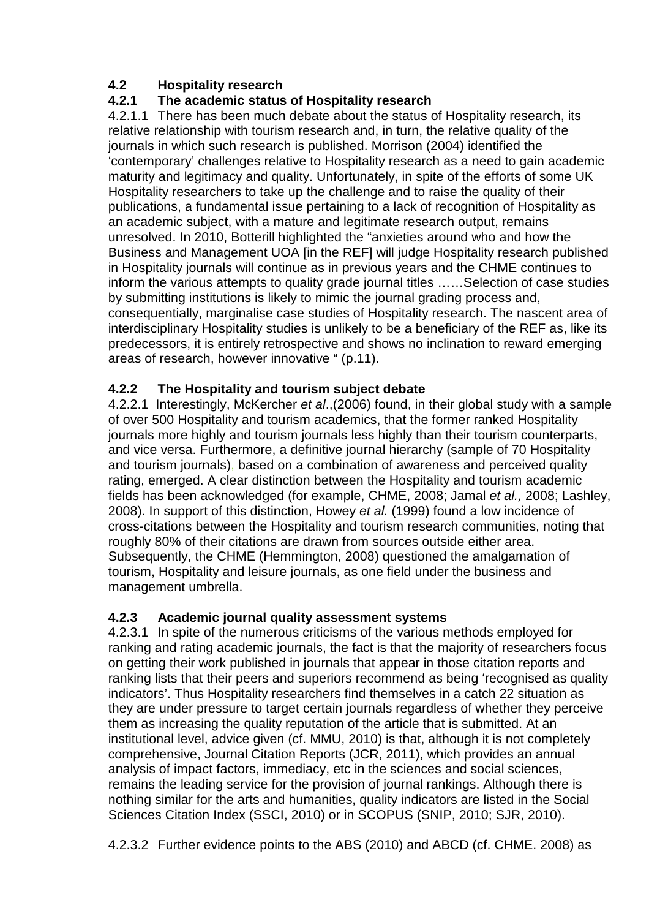## 4.2 Hospitality research

### 4.2.1 The academic status of Hospitality research

4.2.1.1 There has been much debate about the status of Hospitality research, its relative relationship with tourism research and, in turn, the relative quality of the journals in which such research is published. Morrison (2004) identified the 'contemporary' challenges relative to Hospitality research as a need to gain academic maturity and legitimacy and quality. Unfortunately, in spite of the efforts of some UK Hospitality researchers to take up the challenge and to raise the quality of their publications, a fundamental issue pertaining to a lack of recognition of Hospitality as an academic subject, with a mature and legitimate research output, remains unresolved. In 2010, Botterill highlighted the "anxieties around who and how the Business and Management UOA [in the REF] will judge Hospitality research published in Hospitality journals will continue as in previous years and the CHME continues to inform the various attempts to quality grade journal titles ……Selection of case studies by submitting institutions is likely to mimic the journal grading process and, consequentially, marginalise case studies of Hospitality research. The nascent area of interdisciplinary Hospitality studies is unlikely to be a beneficiary of the REF as, like its predecessors, it is entirely retrospective and shows no inclination to reward emerging areas of research, however innovative " (p.11).

### 4.2.2 The Hospitality and tourism subject debate

4.2.2.1 Interestingly, McKercher *et al*.,(2006) found, in their global study with a sample of over 500 Hospitality and tourism academics, that the former ranked Hospitality journals more highly and tourism journals less highly than their tourism counterparts, and vice versa. Furthermore, a definitive journal hierarchy (sample of 70 Hospitality and tourism journals), based on a combination of awareness and perceived quality rating, emerged. A clear distinction between the Hospitality and tourism academic fields has been acknowledged (for example, CHME, 2008; Jamal *et al.,* 2008; Lashley, 2008). In support of this distinction, Howey *et al.* (1999) found a low incidence of cross-citations between the Hospitality and tourism research communities, noting that roughly 80% of their citations are drawn from sources outside either area. Subsequently, the CHME (Hemmington, 2008) questioned the amalgamation of tourism, Hospitality and leisure journals, as one field under the business and management umbrella.

### 4.2.3 Academic journal quality assessment systems

4.2.3.1 In spite of the numerous criticisms of the various methods employed for ranking and rating academic journals, the fact is that the majority of researchers focus on getting their work published in journals that appear in those citation reports and ranking lists that their peers and superiors recommend as being 'recognised as quality indicators'. Thus Hospitality researchers find themselves in a catch 22 situation as they are under pressure to target certain journals regardless of whether they perceive them as increasing the quality reputation of the article that is submitted. At an institutional level, advice given (cf. MMU, 2010) is that, although it is not completely comprehensive, Journal Citation Reports (JCR, 2011), which provides an annual analysis of impact factors, immediacy, etc in the sciences and social sciences, remains the leading service for the provision of journal rankings. Although there is nothing similar for the arts and humanities, quality indicators are listed in the Social Sciences Citation Index (SSCI, 2010) or in SCOPUS (SNIP, 2010; SJR, 2010).

4.2.3.2 Further evidence points to the ABS (2010) and ABCD (cf. CHME. 2008) as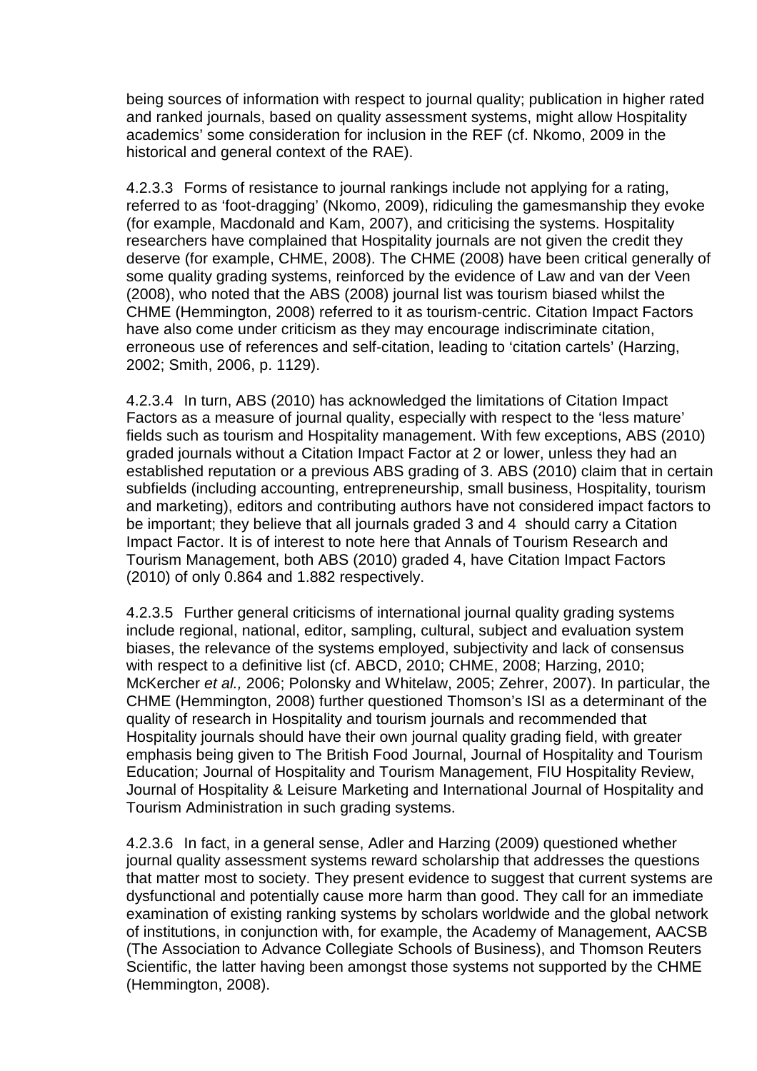being sources of information with respect to journal quality; publication in higher rated and ranked journals, based on quality assessment systems, might allow Hospitality academics' some consideration for inclusion in the REF (cf. Nkomo, 2009 in the historical and general context of the RAE).

4.2.3.3 Forms of resistance to journal rankings include not applying for a rating, referred to as 'foot-dragging' (Nkomo, 2009), ridiculing the gamesmanship they evoke (for example, Macdonald and Kam, 2007), and criticising the systems. Hospitality researchers have complained that Hospitality journals are not given the credit they deserve (for example, CHME, 2008). The CHME (2008) have been critical generally of some quality grading systems, reinforced by the evidence of Law and van der Veen (2008), who noted that the ABS (2008) journal list was tourism biased whilst the CHME (Hemmington, 2008) referred to it as tourism-centric. Citation Impact Factors have also come under criticism as they may encourage indiscriminate citation, erroneous use of references and self-citation, leading to 'citation cartels' (Harzing, 2002; Smith, 2006, p. 1129).

4.2.3.4 In turn, ABS (2010) has acknowledged the limitations of Citation Impact Factors as a measure of journal quality, especially with respect to the 'less mature' fields such as tourism and Hospitality management. With few exceptions, ABS (2010) graded journals without a Citation Impact Factor at 2 or lower, unless they had an established reputation or a previous ABS grading of 3. ABS (2010) claim that in certain subfields (including accounting, entrepreneurship, small business, Hospitality, tourism and marketing), editors and contributing authors have not considered impact factors to be important; they believe that all journals graded 3 and 4 should carry a Citation Impact Factor. It is of interest to note here that Annals of Tourism Research and Tourism Management, both ABS (2010) graded 4, have Citation Impact Factors (2010) of only 0.864 and 1.882 respectively.

4.2.3.5 Further general criticisms of international journal quality grading systems include regional, national, editor, sampling, cultural, subject and evaluation system biases, the relevance of the systems employed, subjectivity and lack of consensus with respect to a definitive list (cf. ABCD, 2010; CHME, 2008; Harzing, 2010; McKercher *et al.,* 2006; Polonsky and Whitelaw, 2005; Zehrer, 2007). In particular, the CHME (Hemmington, 2008) further questioned Thomson's ISI as a determinant of the quality of research in Hospitality and tourism journals and recommended that Hospitality journals should have their own journal quality grading field, with greater emphasis being given to The British Food Journal, Journal of Hospitality and Tourism Education; Journal of Hospitality and Tourism Management, FIU Hospitality Review, Journal of Hospitality & Leisure Marketing and International Journal of Hospitality and Tourism Administration in such grading systems.

4.2.3.6 In fact, in a general sense, Adler and Harzing (2009) questioned whether journal quality assessment systems reward scholarship that addresses the questions that matter most to society. They present evidence to suggest that current systems are dysfunctional and potentially cause more harm than good. They call for an immediate examination of existing ranking systems by scholars worldwide and the global network of institutions, in conjunction with, for example, the Academy of Management, AACSB (The Association to Advance Collegiate Schools of Business), and Thomson Reuters Scientific, the latter having been amongst those systems not supported by the CHME (Hemmington, 2008).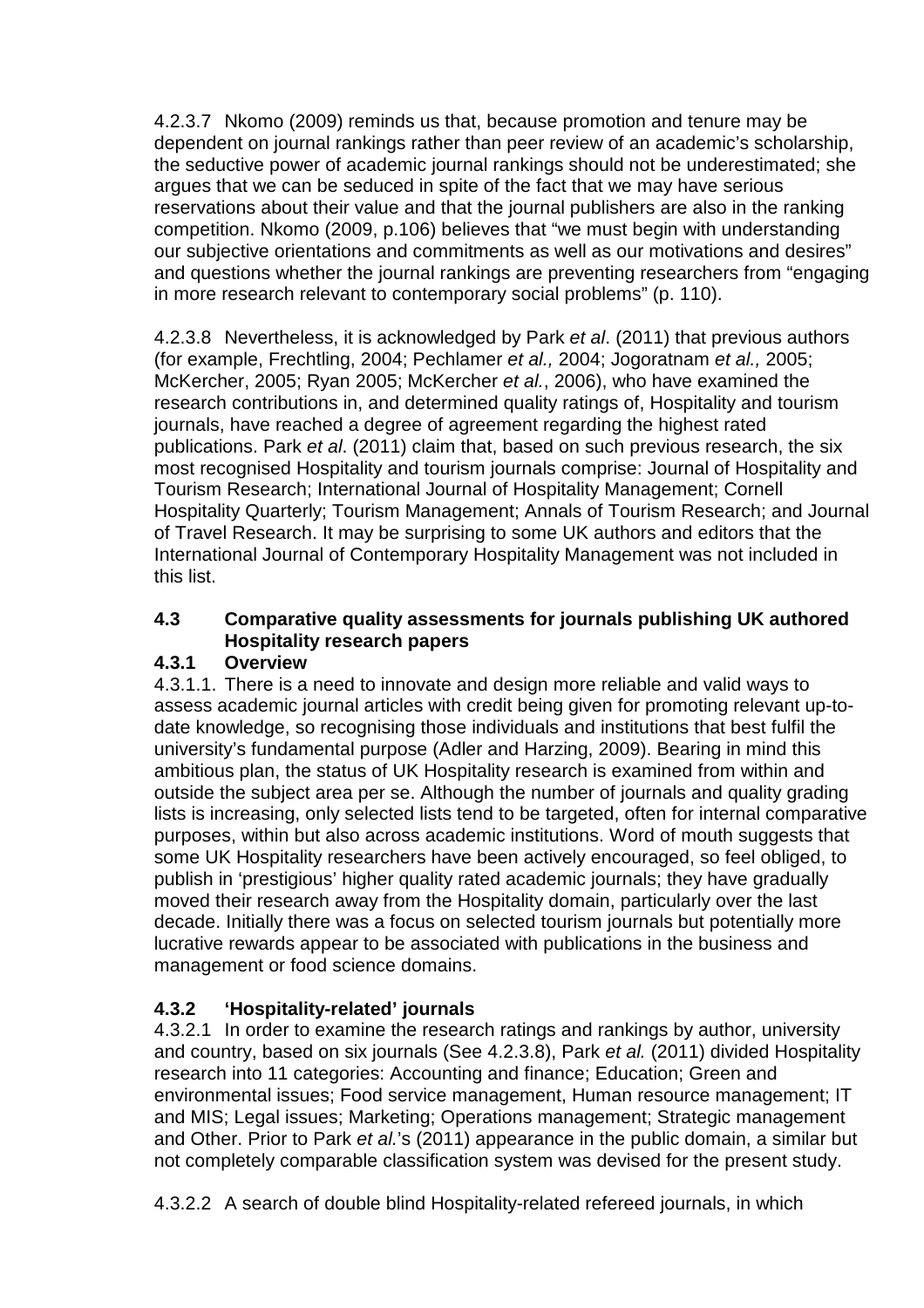4.2.3.7 Nkomo (2009) reminds us that, because promotion and tenure may be dependent on journal rankings rather than peer review of an academic's scholarship, the seductive power of academic journal rankings should not be underestimated; she argues that we can be seduced in spite of the fact that we may have serious reservations about their value and that the journal publishers are also in the ranking competition. Nkomo (2009, p.106) believes that "we must begin with understanding our subjective orientations and commitments as well as our motivations and desires" and questions whether the journal rankings are preventing researchers from "engaging in more research relevant to contemporary social problems" (p. 110).

4.2.3.8 Nevertheless, it is acknowledged by Park *et al*. (2011) that previous authors (for example, Frechtling, 2004; Pechlamer *et al.,* 2004; Jogoratnam *et al.,* 2005; McKercher, 2005; Ryan 2005; McKercher *et al.*, 2006), who have examined the research contributions in, and determined quality ratings of, Hospitality and tourism journals, have reached a degree of agreement regarding the highest rated publications. Park *et al*. (2011) claim that, based on such previous research, the six most recognised Hospitality and tourism journals comprise: Journal of Hospitality and Tourism Research; International Journal of Hospitality Management; Cornell Hospitality Quarterly; Tourism Management; Annals of Tourism Research; and Journal of Travel Research. It may be surprising to some UK authors and editors that the International Journal of Contemporary Hospitality Management was not included in this list.

### 4.3 Comparative quality assessments for journals publishing UK authored Hospitality research papers

#### 4.3.1 Overview

4.3.1.1. There is a need to innovate and design more reliable and valid ways to assess academic journal articles with credit being given for promoting relevant up-to-date knowledge, so recognising those individuals and institutions that best fulfil the university's fundamental purpose (Adler and Harzing, 2009). Bearing in mind this ambitious plan, the status of UK Hospitality research is examined from within and outside the subject area per se. Although the number of journals and quality grading lists is increasing, only selected lists tend to be targeted, often for internal comparative purposes, within but also across academic institutions. Word of mouth suggests that some UK Hospitality researchers have been actively encouraged, so feel obliged, to publish in 'prestigious' higher quality rated academic journals; they have gradually moved their research away from the Hospitality domain, particularly over the last decade. Initially there was a focus on selected tourism journals but potentially more lucrative rewards appear to be associated with publications in the business and management or food science domains.

#### 4.3.2 'Hospitality-related' journals

4.3.2.1 In order to examine the research ratings and rankings by author, university and country, based on six journals (See 4.2.3.8), Park *et al.* (2011) divided Hospitality research into 11 categories: Accounting and finance; Education; Green and environmental issues; Food service management, Human resource management; IT and MIS; Legal issues; Marketing; Operations management; Strategic management and Other. Prior to Park *et al.*'s (2011) appearance in the public domain, a similar but not completely comparable classification system was devised for the present study.

4.3.2.2 A search of double blind Hospitality-related refereed journals, in which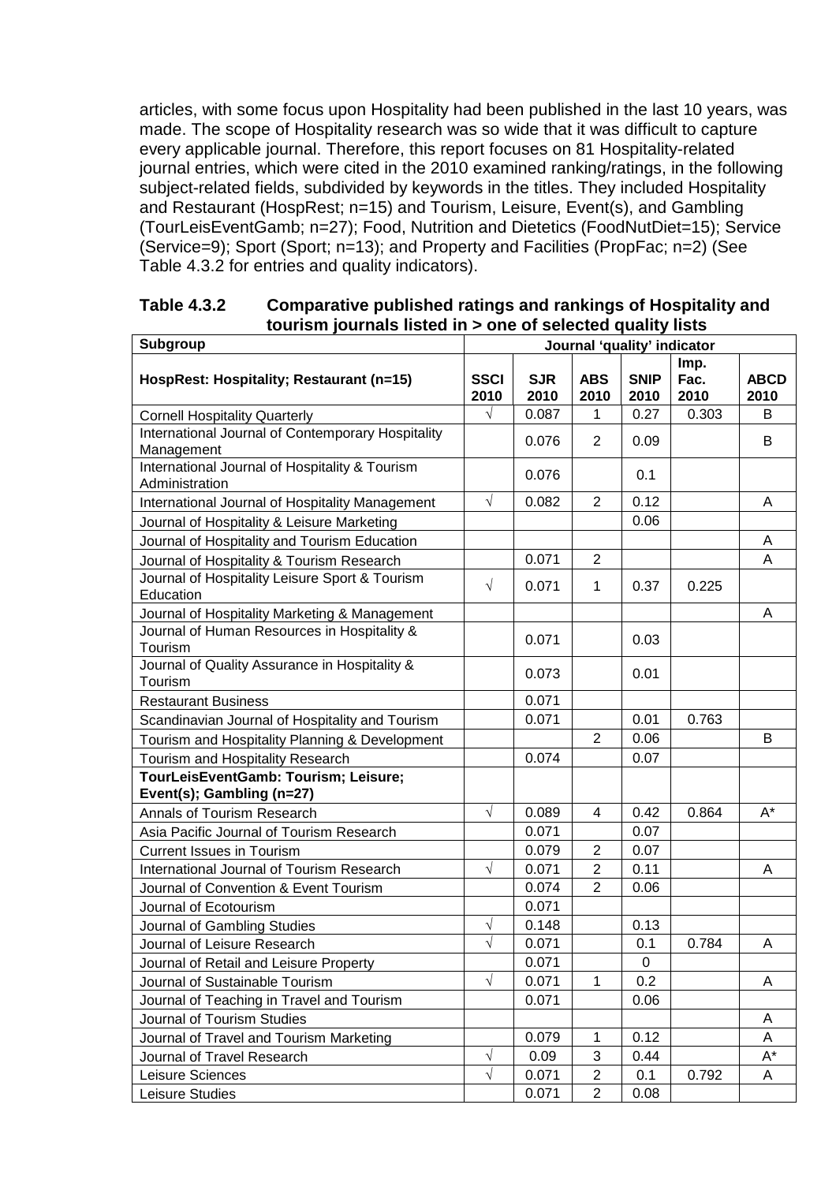articles, with some focus upon Hospitality had been published in the last 10 years, was made. The scope of Hospitality research was so wide that it was difficult to capture every applicable journal. Therefore, this report focuses on 81 Hospitality-related journal entries, which were cited in the 2010 examined ranking/ratings, in the following subject-related fields, subdivided by keywords in the titles. They included Hospitality and Restaurant (HospRest; n=15) and Tourism, Leisure, Event(s), and Gambling (TourLeisEventGamb; n=27); Food, Nutrition and Dietetics (FoodNutDiet=15); Service (Service=9); Sport (Sport; n=13); and Property and Facilities (PropFac; n=2) (See Table 4.3.2 for entries and quality indicators).

**Table 4.3.2 Comparative published ratings and rankings of Hospitality and tourism journals listed in > one of selected quality lists**

| **Subgroup** | **Journal 'quality' indicator** | | | | | |
|---|---|---|---|---|---|---|
| **HospRest: Hospitality; Restaurant (n=15)** | **SSCI 2010** | **SJR 2010** | **ABS 2010** | **SNIP 2010** | **Imp. Fac. 2010** | **ABCD 2010** |
| Cornell Hospitality Quarterly | √ | 0.087 | 1 | 0.27 | 0.303 | B |
| International Journal of Contemporary Hospitality Management | | 0.076 | 2 | 0.09 | | B |
| International Journal of Hospitality & Tourism Administration | | 0.076 | | 0.1 | | |
| International Journal of Hospitality Management | √ | 0.082 | 2 | 0.12 | | A |
| Journal of Hospitality & Leisure Marketing | | | | 0.06 | | |
| Journal of Hospitality and Tourism Education | | | | | | A |
| Journal of Hospitality & Tourism Research | | 0.071 | 2 | | | A |
| Journal of Hospitality Leisure Sport & Tourism Education | √ | 0.071 | 1 | 0.37 | 0.225 | |
| Journal of Hospitality Marketing & Management | | | | | | A |
| Journal of Human Resources in Hospitality & Tourism | | 0.071 | | 0.03 | | |
| Journal of Quality Assurance in Hospitality & Tourism | | 0.073 | | 0.01 | | |
| Restaurant Business | | 0.071 | | | | |
| Scandinavian Journal of Hospitality and Tourism | | 0.071 | | 0.01 | 0.763 | |
| Tourism and Hospitality Planning & Development | | | 2 | 0.06 | | B |
| Tourism and Hospitality Research | | 0.074 | | 0.07 | | |
| **TourLeisEventGamb: Tourism; Leisure; Event(s); Gambling (n=27)** | | | | | | |
| Annals of Tourism Research | √ | 0.089 | 4 | 0.42 | 0.864 | A* |
| Asia Pacific Journal of Tourism Research | | 0.071 | | 0.07 | | |
| Current Issues in Tourism | | 0.079 | 2 | 0.07 | | |
| International Journal of Tourism Research | √ | 0.071 | 2 | 0.11 | | A |
| Journal of Convention & Event Tourism | | 0.074 | 2 | 0.06 | | |
| Journal of Ecotourism | | 0.071 | | | | |
| Journal of Gambling Studies | √ | 0.148 | | 0.13 | | |
| Journal of Leisure Research | √ | 0.071 | | 0.1 | 0.784 | A |
| Journal of Retail and Leisure Property | | 0.071 | | 0 | | |
| Journal of Sustainable Tourism | √ | 0.071 | 1 | 0.2 | | A |
| Journal of Teaching in Travel and Tourism | | 0.071 | | 0.06 | | |
| Journal of Tourism Studies | | | | | | A |
| Journal of Travel and Tourism Marketing | | 0.079 | 1 | 0.12 | | A |
| Journal of Travel Research | √ | 0.09 | 3 | 0.44 | | A* |
| Leisure Sciences | √ | 0.071 | 2 | 0.1 | 0.792 | A |
| Leisure Studies | | 0.071 | 2 | 0.08 | | |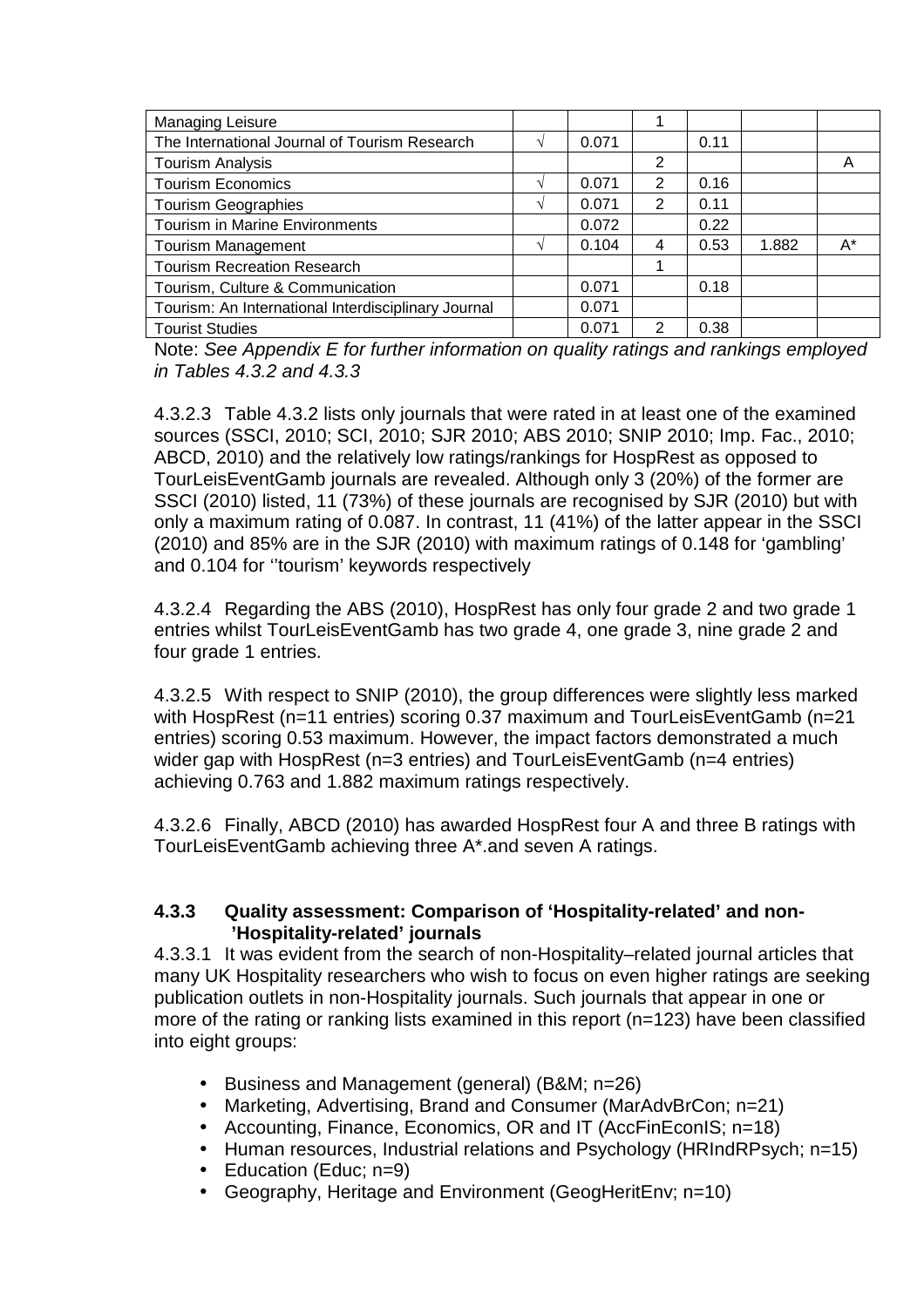| | | | | | | |
|---|---|---|---|---|---|---|
| Managing Leisure | | | 1 | | | |
| The International Journal of Tourism Research | √ | 0.071 | | 0.11 | | |
| Tourism Analysis | | | 2 | | | A |
| Tourism Economics | √ | 0.071 | 2 | 0.16 | | |
| Tourism Geographies | √ | 0.071 | 2 | 0.11 | | |
| Tourism in Marine Environments | | 0.072 | | 0.22 | | |
| Tourism Management | √ | 0.104 | 4 | 0.53 | 1.882 | A* |
| Tourism Recreation Research | | | 1 | | | |
| Tourism, Culture & Communication | | 0.071 | | 0.18 | | |
| Tourism: An International Interdisciplinary Journal | | 0.071 | | | | |
| Tourist Studies | | 0.071 | 2 | 0.38 | | |

Note: *See Appendix E for further information on quality ratings and rankings employed in Tables 4.3.2 and 4.3.3*

4.3.2.3 Table 4.3.2 lists only journals that were rated in at least one of the examined sources (SSCI, 2010; SCI, 2010; SJR 2010; ABS 2010; SNIP 2010; Imp. Fac., 2010; ABCD, 2010) and the relatively low ratings/rankings for HospRest as opposed to TourLeisEventGamb journals are revealed. Although only 3 (20%) of the former are SSCI (2010) listed, 11 (73%) of these journals are recognised by SJR (2010) but with only a maximum rating of 0.087. In contrast, 11 (41%) of the latter appear in the SSCI (2010) and 85% are in the SJR (2010) with maximum ratings of 0.148 for 'gambling' and 0.104 for ''tourism' keywords respectively

4.3.2.4 Regarding the ABS (2010), HospRest has only four grade 2 and two grade 1 entries whilst TourLeisEventGamb has two grade 4, one grade 3, nine grade 2 and four grade 1 entries.

4.3.2.5 With respect to SNIP (2010), the group differences were slightly less marked with HospRest (n=11 entries) scoring 0.37 maximum and TourLeisEventGamb (n=21 entries) scoring 0.53 maximum. However, the impact factors demonstrated a much wider gap with HospRest (n=3 entries) and TourLeisEventGamb (n=4 entries) achieving 0.763 and 1.882 maximum ratings respectively.

4.3.2.6 Finally, ABCD (2010) has awarded HospRest four A and three B ratings with TourLeisEventGamb achieving three A*.and seven A ratings.

### 4.3.3 Quality assessment: Comparison of 'Hospitality-related' and non-'Hospitality-related' journals

4.3.3.1 It was evident from the search of non-Hospitality–related journal articles that many UK Hospitality researchers who wish to focus on even higher ratings are seeking publication outlets in non-Hospitality journals. Such journals that appear in one or more of the rating or ranking lists examined in this report (n=123) have been classified into eight groups:

- Business and Management (general) (B&M; n=26)
- Marketing, Advertising, Brand and Consumer (MarAdvBrCon; n=21)
- Accounting, Finance, Economics, OR and IT (AccFinEconIS; n=18)
- Human resources, Industrial relations and Psychology (HRIndRPsych; n=15)
- Education (Educ; n=9)
- Geography, Heritage and Environment (GeogHeritEnv; n=10)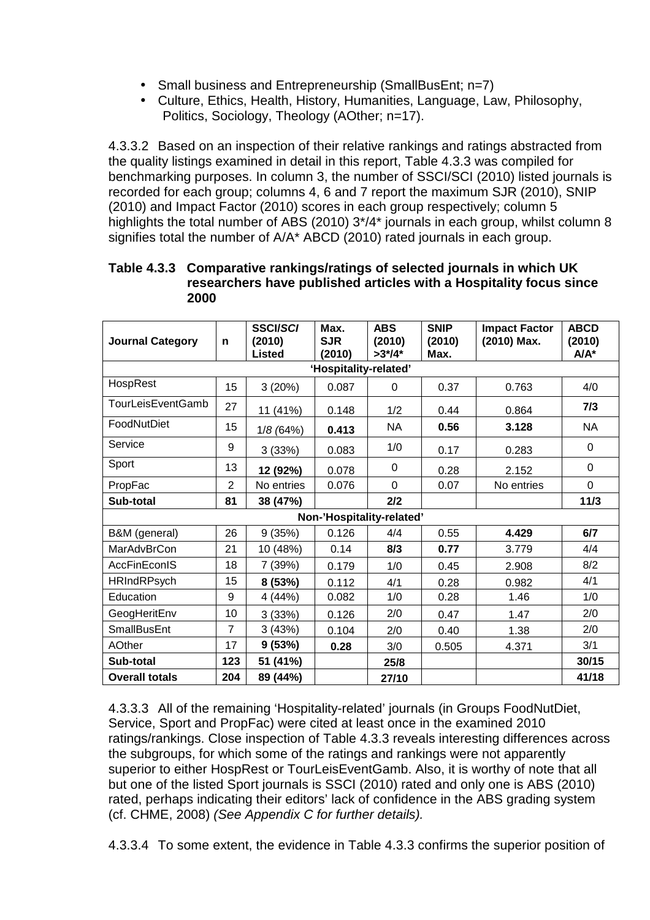- Small business and Entrepreneurship (SmallBusEnt; n=7)
- Culture, Ethics, Health, History, Humanities, Language, Law, Philosophy, Politics, Sociology, Theology (AOther; n=17).

4.3.3.2 Based on an inspection of their relative rankings and ratings abstracted from the quality listings examined in detail in this report, Table 4.3.3 was compiled for benchmarking purposes. In column 3, the number of SSCI/SCI (2010) listed journals is recorded for each group; columns 4, 6 and 7 report the maximum SJR (2010), SNIP (2010) and Impact Factor (2010) scores in each group respectively; column 5 highlights the total number of ABS (2010) 3*/4* journals in each group, whilst column 8 signifies total the number of A/A* ABCD (2010) rated journals in each group.

**Table 4.3.3 Comparative rankings/ratings of selected journals in which UK researchers have published articles with a Hospitality focus since 2000**

| Journal Category | n | SSCI/*SCI* (2010) Listed | Max. SJR (2010) | ABS (2010) >3*/4* | SNIP (2010) Max. | Impact Factor (2010) Max. | ABCD (2010) A/A* |
|---|---|---|---|---|---|---|---|
| 'Hospitality-related' | | | | | | | |
| HospRest | 15 | 3 (20%) | 0.087 | 0 | 0.37 | 0.763 | 4/0 |
| TourLeisEventGamb | 27 | 11 (41%) | 0.148 | 1/2 | 0.44 | 0.864 | **7/3** |
| FoodNutDiet | 15 | 1/*8* (64%) | **0.413** | NA | **0.56** | **3.128** | NA |
| Service | 9 | 3 (33%) | 0.083 | 1/0 | 0.17 | 0.283 | 0 |
| Sport | 13 | **12 (92%)** | 0.078 | 0 | 0.28 | 2.152 | 0 |
| PropFac | 2 | No entries | 0.076 | 0 | 0.07 | No entries | 0 |
| **Sub-total** | **81** | **38 (47%)** | | **2/2** | | | **11/3** |
| Non-'Hospitality-related' | | | | | | | |
| B&M (general) | 26 | 9 (35%) | 0.126 | 4/4 | 0.55 | **4.429** | **6/7** |
| MarAdvBrCon | 21 | 10 (48%) | 0.14 | **8/3** | **0.77** | 3.779 | 4/4 |
| AccFinEconIS | 18 | 7 (39%) | 0.179 | 1/0 | 0.45 | 2.908 | 8/2 |
| HRIndRPsych | 15 | **8 (53%)** | 0.112 | 4/1 | 0.28 | 0.982 | 4/1 |
| Education | 9 | 4 (44%) | 0.082 | 1/0 | 0.28 | 1.46 | 1/0 |
| GeogHeritEnv | 10 | 3 (33%) | 0.126 | 2/0 | 0.47 | 1.47 | 2/0 |
| SmallBusEnt | 7 | 3 (43%) | 0.104 | 2/0 | 0.40 | 1.38 | 2/0 |
| AOther | 17 | **9 (53%)** | **0.28** | 3/0 | 0.505 | 4.371 | 3/1 |
| **Sub-total** | **123** | **51 (41%)** | | **25/8** | | | **30/15** |
| **Overall totals** | **204** | **89 (44%)** | | **27/10** | | | **41/18** |

4.3.3.3 All of the remaining 'Hospitality-related' journals (in Groups FoodNutDiet, Service, Sport and PropFac) were cited at least once in the examined 2010 ratings/rankings. Close inspection of Table 4.3.3 reveals interesting differences across the subgroups, for which some of the ratings and rankings were not apparently superior to either HospRest or TourLeisEventGamb. Also, it is worthy of note that all but one of the listed Sport journals is SSCI (2010) rated and only one is ABS (2010) rated, perhaps indicating their editors' lack of confidence in the ABS grading system (cf. CHME, 2008) *(See Appendix C for further details).*

4.3.3.4 To some extent, the evidence in Table 4.3.3 confirms the superior position of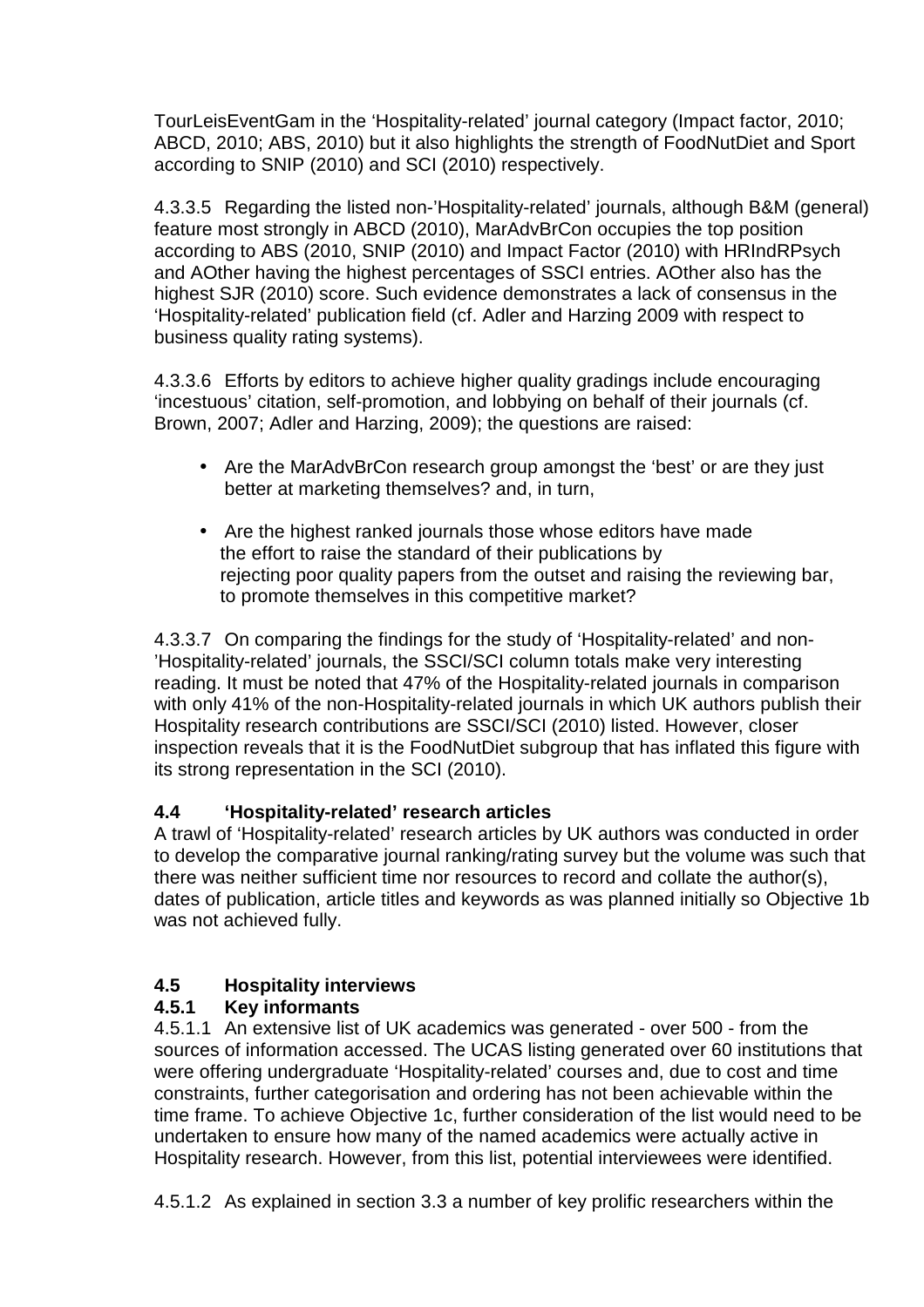TourLeisEventGam in the 'Hospitality-related' journal category (Impact factor, 2010; ABCD, 2010; ABS, 2010) but it also highlights the strength of FoodNutDiet and Sport according to SNIP (2010) and SCI (2010) respectively.

4.3.3.5 Regarding the listed non-'Hospitality-related' journals, although B&M (general) feature most strongly in ABCD (2010), MarAdvBrCon occupies the top position according to ABS (2010, SNIP (2010) and Impact Factor (2010) with HRIndRPsych and AOther having the highest percentages of SSCI entries. AOther also has the highest SJR (2010) score. Such evidence demonstrates a lack of consensus in the 'Hospitality-related' publication field (cf. Adler and Harzing 2009 with respect to business quality rating systems).

4.3.3.6 Efforts by editors to achieve higher quality gradings include encouraging 'incestuous' citation, self-promotion, and lobbying on behalf of their journals (cf. Brown, 2007; Adler and Harzing, 2009); the questions are raised:

- Are the MarAdvBrCon research group amongst the 'best' or are they just better at marketing themselves? and, in turn,
- Are the highest ranked journals those whose editors have made the effort to raise the standard of their publications by rejecting poor quality papers from the outset and raising the reviewing bar, to promote themselves in this competitive market?

4.3.3.7 On comparing the findings for the study of 'Hospitality-related' and non-'Hospitality-related' journals, the SSCI/SCI column totals make very interesting reading. It must be noted that 47% of the Hospitality-related journals in comparison with only 41% of the non-Hospitality-related journals in which UK authors publish their Hospitality research contributions are SSCI/SCI (2010) listed. However, closer inspection reveals that it is the FoodNutDiet subgroup that has inflated this figure with its strong representation in the SCI (2010).

### 4.4 'Hospitality-related' research articles

A trawl of 'Hospitality-related' research articles by UK authors was conducted in order to develop the comparative journal ranking/rating survey but the volume was such that there was neither sufficient time nor resources to record and collate the author(s), dates of publication, article titles and keywords as was planned initially so Objective 1b was not achieved fully.

### 4.5 Hospitality interviews

#### 4.5.1 Key informants

4.5.1.1 An extensive list of UK academics was generated - over 500 - from the sources of information accessed. The UCAS listing generated over 60 institutions that were offering undergraduate 'Hospitality-related' courses and, due to cost and time constraints, further categorisation and ordering has not been achievable within the time frame. To achieve Objective 1c, further consideration of the list would need to be undertaken to ensure how many of the named academics were actually active in Hospitality research. However, from this list, potential interviewees were identified.

4.5.1.2 As explained in section 3.3 a number of key prolific researchers within the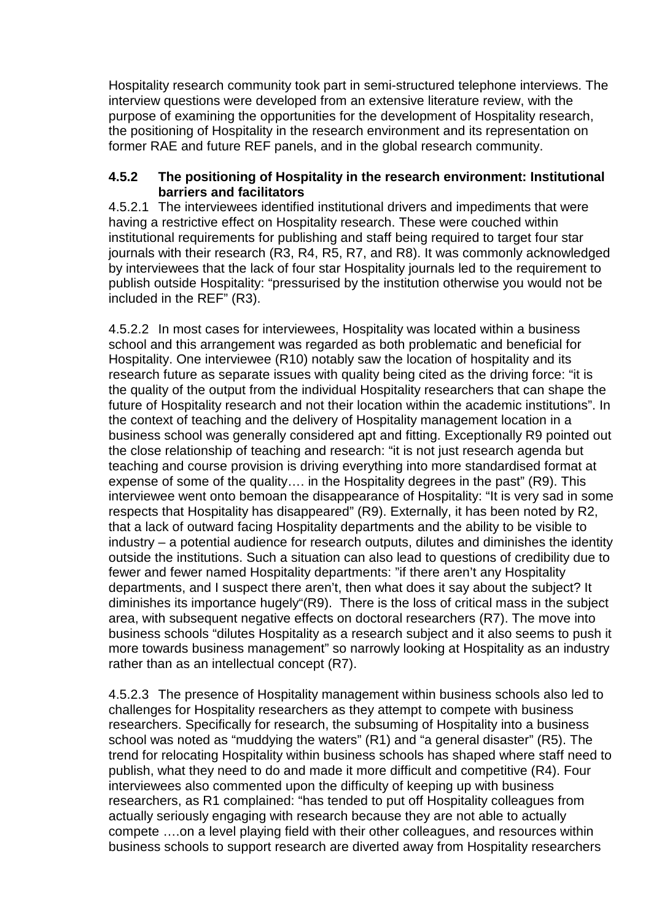Hospitality research community took part in semi-structured telephone interviews. The interview questions were developed from an extensive literature review, with the purpose of examining the opportunities for the development of Hospitality research, the positioning of Hospitality in the research environment and its representation on former RAE and future REF panels, and in the global research community.

#### 4.5.2 The positioning of Hospitality in the research environment: Institutional barriers and facilitators

4.5.2.1 The interviewees identified institutional drivers and impediments that were having a restrictive effect on Hospitality research. These were couched within institutional requirements for publishing and staff being required to target four star journals with their research (R3, R4, R5, R7, and R8). It was commonly acknowledged by interviewees that the lack of four star Hospitality journals led to the requirement to publish outside Hospitality: “pressurised by the institution otherwise you would not be included in the REF” (R3).

4.5.2.2 In most cases for interviewees, Hospitality was located within a business school and this arrangement was regarded as both problematic and beneficial for Hospitality. One interviewee (R10) notably saw the location of hospitality and its research future as separate issues with quality being cited as the driving force: “it is the quality of the output from the individual Hospitality researchers that can shape the future of Hospitality research and not their location within the academic institutions”. In the context of teaching and the delivery of Hospitality management location in a business school was generally considered apt and fitting. Exceptionally R9 pointed out the close relationship of teaching and research: “it is not just research agenda but teaching and course provision is driving everything into more standardised format at expense of some of the quality…. in the Hospitality degrees in the past” (R9). This interviewee went onto bemoan the disappearance of Hospitality: “It is very sad in some respects that Hospitality has disappeared” (R9). Externally, it has been noted by R2, that a lack of outward facing Hospitality departments and the ability to be visible to industry – a potential audience for research outputs, dilutes and diminishes the identity outside the institutions. Such a situation can also lead to questions of credibility due to fewer and fewer named Hospitality departments: ”if there aren’t any Hospitality departments, and I suspect there aren’t, then what does it say about the subject? It diminishes its importance hugely“(R9). There is the loss of critical mass in the subject area, with subsequent negative effects on doctoral researchers (R7). The move into business schools “dilutes Hospitality as a research subject and it also seems to push it more towards business management” so narrowly looking at Hospitality as an industry rather than as an intellectual concept (R7).

4.5.2.3 The presence of Hospitality management within business schools also led to challenges for Hospitality researchers as they attempt to compete with business researchers. Specifically for research, the subsuming of Hospitality into a business school was noted as “muddying the waters” (R1) and “a general disaster” (R5). The trend for relocating Hospitality within business schools has shaped where staff need to publish, what they need to do and made it more difficult and competitive (R4). Four interviewees also commented upon the difficulty of keeping up with business researchers, as R1 complained: “has tended to put off Hospitality colleagues from actually seriously engaging with research because they are not able to actually compete ….on a level playing field with their other colleagues, and resources within business schools to support research are diverted away from Hospitality researchers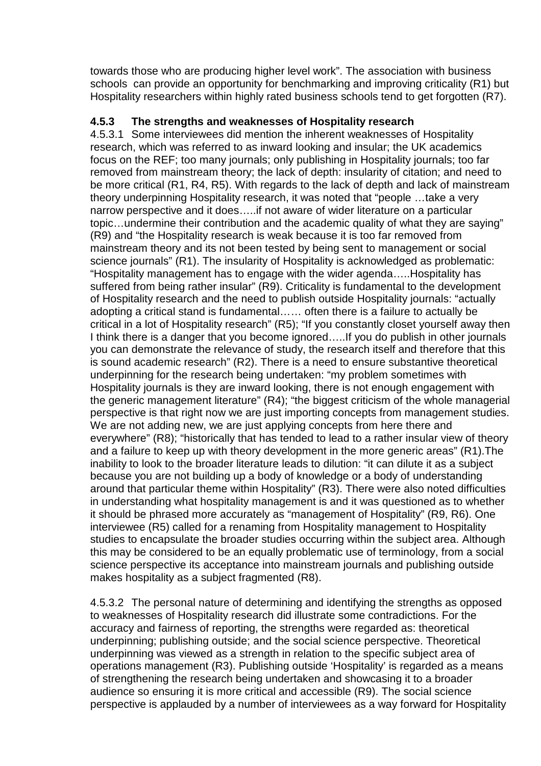towards those who are producing higher level work". The association with business schools can provide an opportunity for benchmarking and improving criticality (R1) but Hospitality researchers within highly rated business schools tend to get forgotten (R7).

### 4.5.3 The strengths and weaknesses of Hospitality research

4.5.3.1 Some interviewees did mention the inherent weaknesses of Hospitality research, which was referred to as inward looking and insular; the UK academics focus on the REF; too many journals; only publishing in Hospitality journals; too far removed from mainstream theory; the lack of depth: insularity of citation; and need to be more critical (R1, R4, R5). With regards to the lack of depth and lack of mainstream theory underpinning Hospitality research, it was noted that "people …take a very narrow perspective and it does…..if not aware of wider literature on a particular topic…undermine their contribution and the academic quality of what they are saying" (R9) and "the Hospitality research is weak because it is too far removed from mainstream theory and its not been tested by being sent to management or social science journals" (R1). The insularity of Hospitality is acknowledged as problematic: "Hospitality management has to engage with the wider agenda…..Hospitality has suffered from being rather insular" (R9). Criticality is fundamental to the development of Hospitality research and the need to publish outside Hospitality journals: "actually adopting a critical stand is fundamental…… often there is a failure to actually be critical in a lot of Hospitality research" (R5); "If you constantly closet yourself away then I think there is a danger that you become ignored…..If you do publish in other journals you can demonstrate the relevance of study, the research itself and therefore that this is sound academic research" (R2). There is a need to ensure substantive theoretical underpinning for the research being undertaken: "my problem sometimes with Hospitality journals is they are inward looking, there is not enough engagement with the generic management literature" (R4); "the biggest criticism of the whole managerial perspective is that right now we are just importing concepts from management studies. We are not adding new, we are just applying concepts from here there and everywhere" (R8); "historically that has tended to lead to a rather insular view of theory and a failure to keep up with theory development in the more generic areas" (R1).The inability to look to the broader literature leads to dilution: "it can dilute it as a subject because you are not building up a body of knowledge or a body of understanding around that particular theme within Hospitality" (R3). There were also noted difficulties in understanding what hospitality management is and it was questioned as to whether it should be phrased more accurately as "management of Hospitality" (R9, R6). One interviewee (R5) called for a renaming from Hospitality management to Hospitality studies to encapsulate the broader studies occurring within the subject area. Although this may be considered to be an equally problematic use of terminology, from a social science perspective its acceptance into mainstream journals and publishing outside makes hospitality as a subject fragmented (R8).

4.5.3.2 The personal nature of determining and identifying the strengths as opposed to weaknesses of Hospitality research did illustrate some contradictions. For the accuracy and fairness of reporting, the strengths were regarded as: theoretical underpinning; publishing outside; and the social science perspective. Theoretical underpinning was viewed as a strength in relation to the specific subject area of operations management (R3). Publishing outside 'Hospitality' is regarded as a means of strengthening the research being undertaken and showcasing it to a broader audience so ensuring it is more critical and accessible (R9). The social science perspective is applauded by a number of interviewees as a way forward for Hospitality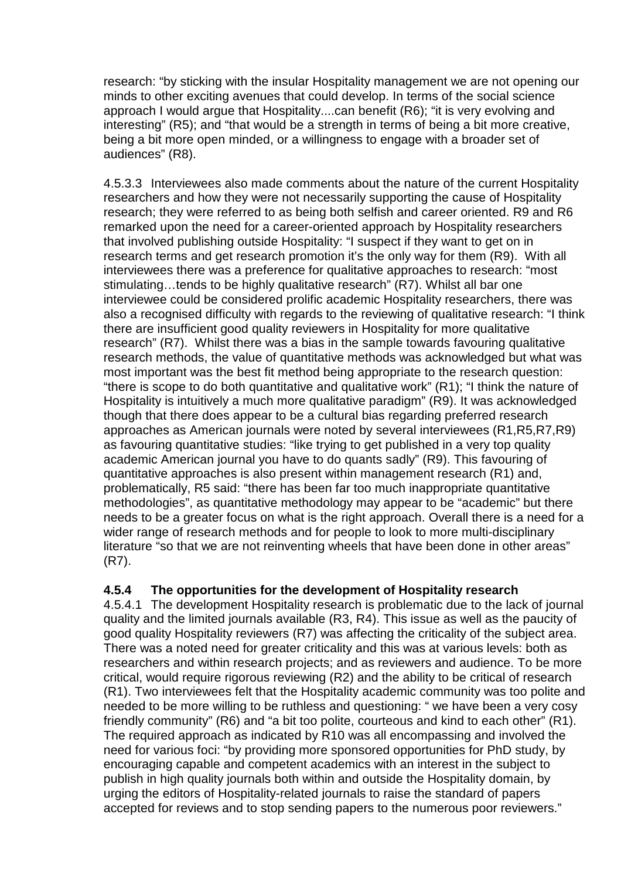research: "by sticking with the insular Hospitality management we are not opening our minds to other exciting avenues that could develop. In terms of the social science approach I would argue that Hospitality....can benefit (R6); "it is very evolving and interesting" (R5); and "that would be a strength in terms of being a bit more creative, being a bit more open minded, or a willingness to engage with a broader set of audiences" (R8).

4.5.3.3 Interviewees also made comments about the nature of the current Hospitality researchers and how they were not necessarily supporting the cause of Hospitality research; they were referred to as being both selfish and career oriented. R9 and R6 remarked upon the need for a career-oriented approach by Hospitality researchers that involved publishing outside Hospitality: "I suspect if they want to get on in research terms and get research promotion it's the only way for them (R9). With all interviewees there was a preference for qualitative approaches to research: "most stimulating…tends to be highly qualitative research" (R7). Whilst all bar one interviewee could be considered prolific academic Hospitality researchers, there was also a recognised difficulty with regards to the reviewing of qualitative research: "I think there are insufficient good quality reviewers in Hospitality for more qualitative research" (R7). Whilst there was a bias in the sample towards favouring qualitative research methods, the value of quantitative methods was acknowledged but what was most important was the best fit method being appropriate to the research question: "there is scope to do both quantitative and qualitative work" (R1); "I think the nature of Hospitality is intuitively a much more qualitative paradigm" (R9). It was acknowledged though that there does appear to be a cultural bias regarding preferred research approaches as American journals were noted by several interviewees (R1,R5,R7,R9) as favouring quantitative studies: "like trying to get published in a very top quality academic American journal you have to do quants sadly" (R9). This favouring of quantitative approaches is also present within management research (R1) and, problematically, R5 said: "there has been far too much inappropriate quantitative methodologies", as quantitative methodology may appear to be "academic" but there needs to be a greater focus on what is the right approach. Overall there is a need for a wider range of research methods and for people to look to more multi-disciplinary literature "so that we are not reinventing wheels that have been done in other areas" (R7).

### 4.5.4 The opportunities for the development of Hospitality research

4.5.4.1 The development Hospitality research is problematic due to the lack of journal quality and the limited journals available (R3, R4). This issue as well as the paucity of good quality Hospitality reviewers (R7) was affecting the criticality of the subject area. There was a noted need for greater criticality and this was at various levels: both as researchers and within research projects; and as reviewers and audience. To be more critical, would require rigorous reviewing (R2) and the ability to be critical of research (R1). Two interviewees felt that the Hospitality academic community was too polite and needed to be more willing to be ruthless and questioning: " we have been a very cosy friendly community" (R6) and "a bit too polite, courteous and kind to each other" (R1). The required approach as indicated by R10 was all encompassing and involved the need for various foci: "by providing more sponsored opportunities for PhD study, by encouraging capable and competent academics with an interest in the subject to publish in high quality journals both within and outside the Hospitality domain, by urging the editors of Hospitality-related journals to raise the standard of papers accepted for reviews and to stop sending papers to the numerous poor reviewers."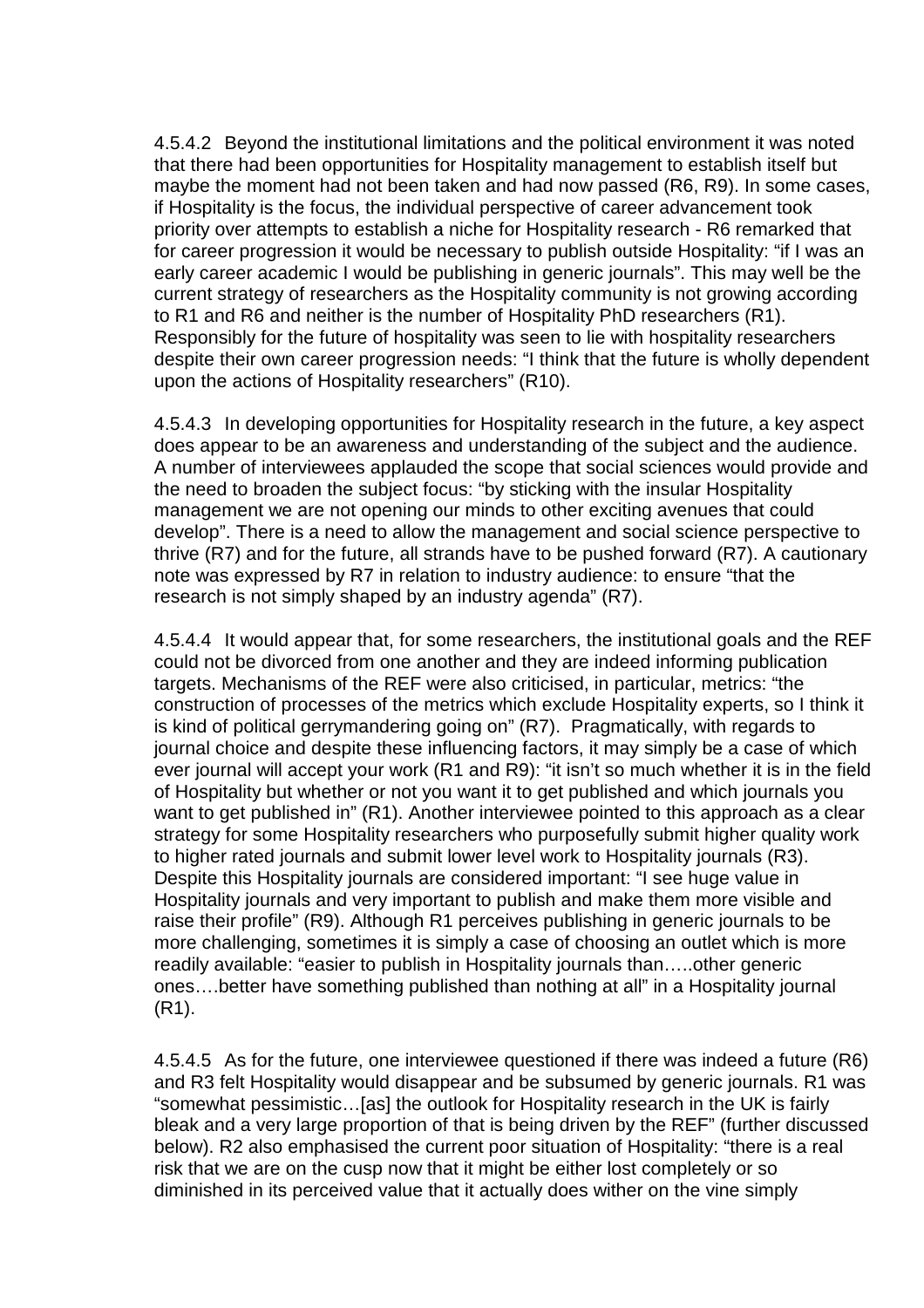4.5.4.2 Beyond the institutional limitations and the political environment it was noted that there had been opportunities for Hospitality management to establish itself but maybe the moment had not been taken and had now passed (R6, R9). In some cases, if Hospitality is the focus, the individual perspective of career advancement took priority over attempts to establish a niche for Hospitality research - R6 remarked that for career progression it would be necessary to publish outside Hospitality: "if I was an early career academic I would be publishing in generic journals". This may well be the current strategy of researchers as the Hospitality community is not growing according to R1 and R6 and neither is the number of Hospitality PhD researchers (R1). Responsibly for the future of hospitality was seen to lie with hospitality researchers despite their own career progression needs: "I think that the future is wholly dependent upon the actions of Hospitality researchers" (R10).

4.5.4.3 In developing opportunities for Hospitality research in the future, a key aspect does appear to be an awareness and understanding of the subject and the audience. A number of interviewees applauded the scope that social sciences would provide and the need to broaden the subject focus: "by sticking with the insular Hospitality management we are not opening our minds to other exciting avenues that could develop". There is a need to allow the management and social science perspective to thrive (R7) and for the future, all strands have to be pushed forward (R7). A cautionary note was expressed by R7 in relation to industry audience: to ensure "that the research is not simply shaped by an industry agenda" (R7).

4.5.4.4 It would appear that, for some researchers, the institutional goals and the REF could not be divorced from one another and they are indeed informing publication targets. Mechanisms of the REF were also criticised, in particular, metrics: "the construction of processes of the metrics which exclude Hospitality experts, so I think it is kind of political gerrymandering going on" (R7). Pragmatically, with regards to journal choice and despite these influencing factors, it may simply be a case of which ever journal will accept your work (R1 and R9): "it isn't so much whether it is in the field of Hospitality but whether or not you want it to get published and which journals you want to get published in" (R1). Another interviewee pointed to this approach as a clear strategy for some Hospitality researchers who purposefully submit higher quality work to higher rated journals and submit lower level work to Hospitality journals (R3). Despite this Hospitality journals are considered important: "I see huge value in Hospitality journals and very important to publish and make them more visible and raise their profile" (R9). Although R1 perceives publishing in generic journals to be more challenging, sometimes it is simply a case of choosing an outlet which is more readily available: "easier to publish in Hospitality journals than…..other generic ones….better have something published than nothing at all" in a Hospitality journal (R1).

4.5.4.5 As for the future, one interviewee questioned if there was indeed a future (R6) and R3 felt Hospitality would disappear and be subsumed by generic journals. R1 was "somewhat pessimistic…[as] the outlook for Hospitality research in the UK is fairly bleak and a very large proportion of that is being driven by the REF" (further discussed below). R2 also emphasised the current poor situation of Hospitality: "there is a real risk that we are on the cusp now that it might be either lost completely or so diminished in its perceived value that it actually does wither on the vine simply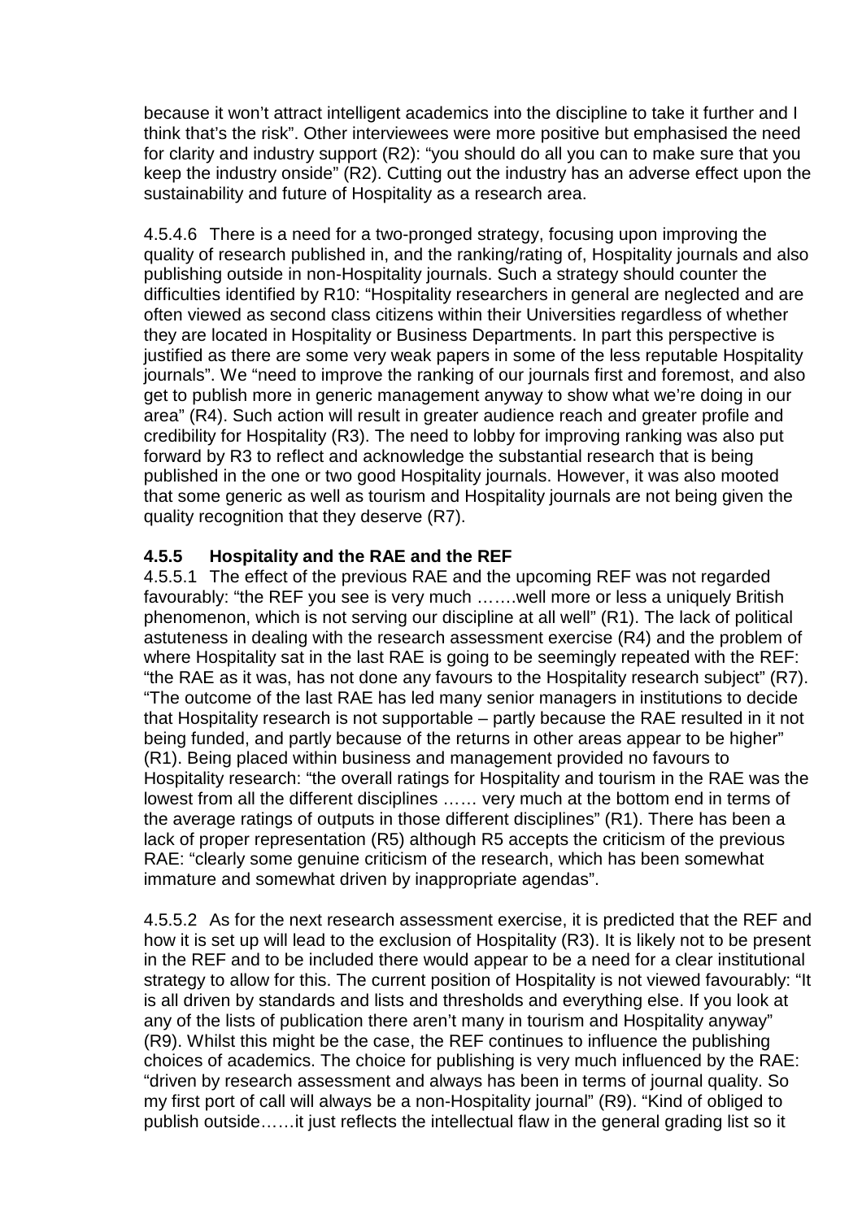because it won't attract intelligent academics into the discipline to take it further and I think that's the risk". Other interviewees were more positive but emphasised the need for clarity and industry support (R2): "you should do all you can to make sure that you keep the industry onside" (R2). Cutting out the industry has an adverse effect upon the sustainability and future of Hospitality as a research area.

4.5.4.6 There is a need for a two-pronged strategy, focusing upon improving the quality of research published in, and the ranking/rating of, Hospitality journals and also publishing outside in non-Hospitality journals. Such a strategy should counter the difficulties identified by R10: "Hospitality researchers in general are neglected and are often viewed as second class citizens within their Universities regardless of whether they are located in Hospitality or Business Departments. In part this perspective is justified as there are some very weak papers in some of the less reputable Hospitality journals". We "need to improve the ranking of our journals first and foremost, and also get to publish more in generic management anyway to show what we're doing in our area" (R4). Such action will result in greater audience reach and greater profile and credibility for Hospitality (R3). The need to lobby for improving ranking was also put forward by R3 to reflect and acknowledge the substantial research that is being published in the one or two good Hospitality journals. However, it was also mooted that some generic as well as tourism and Hospitality journals are not being given the quality recognition that they deserve (R7).

### 4.5.5 Hospitality and the RAE and the REF

4.5.5.1 The effect of the previous RAE and the upcoming REF was not regarded favourably: "the REF you see is very much …….well more or less a uniquely British phenomenon, which is not serving our discipline at all well" (R1). The lack of political astuteness in dealing with the research assessment exercise (R4) and the problem of where Hospitality sat in the last RAE is going to be seemingly repeated with the REF: "the RAE as it was, has not done any favours to the Hospitality research subject" (R7). "The outcome of the last RAE has led many senior managers in institutions to decide that Hospitality research is not supportable – partly because the RAE resulted in it not being funded, and partly because of the returns in other areas appear to be higher" (R1). Being placed within business and management provided no favours to Hospitality research: "the overall ratings for Hospitality and tourism in the RAE was the lowest from all the different disciplines …… very much at the bottom end in terms of the average ratings of outputs in those different disciplines" (R1). There has been a lack of proper representation (R5) although R5 accepts the criticism of the previous RAE: "clearly some genuine criticism of the research, which has been somewhat immature and somewhat driven by inappropriate agendas".

4.5.5.2 As for the next research assessment exercise, it is predicted that the REF and how it is set up will lead to the exclusion of Hospitality (R3). It is likely not to be present in the REF and to be included there would appear to be a need for a clear institutional strategy to allow for this. The current position of Hospitality is not viewed favourably: "It is all driven by standards and lists and thresholds and everything else. If you look at any of the lists of publication there aren't many in tourism and Hospitality anyway" (R9). Whilst this might be the case, the REF continues to influence the publishing choices of academics. The choice for publishing is very much influenced by the RAE: "driven by research assessment and always has been in terms of journal quality. So my first port of call will always be a non-Hospitality journal" (R9). "Kind of obliged to publish outside……it just reflects the intellectual flaw in the general grading list so it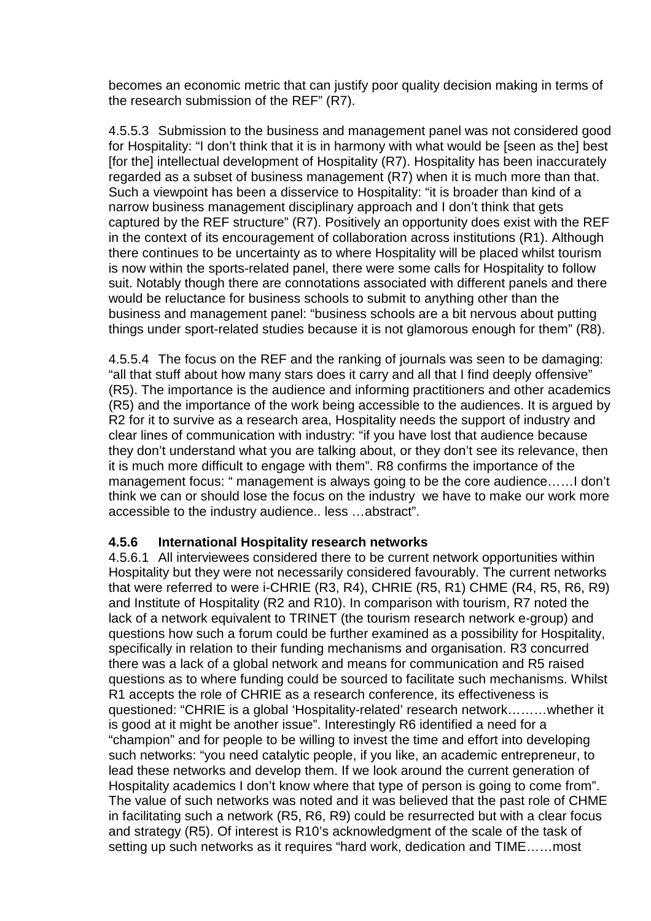becomes an economic metric that can justify poor quality decision making in terms of the research submission of the REF" (R7).

4.5.5.3 Submission to the business and management panel was not considered good for Hospitality: "I don't think that it is in harmony with what would be [seen as the] best [for the] intellectual development of Hospitality (R7). Hospitality has been inaccurately regarded as a subset of business management (R7) when it is much more than that. Such a viewpoint has been a disservice to Hospitality: "it is broader than kind of a narrow business management disciplinary approach and I don't think that gets captured by the REF structure" (R7). Positively an opportunity does exist with the REF in the context of its encouragement of collaboration across institutions (R1). Although there continues to be uncertainty as to where Hospitality will be placed whilst tourism is now within the sports-related panel, there were some calls for Hospitality to follow suit. Notably though there are connotations associated with different panels and there would be reluctance for business schools to submit to anything other than the business and management panel: "business schools are a bit nervous about putting things under sport-related studies because it is not glamorous enough for them" (R8).

4.5.5.4 The focus on the REF and the ranking of journals was seen to be damaging: "all that stuff about how many stars does it carry and all that I find deeply offensive" (R5). The importance is the audience and informing practitioners and other academics (R5) and the importance of the work being accessible to the audiences. It is argued by R2 for it to survive as a research area, Hospitality needs the support of industry and clear lines of communication with industry: "if you have lost that audience because they don't understand what you are talking about, or they don't see its relevance, then it is much more difficult to engage with them". R8 confirms the importance of the management focus: " management is always going to be the core audience……I don't think we can or should lose the focus on the industry  we have to make our work more accessible to the industry audience.. less …abstract".

### 4.5.6 International Hospitality research networks

4.5.6.1 All interviewees considered there to be current network opportunities within Hospitality but they were not necessarily considered favourably. The current networks that were referred to were i-CHRIE (R3, R4), CHRIE (R5, R1) CHME (R4, R5, R6, R9) and Institute of Hospitality (R2 and R10). In comparison with tourism, R7 noted the lack of a network equivalent to TRINET (the tourism research network e-group) and questions how such a forum could be further examined as a possibility for Hospitality, specifically in relation to their funding mechanisms and organisation. R3 concurred there was a lack of a global network and means for communication and R5 raised questions as to where funding could be sourced to facilitate such mechanisms. Whilst R1 accepts the role of CHRIE as a research conference, its effectiveness is questioned: "CHRIE is a global 'Hospitality-related' research network………whether it is good at it might be another issue". Interestingly R6 identified a need for a "champion" and for people to be willing to invest the time and effort into developing such networks: "you need catalytic people, if you like, an academic entrepreneur, to lead these networks and develop them. If we look around the current generation of Hospitality academics I don't know where that type of person is going to come from". The value of such networks was noted and it was believed that the past role of CHME in facilitating such a network (R5, R6, R9) could be resurrected but with a clear focus and strategy (R5). Of interest is R10's acknowledgment of the scale of the task of setting up such networks as it requires "hard work, dedication and TIME……most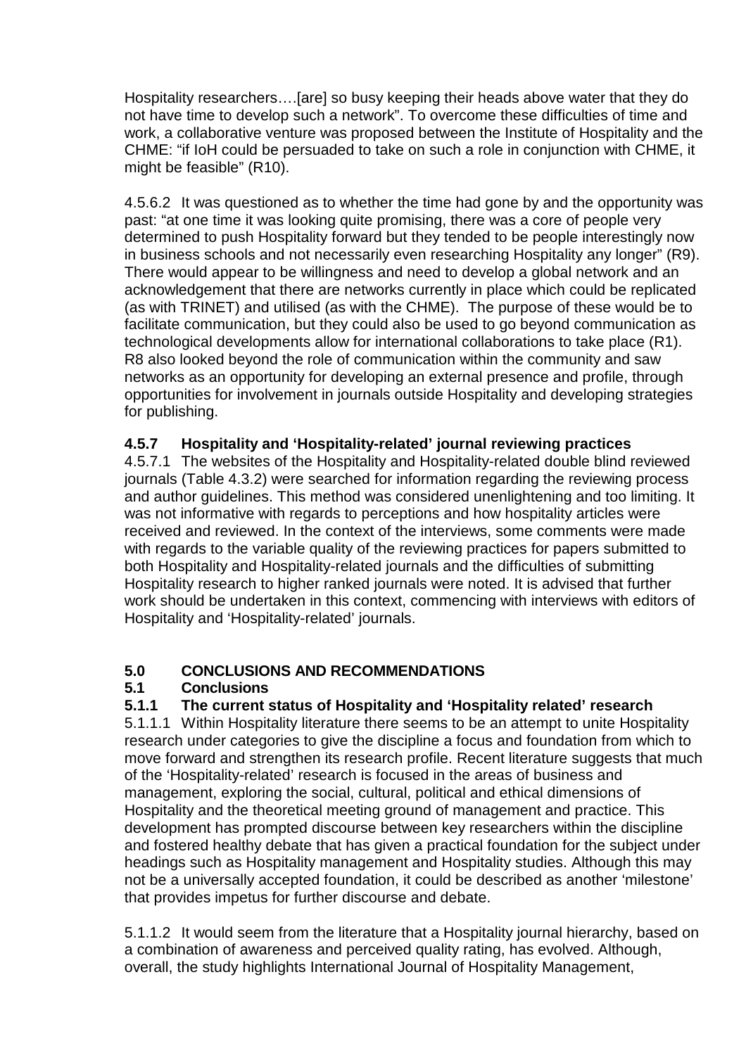Hospitality researchers….[are] so busy keeping their heads above water that they do not have time to develop such a network". To overcome these difficulties of time and work, a collaborative venture was proposed between the Institute of Hospitality and the CHME: "if IoH could be persuaded to take on such a role in conjunction with CHME, it might be feasible" (R10).

4.5.6.2 It was questioned as to whether the time had gone by and the opportunity was past: "at one time it was looking quite promising, there was a core of people very determined to push Hospitality forward but they tended to be people interestingly now in business schools and not necessarily even researching Hospitality any longer" (R9). There would appear to be willingness and need to develop a global network and an acknowledgement that there are networks currently in place which could be replicated (as with TRINET) and utilised (as with the CHME). The purpose of these would be to facilitate communication, but they could also be used to go beyond communication as technological developments allow for international collaborations to take place (R1). R8 also looked beyond the role of communication within the community and saw networks as an opportunity for developing an external presence and profile, through opportunities for involvement in journals outside Hospitality and developing strategies for publishing.

#### 4.5.7 Hospitality and 'Hospitality-related' journal reviewing practices

4.5.7.1 The websites of the Hospitality and Hospitality-related double blind reviewed journals (Table 4.3.2) were searched for information regarding the reviewing process and author guidelines. This method was considered unenlightening and too limiting. It was not informative with regards to perceptions and how hospitality articles were received and reviewed. In the context of the interviews, some comments were made with regards to the variable quality of the reviewing practices for papers submitted to both Hospitality and Hospitality-related journals and the difficulties of submitting Hospitality research to higher ranked journals were noted. It is advised that further work should be undertaken in this context, commencing with interviews with editors of Hospitality and 'Hospitality-related' journals.

## 5.0 CONCLUSIONS AND RECOMMENDATIONS

### 5.1 Conclusions

#### 5.1.1 The current status of Hospitality and 'Hospitality related' research

5.1.1.1 Within Hospitality literature there seems to be an attempt to unite Hospitality research under categories to give the discipline a focus and foundation from which to move forward and strengthen its research profile. Recent literature suggests that much of the 'Hospitality-related' research is focused in the areas of business and management, exploring the social, cultural, political and ethical dimensions of Hospitality and the theoretical meeting ground of management and practice. This development has prompted discourse between key researchers within the discipline and fostered healthy debate that has given a practical foundation for the subject under headings such as Hospitality management and Hospitality studies. Although this may not be a universally accepted foundation, it could be described as another 'milestone' that provides impetus for further discourse and debate.

5.1.1.2 It would seem from the literature that a Hospitality journal hierarchy, based on a combination of awareness and perceived quality rating, has evolved. Although, overall, the study highlights International Journal of Hospitality Management,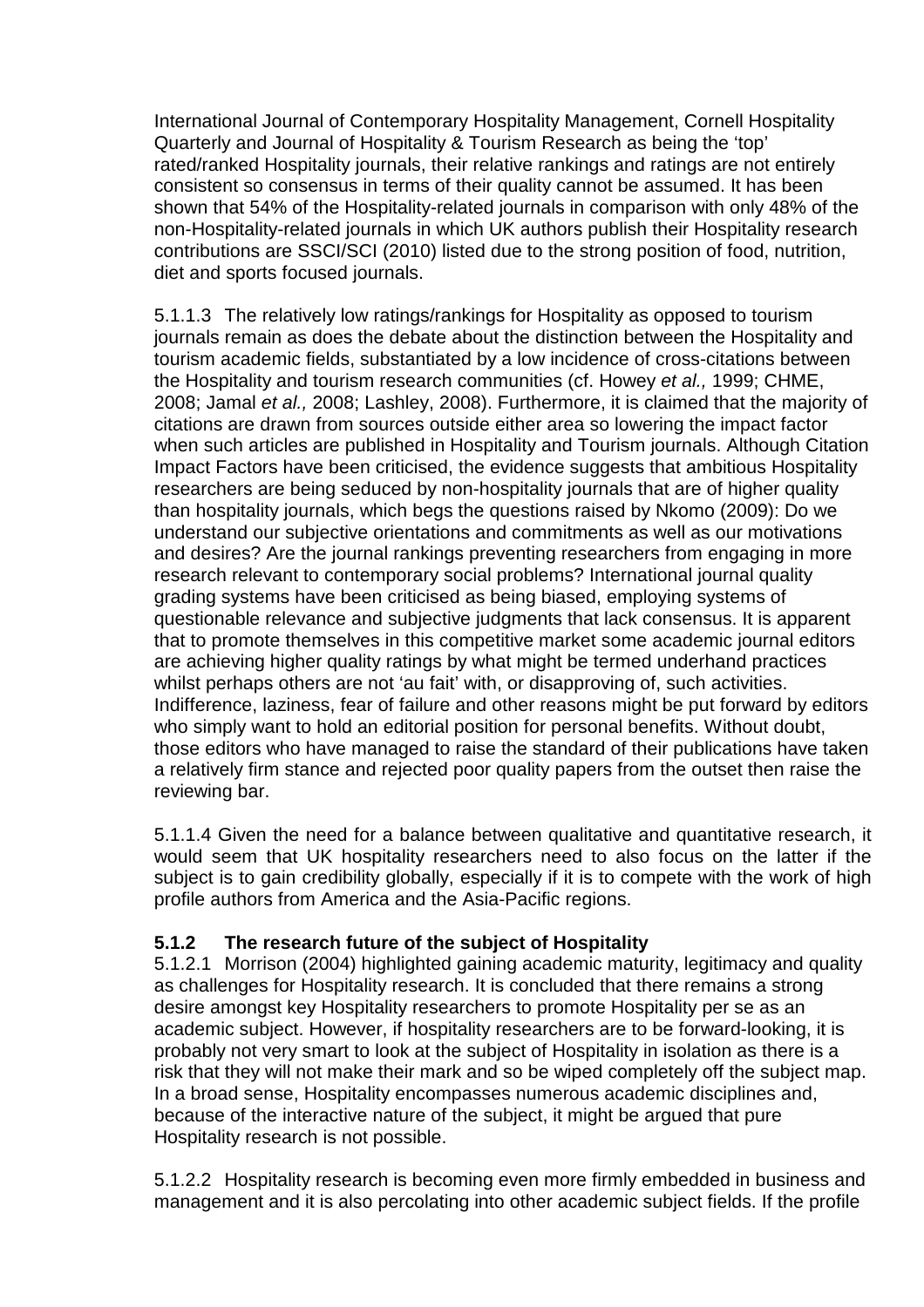International Journal of Contemporary Hospitality Management, Cornell Hospitality Quarterly and Journal of Hospitality & Tourism Research as being the ‘top’ rated/ranked Hospitality journals, their relative rankings and ratings are not entirely consistent so consensus in terms of their quality cannot be assumed. It has been shown that 54% of the Hospitality-related journals in comparison with only 48% of the non-Hospitality-related journals in which UK authors publish their Hospitality research contributions are SSCI/SCI (2010) listed due to the strong position of food, nutrition, diet and sports focused journals.

5.1.1.3 The relatively low ratings/rankings for Hospitality as opposed to tourism journals remain as does the debate about the distinction between the Hospitality and tourism academic fields, substantiated by a low incidence of cross-citations between the Hospitality and tourism research communities (cf. Howey *et al.,* 1999; CHME, 2008; Jamal *et al.,* 2008; Lashley, 2008). Furthermore, it is claimed that the majority of citations are drawn from sources outside either area so lowering the impact factor when such articles are published in Hospitality and Tourism journals. Although Citation Impact Factors have been criticised, the evidence suggests that ambitious Hospitality researchers are being seduced by non-hospitality journals that are of higher quality than hospitality journals, which begs the questions raised by Nkomo (2009): Do we understand our subjective orientations and commitments as well as our motivations and desires? Are the journal rankings preventing researchers from engaging in more research relevant to contemporary social problems? International journal quality grading systems have been criticised as being biased, employing systems of questionable relevance and subjective judgments that lack consensus. It is apparent that to promote themselves in this competitive market some academic journal editors are achieving higher quality ratings by what might be termed underhand practices whilst perhaps others are not ‘au fait’ with, or disapproving of, such activities. Indifference, laziness, fear of failure and other reasons might be put forward by editors who simply want to hold an editorial position for personal benefits. Without doubt, those editors who have managed to raise the standard of their publications have taken a relatively firm stance and rejected poor quality papers from the outset then raise the reviewing bar.

5.1.1.4 Given the need for a balance between qualitative and quantitative research, it would seem that UK hospitality researchers need to also focus on the latter if the subject is to gain credibility globally, especially if it is to compete with the work of high profile authors from America and the Asia-Pacific regions.

### 5.1.2 The research future of the subject of Hospitality

5.1.2.1 Morrison (2004) highlighted gaining academic maturity, legitimacy and quality as challenges for Hospitality research. It is concluded that there remains a strong desire amongst key Hospitality researchers to promote Hospitality per se as an academic subject. However, if hospitality researchers are to be forward-looking, it is probably not very smart to look at the subject of Hospitality in isolation as there is a risk that they will not make their mark and so be wiped completely off the subject map. In a broad sense, Hospitality encompasses numerous academic disciplines and, because of the interactive nature of the subject, it might be argued that pure Hospitality research is not possible.

5.1.2.2 Hospitality research is becoming even more firmly embedded in business and management and it is also percolating into other academic subject fields. If the profile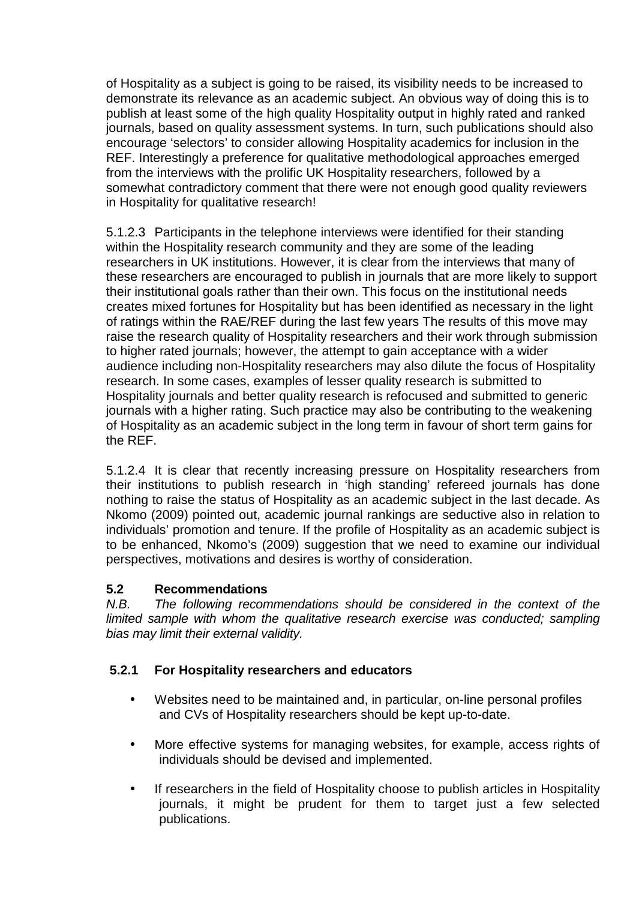of Hospitality as a subject is going to be raised, its visibility needs to be increased to demonstrate its relevance as an academic subject. An obvious way of doing this is to publish at least some of the high quality Hospitality output in highly rated and ranked journals, based on quality assessment systems. In turn, such publications should also encourage 'selectors' to consider allowing Hospitality academics for inclusion in the REF. Interestingly a preference for qualitative methodological approaches emerged from the interviews with the prolific UK Hospitality researchers, followed by a somewhat contradictory comment that there were not enough good quality reviewers in Hospitality for qualitative research!

5.1.2.3 Participants in the telephone interviews were identified for their standing within the Hospitality research community and they are some of the leading researchers in UK institutions. However, it is clear from the interviews that many of these researchers are encouraged to publish in journals that are more likely to support their institutional goals rather than their own. This focus on the institutional needs creates mixed fortunes for Hospitality but has been identified as necessary in the light of ratings within the RAE/REF during the last few years The results of this move may raise the research quality of Hospitality researchers and their work through submission to higher rated journals; however, the attempt to gain acceptance with a wider audience including non-Hospitality researchers may also dilute the focus of Hospitality research. In some cases, examples of lesser quality research is submitted to Hospitality journals and better quality research is refocused and submitted to generic journals with a higher rating. Such practice may also be contributing to the weakening of Hospitality as an academic subject in the long term in favour of short term gains for the REF.

5.1.2.4 It is clear that recently increasing pressure on Hospitality researchers from their institutions to publish research in 'high standing' refereed journals has done nothing to raise the status of Hospitality as an academic subject in the last decade. As Nkomo (2009) pointed out, academic journal rankings are seductive also in relation to individuals' promotion and tenure. If the profile of Hospitality as an academic subject is to be enhanced, Nkomo's (2009) suggestion that we need to examine our individual perspectives, motivations and desires is worthy of consideration.

## 5.2 Recommendations

*N.B. The following recommendations should be considered in the context of the limited sample with whom the qualitative research exercise was conducted; sampling bias may limit their external validity.*

### 5.2.1 For Hospitality researchers and educators

- Websites need to be maintained and, in particular, on-line personal profiles and CVs of Hospitality researchers should be kept up-to-date.
- More effective systems for managing websites, for example, access rights of individuals should be devised and implemented.
- If researchers in the field of Hospitality choose to publish articles in Hospitality journals, it might be prudent for them to target just a few selected publications.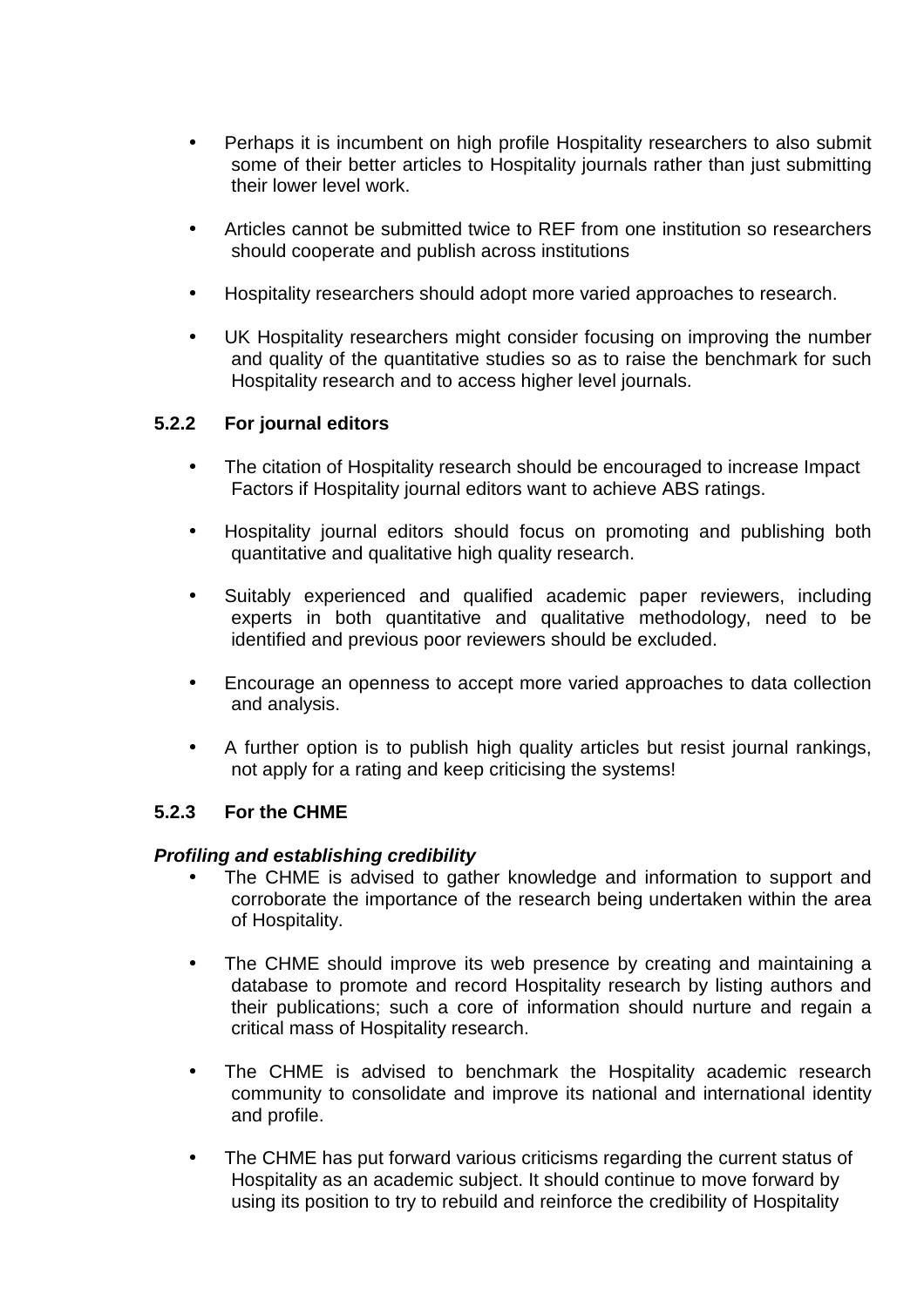- Perhaps it is incumbent on high profile Hospitality researchers to also submit some of their better articles to Hospitality journals rather than just submitting their lower level work.

- Articles cannot be submitted twice to REF from one institution so researchers should cooperate and publish across institutions

- Hospitality researchers should adopt more varied approaches to research.

- UK Hospitality researchers might consider focusing on improving the number and quality of the quantitative studies so as to raise the benchmark for such Hospitality research and to access higher level journals.

### 5.2.2 For journal editors

- The citation of Hospitality research should be encouraged to increase Impact Factors if Hospitality journal editors want to achieve ABS ratings.

- Hospitality journal editors should focus on promoting and publishing both quantitative and qualitative high quality research.

- Suitably experienced and qualified academic paper reviewers, including experts in both quantitative and qualitative methodology, need to be identified and previous poor reviewers should be excluded.

- Encourage an openness to accept more varied approaches to data collection and analysis.

- A further option is to publish high quality articles but resist journal rankings, not apply for a rating and keep criticising the systems!

### 5.2.3 For the CHME

***Profiling and establishing credibility***

- The CHME is advised to gather knowledge and information to support and corroborate the importance of the research being undertaken within the area of Hospitality.

- The CHME should improve its web presence by creating and maintaining a database to promote and record Hospitality research by listing authors and their publications; such a core of information should nurture and regain a critical mass of Hospitality research.

- The CHME is advised to benchmark the Hospitality academic research community to consolidate and improve its national and international identity and profile.

- The CHME has put forward various criticisms regarding the current status of Hospitality as an academic subject. It should continue to move forward by using its position to try to rebuild and reinforce the credibility of Hospitality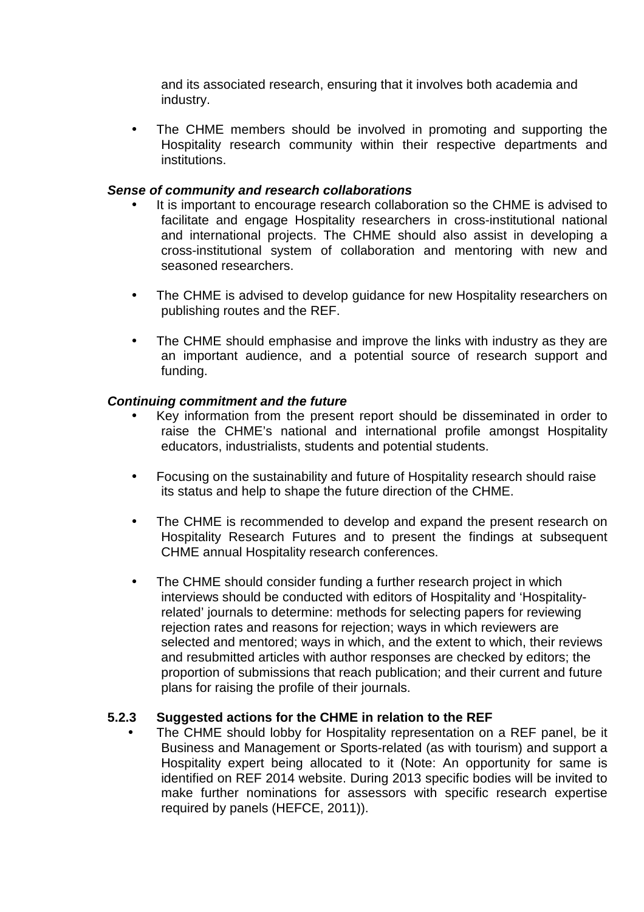and its associated research, ensuring that it involves both academia and industry.

- The CHME members should be involved in promoting and supporting the Hospitality research community within their respective departments and institutions.

***Sense of community and research collaborations***

- It is important to encourage research collaboration so the CHME is advised to facilitate and engage Hospitality researchers in cross-institutional national and international projects. The CHME should also assist in developing a cross-institutional system of collaboration and mentoring with new and seasoned researchers.

- The CHME is advised to develop guidance for new Hospitality researchers on publishing routes and the REF.

- The CHME should emphasise and improve the links with industry as they are an important audience, and a potential source of research support and funding.

***Continuing commitment and the future***

- Key information from the present report should be disseminated in order to raise the CHME's national and international profile amongst Hospitality educators, industrialists, students and potential students.

- Focusing on the sustainability and future of Hospitality research should raise its status and help to shape the future direction of the CHME.

- The CHME is recommended to develop and expand the present research on Hospitality Research Futures and to present the findings at subsequent CHME annual Hospitality research conferences.

- The CHME should consider funding a further research project in which interviews should be conducted with editors of Hospitality and 'Hospitality-related' journals to determine: methods for selecting papers for reviewing rejection rates and reasons for rejection; ways in which reviewers are selected and mentored; ways in which, and the extent to which, their reviews and resubmitted articles with author responses are checked by editors; the proportion of submissions that reach publication; and their current and future plans for raising the profile of their journals.

#### 5.2.3 Suggested actions for the CHME in relation to the REF

- The CHME should lobby for Hospitality representation on a REF panel, be it Business and Management or Sports-related (as with tourism) and support a Hospitality expert being allocated to it (Note: An opportunity for same is identified on REF 2014 website. During 2013 specific bodies will be invited to make further nominations for assessors with specific research expertise required by panels (HEFCE, 2011)).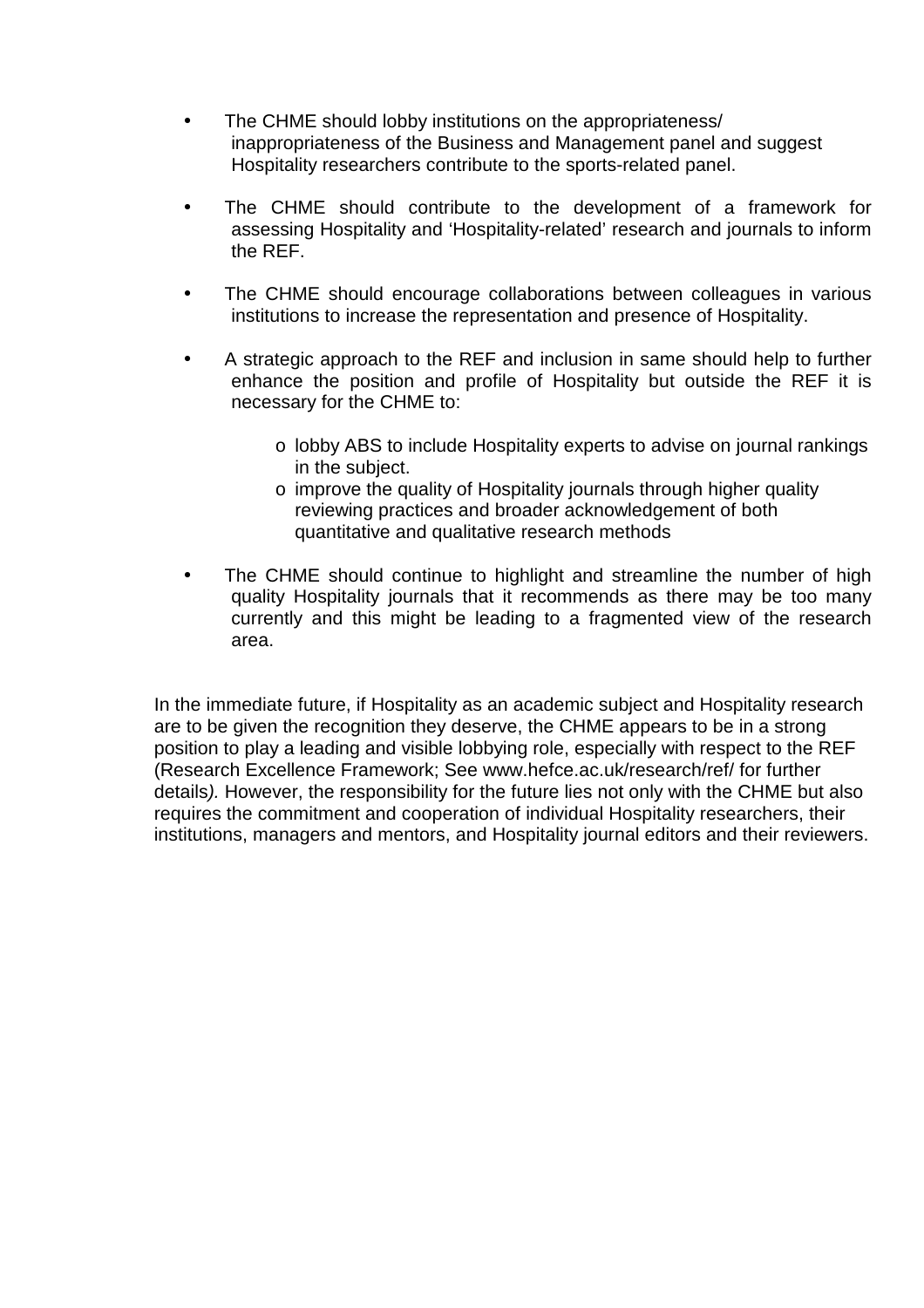- The CHME should lobby institutions on the appropriateness/ inappropriateness of the Business and Management panel and suggest Hospitality researchers contribute to the sports-related panel.

- The CHME should contribute to the development of a framework for assessing Hospitality and 'Hospitality-related' research and journals to inform the REF.

- The CHME should encourage collaborations between colleagues in various institutions to increase the representation and presence of Hospitality.

- A strategic approach to the REF and inclusion in same should help to further enhance the position and profile of Hospitality but outside the REF it is necessary for the CHME to:

  - lobby ABS to include Hospitality experts to advise on journal rankings in the subject.
  - improve the quality of Hospitality journals through higher quality reviewing practices and broader acknowledgement of both quantitative and qualitative research methods

- The CHME should continue to highlight and streamline the number of high quality Hospitality journals that it recommends as there may be too many currently and this might be leading to a fragmented view of the research area.

In the immediate future, if Hospitality as an academic subject and Hospitality research are to be given the recognition they deserve, the CHME appears to be in a strong position to play a leading and visible lobbying role, especially with respect to the REF (Research Excellence Framework; See www.hefce.ac.uk/research/ref/ for further details*).* However, the responsibility for the future lies not only with the CHME but also requires the commitment and cooperation of individual Hospitality researchers, their institutions, managers and mentors, and Hospitality journal editors and their reviewers.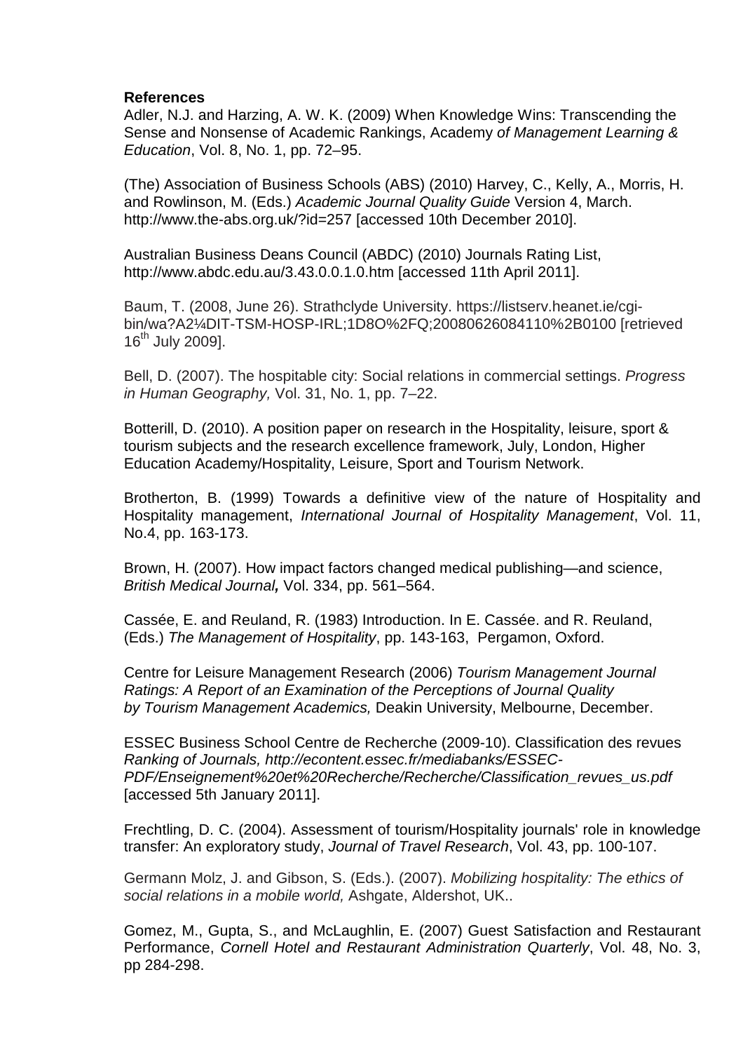**References**

Adler, N.J. and Harzing, A. W. K. (2009) When Knowledge Wins: Transcending the Sense and Nonsense of Academic Rankings, Academy *of Management Learning & Education*, Vol. 8, No. 1, pp. 72–95.

(The) Association of Business Schools (ABS) (2010) Harvey, C., Kelly, A., Morris, H. and Rowlinson, M. (Eds.) *Academic Journal Quality Guide* Version 4, March. http://www.the-abs.org.uk/?id=257 [accessed 10th December 2010].

Australian Business Deans Council (ABDC) (2010) Journals Rating List, http://www.abdc.edu.au/3.43.0.0.1.0.htm [accessed 11th April 2011].

Baum, T. (2008, June 26). Strathclyde University. https://listserv.heanet.ie/cgi-bin/wa?A2¼DIT-TSM-HOSP-IRL;1D8O%2FQ;20080626084110%2B0100 [retrieved 16th July 2009].

Bell, D. (2007). The hospitable city: Social relations in commercial settings. *Progress in Human Geography,* Vol. 31, No. 1, pp. 7–22.

Botterill, D. (2010). A position paper on research in the Hospitality, leisure, sport & tourism subjects and the research excellence framework, July, London, Higher Education Academy/Hospitality, Leisure, Sport and Tourism Network.

Brotherton, B. (1999) Towards a definitive view of the nature of Hospitality and Hospitality management, *International Journal of Hospitality Management*, Vol. 11, No.4, pp. 163-173.

Brown, H. (2007). How impact factors changed medical publishing—and science, *British Medical Journal***,** Vol. 334, pp. 561–564.

Cassée, E. and Reuland, R. (1983) Introduction. In E. Cassée. and R. Reuland, (Eds.) *The Management of Hospitality*, pp. 143-163, Pergamon, Oxford.

Centre for Leisure Management Research (2006) *Tourism Management Journal Ratings: A Report of an Examination of the Perceptions of Journal Quality by Tourism Management Academics,* Deakin University, Melbourne, December.

ESSEC Business School Centre de Recherche (2009-10). Classification des revues *Ranking of Journals, http://econtent.essec.fr/mediabanks/ESSEC-PDF/Enseignement%20et%20Recherche/Recherche/Classification_revues_us.pdf* [accessed 5th January 2011].

Frechtling, D. C. (2004). Assessment of tourism/Hospitality journals' role in knowledge transfer: An exploratory study, *Journal of Travel Research*, Vol. 43, pp. 100-107.

Germann Molz, J. and Gibson, S. (Eds.). (2007). *Mobilizing hospitality: The ethics of social relations in a mobile world,* Ashgate, Aldershot, UK..

Gomez, M., Gupta, S., and McLaughlin, E. (2007) Guest Satisfaction and Restaurant Performance, *Cornell Hotel and Restaurant Administration Quarterly*, Vol. 48, No. 3, pp 284-298.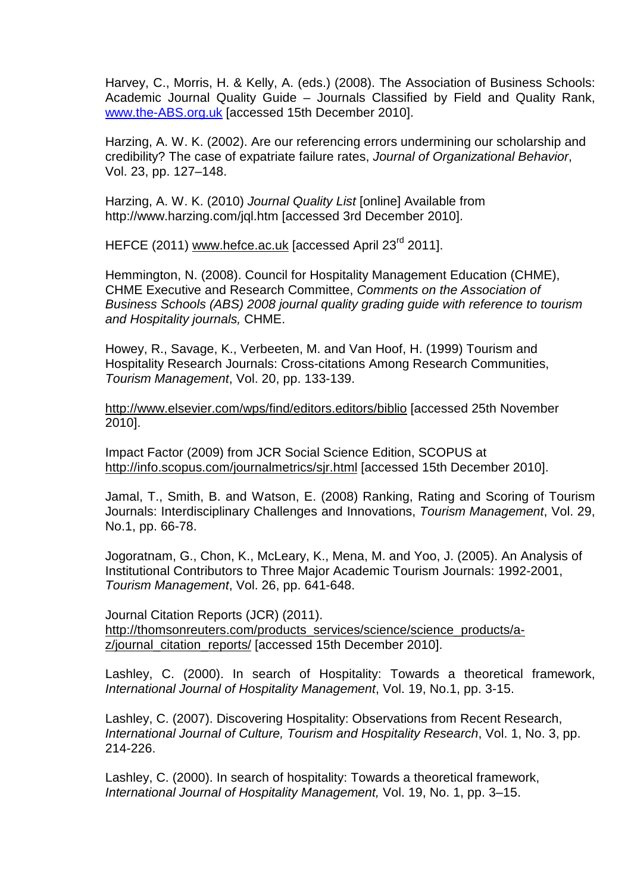Harvey, C., Morris, H. & Kelly, A. (eds.) (2008). The Association of Business Schools: Academic Journal Quality Guide – Journals Classified by Field and Quality Rank, www.the-ABS.org.uk [accessed 15th December 2010].

Harzing, A. W. K. (2002). Are our referencing errors undermining our scholarship and credibility? The case of expatriate failure rates, *Journal of Organizational Behavior*, Vol. 23, pp. 127–148.

Harzing, A. W. K. (2010) *Journal Quality List* [online] Available from http://www.harzing.com/jql.htm [accessed 3rd December 2010].

HEFCE (2011) www.hefce.ac.uk [accessed April 23rd 2011].

Hemmington, N. (2008). Council for Hospitality Management Education (CHME), CHME Executive and Research Committee, *Comments on the Association of Business Schools (ABS) 2008 journal quality grading guide with reference to tourism and Hospitality journals,* CHME.

Howey, R., Savage, K., Verbeeten, M. and Van Hoof, H. (1999) Tourism and Hospitality Research Journals: Cross-citations Among Research Communities, *Tourism Management*, Vol. 20, pp. 133-139.

http://www.elsevier.com/wps/find/editors.editors/biblio [accessed 25th November 2010].

Impact Factor (2009) from JCR Social Science Edition, SCOPUS at http://info.scopus.com/journalmetrics/sjr.html [accessed 15th December 2010].

Jamal, T., Smith, B. and Watson, E. (2008) Ranking, Rating and Scoring of Tourism Journals: Interdisciplinary Challenges and Innovations, *Tourism Management*, Vol. 29, No.1, pp. 66-78.

Jogoratnam, G., Chon, K., McLeary, K., Mena, M. and Yoo, J. (2005). An Analysis of Institutional Contributors to Three Major Academic Tourism Journals: 1992-2001, *Tourism Management*, Vol. 26, pp. 641-648.

Journal Citation Reports (JCR) (2011). http://thomsonreuters.com/products_services/science/science_products/a-z/journal_citation_reports/ [accessed 15th December 2010].

Lashley, C. (2000). In search of Hospitality: Towards a theoretical framework, *International Journal of Hospitality Management*, Vol. 19, No.1, pp. 3-15.

Lashley, C. (2007). Discovering Hospitality: Observations from Recent Research, *International Journal of Culture, Tourism and Hospitality Research*, Vol. 1, No. 3, pp. 214-226.

Lashley, C. (2000). In search of hospitality: Towards a theoretical framework, *International Journal of Hospitality Management,* Vol. 19, No. 1, pp. 3–15.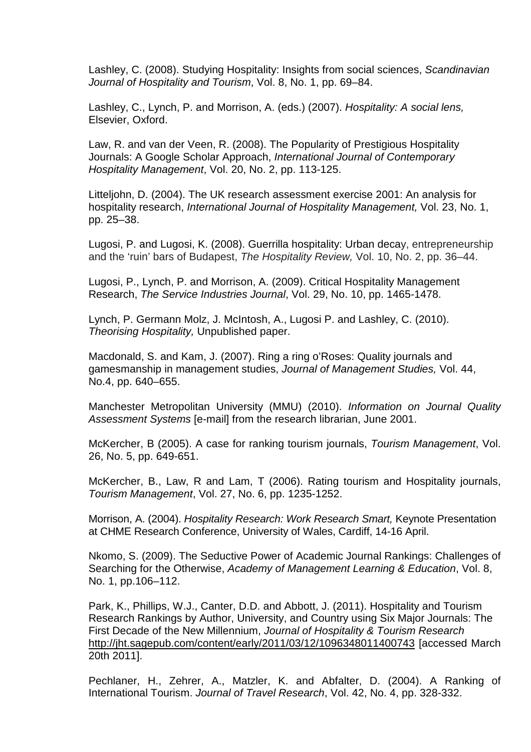Lashley, C. (2008). Studying Hospitality: Insights from social sciences, *Scandinavian Journal of Hospitality and Tourism*, Vol. 8, No. 1, pp. 69–84.

Lashley, C., Lynch, P. and Morrison, A. (eds.) (2007). *Hospitality: A social lens,* Elsevier, Oxford.

Law, R. and van der Veen, R. (2008). The Popularity of Prestigious Hospitality Journals: A Google Scholar Approach, *International Journal of Contemporary Hospitality Management*, Vol. 20, No. 2, pp. 113-125.

Litteljohn, D. (2004). The UK research assessment exercise 2001: An analysis for hospitality research, *International Journal of Hospitality Management,* Vol. 23, No. 1, pp. 25–38.

Lugosi, P. and Lugosi, K. (2008). Guerrilla hospitality: Urban decay, entrepreneurship and the 'ruin' bars of Budapest, *The Hospitality Review,* Vol. 10, No. 2, pp. 36–44.

Lugosi, P., Lynch, P. and Morrison, A. (2009). Critical Hospitality Management Research, *The Service Industries Journal*, Vol. 29, No. 10, pp. 1465-1478.

Lynch, P. Germann Molz, J. McIntosh, A., Lugosi P. and Lashley, C. (2010). *Theorising Hospitality,* Unpublished paper.

Macdonald, S. and Kam, J. (2007). Ring a ring o'Roses: Quality journals and gamesmanship in management studies, *Journal of Management Studies,* Vol. 44, No.4, pp. 640–655.

Manchester Metropolitan University (MMU) (2010). *Information on Journal Quality Assessment Systems* [e-mail] from the research librarian, June 2001.

McKercher, B (2005). A case for ranking tourism journals, *Tourism Management*, Vol. 26, No. 5, pp. 649-651.

McKercher, B., Law, R and Lam, T (2006). Rating tourism and Hospitality journals, *Tourism Management*, Vol. 27, No. 6, pp. 1235-1252.

Morrison, A. (2004). *Hospitality Research: Work Research Smart,* Keynote Presentation at CHME Research Conference, University of Wales, Cardiff, 14-16 April.

Nkomo, S. (2009). The Seductive Power of Academic Journal Rankings: Challenges of Searching for the Otherwise, *Academy of Management Learning & Education*, Vol. 8, No. 1, pp.106–112.

Park, K., Phillips, W.J., Canter, D.D. and Abbott, J. (2011). Hospitality and Tourism Research Rankings by Author, University, and Country using Six Major Journals: The First Decade of the New Millennium, *Journal of Hospitality & Tourism Research* http://jht.sagepub.com/content/early/2011/03/12/1096348011400743 [accessed March 20th 2011].

Pechlaner, H., Zehrer, A., Matzler, K. and Abfalter, D. (2004). A Ranking of International Tourism. *Journal of Travel Research*, Vol. 42, No. 4, pp. 328-332.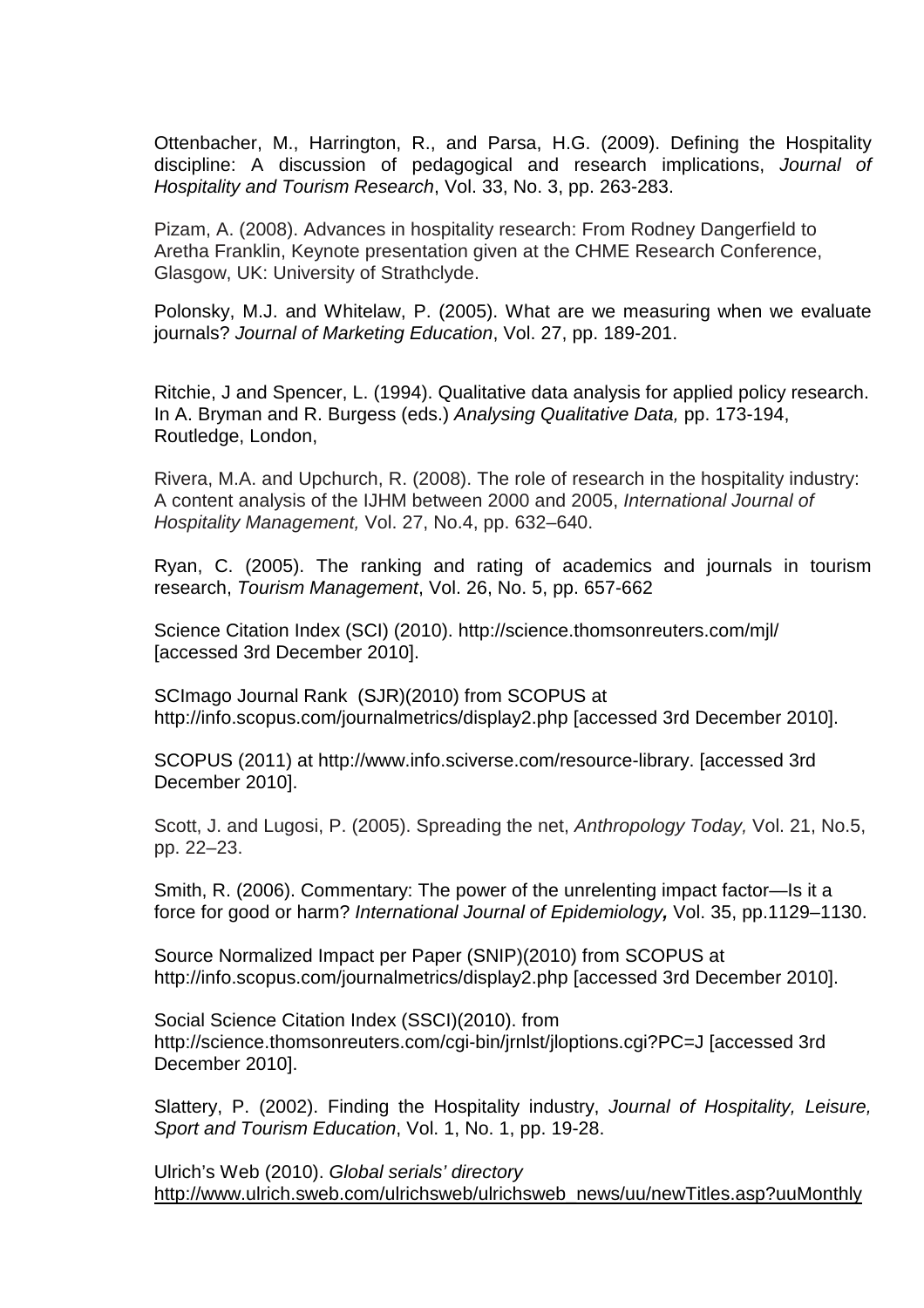Ottenbacher, M., Harrington, R., and Parsa, H.G. (2009). Defining the Hospitality discipline: A discussion of pedagogical and research implications, *Journal of Hospitality and Tourism Research*, Vol. 33, No. 3, pp. 263-283.

Pizam, A. (2008). Advances in hospitality research: From Rodney Dangerfield to Aretha Franklin, Keynote presentation given at the CHME Research Conference, Glasgow, UK: University of Strathclyde.

Polonsky, M.J. and Whitelaw, P. (2005). What are we measuring when we evaluate journals? *Journal of Marketing Education*, Vol. 27, pp. 189-201.

Ritchie, J and Spencer, L. (1994). Qualitative data analysis for applied policy research. In A. Bryman and R. Burgess (eds.) *Analysing Qualitative Data,* pp. 173-194, Routledge, London,

Rivera, M.A. and Upchurch, R. (2008). The role of research in the hospitality industry: A content analysis of the IJHM between 2000 and 2005, *International Journal of Hospitality Management,* Vol. 27, No.4, pp. 632–640.

Ryan, C. (2005). The ranking and rating of academics and journals in tourism research, *Tourism Management*, Vol. 26, No. 5, pp. 657-662

Science Citation Index (SCI) (2010). http://science.thomsonreuters.com/mjl/ [accessed 3rd December 2010].

SCImago Journal Rank (SJR)(2010) from SCOPUS at http://info.scopus.com/journalmetrics/display2.php [accessed 3rd December 2010].

SCOPUS (2011) at http://www.info.sciverse.com/resource-library. [accessed 3rd December 2010].

Scott, J. and Lugosi, P. (2005). Spreading the net, *Anthropology Today,* Vol. 21, No.5, pp. 22–23.

Smith, R. (2006). Commentary: The power of the unrelenting impact factor—Is it a force for good or harm? *International Journal of Epidemiology***,** Vol. 35, pp.1129–1130.

Source Normalized Impact per Paper (SNIP)(2010) from SCOPUS at http://info.scopus.com/journalmetrics/display2.php [accessed 3rd December 2010].

Social Science Citation Index (SSCI)(2010). from http://science.thomsonreuters.com/cgi-bin/jrnlst/jloptions.cgi?PC=J [accessed 3rd December 2010].

Slattery, P. (2002). Finding the Hospitality industry, *Journal of Hospitality, Leisure, Sport and Tourism Education*, Vol. 1, No. 1, pp. 19-28.

Ulrich's Web (2010). *Global serials' directory* http://www.ulrich.sweb.com/ulrichsweb/ulrichsweb_news/uu/newTitles.asp?uuMonthly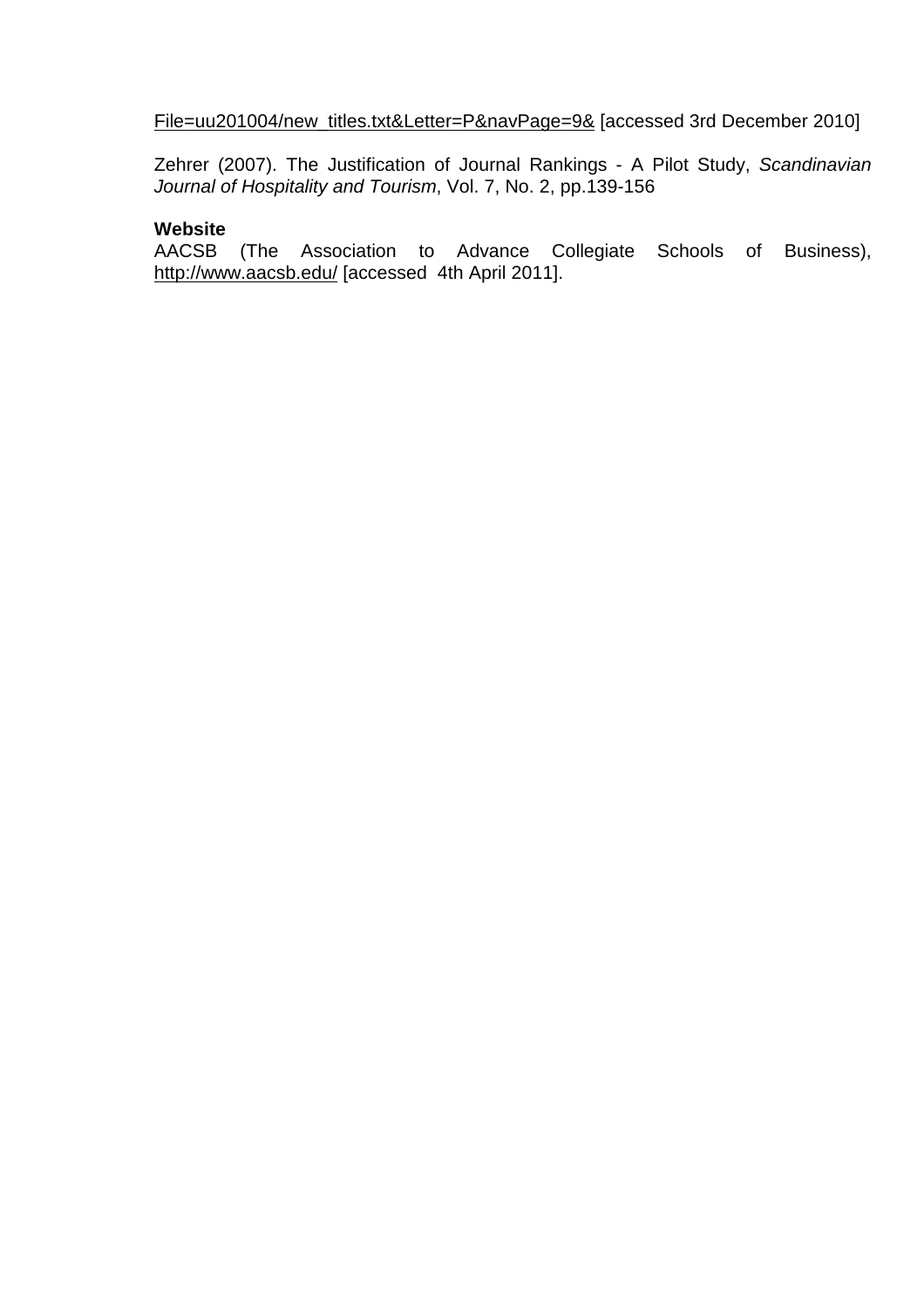File=uu201004/new_titles.txt&Letter=P&navPage=9& [accessed 3rd December 2010]

Zehrer (2007). The Justification of Journal Rankings - A Pilot Study, *Scandinavian Journal of Hospitality and Tourism*, Vol. 7, No. 2, pp.139-156

**Website**
AACSB (The Association to Advance Collegiate Schools of Business), http://www.aacsb.edu/ [accessed 4th April 2011].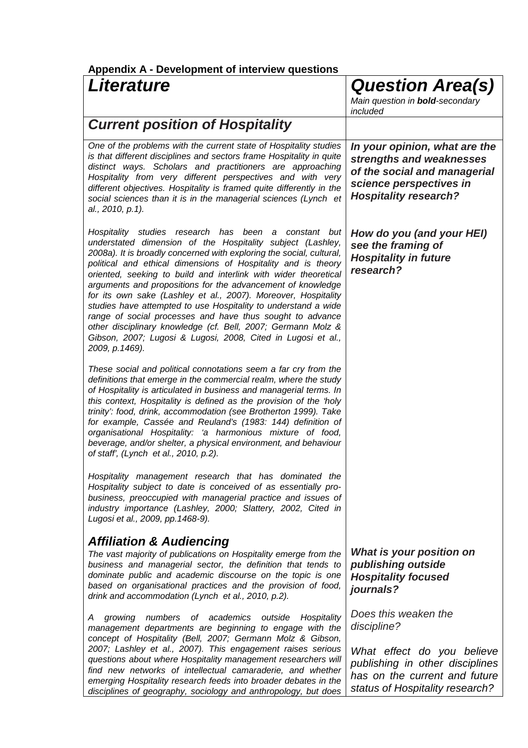**Appendix A - Development of interview questions**

| *Literature* | *Question Area(s)* <br> *Main question in **bold**-secondary included* |
|---|---|
| ***Current position of Hospitality*** | |
| *One of the problems with the current state of Hospitality studies is that different disciplines and sectors frame Hospitality in quite distinct ways. Scholars and practitioners are approaching Hospitality from very different perspectives and with very different objectives. Hospitality is framed quite differently in the social sciences than it is in the managerial sciences (Lynch et al., 2010, p.1).* <br><br> *Hospitality studies research has been a constant but understated dimension of the Hospitality subject (Lashley, 2008a). It is broadly concerned with exploring the social, cultural, political and ethical dimensions of Hospitality and is theory oriented, seeking to build and interlink with wider theoretical arguments and propositions for the advancement of knowledge for its own sake (Lashley et al., 2007). Moreover, Hospitality studies have attempted to use Hospitality to understand a wide range of social processes and have thus sought to advance other disciplinary knowledge (cf. Bell, 2007; Germann Molz & Gibson, 2007; Lugosi & Lugosi, 2008, Cited in Lugosi et al., 2009, p.1469).* <br><br> *These social and political connotations seem a far cry from the definitions that emerge in the commercial realm, where the study of Hospitality is articulated in business and managerial terms. In this context, Hospitality is defined as the provision of the 'holy trinity': food, drink, accommodation (see Brotherton 1999). Take for example, Cassée and Reuland's (1983: 144) definition of organisational Hospitality: 'a harmonious mixture of food, beverage, and/or shelter, a physical environment, and behaviour of staff', (Lynch et al., 2010, p.2).* <br><br> *Hospitality management research that has dominated the Hospitality subject to date is conceived of as essentially pro-business, preoccupied with managerial practice and issues of industry importance (Lashley, 2000; Slattery, 2002, Cited in Lugosi et al., 2009, pp.1468-9).* | ***In your opinion, what are the strengths and weaknesses of the social and managerial science perspectives in Hospitality research?*** <br><br> ***How do you (and your HEI) see the framing of Hospitality in future research?*** |
| ***Affiliation & Audiencing*** <br> *The vast majority of publications on Hospitality emerge from the business and managerial sector, the definition that tends to dominate public and academic discourse on the topic is one based on organisational practices and the provision of food, drink and accommodation (Lynch et al., 2010, p.2).* <br><br> *A growing numbers of academics outside Hospitality management departments are beginning to engage with the concept of Hospitality (Bell, 2007; Germann Molz & Gibson, 2007; Lashley et al., 2007). This engagement raises serious questions about where Hospitality management researchers will find new networks of intellectual camaraderie, and whether emerging Hospitality research feeds into broader debates in the disciplines of geography, sociology and anthropology, but does* | ***What is your position on publishing outside Hospitality focused journals?*** <br><br> *Does this weaken the discipline?* <br><br> *What effect do you believe publishing in other disciplines has on the current and future status of Hospitality research?* |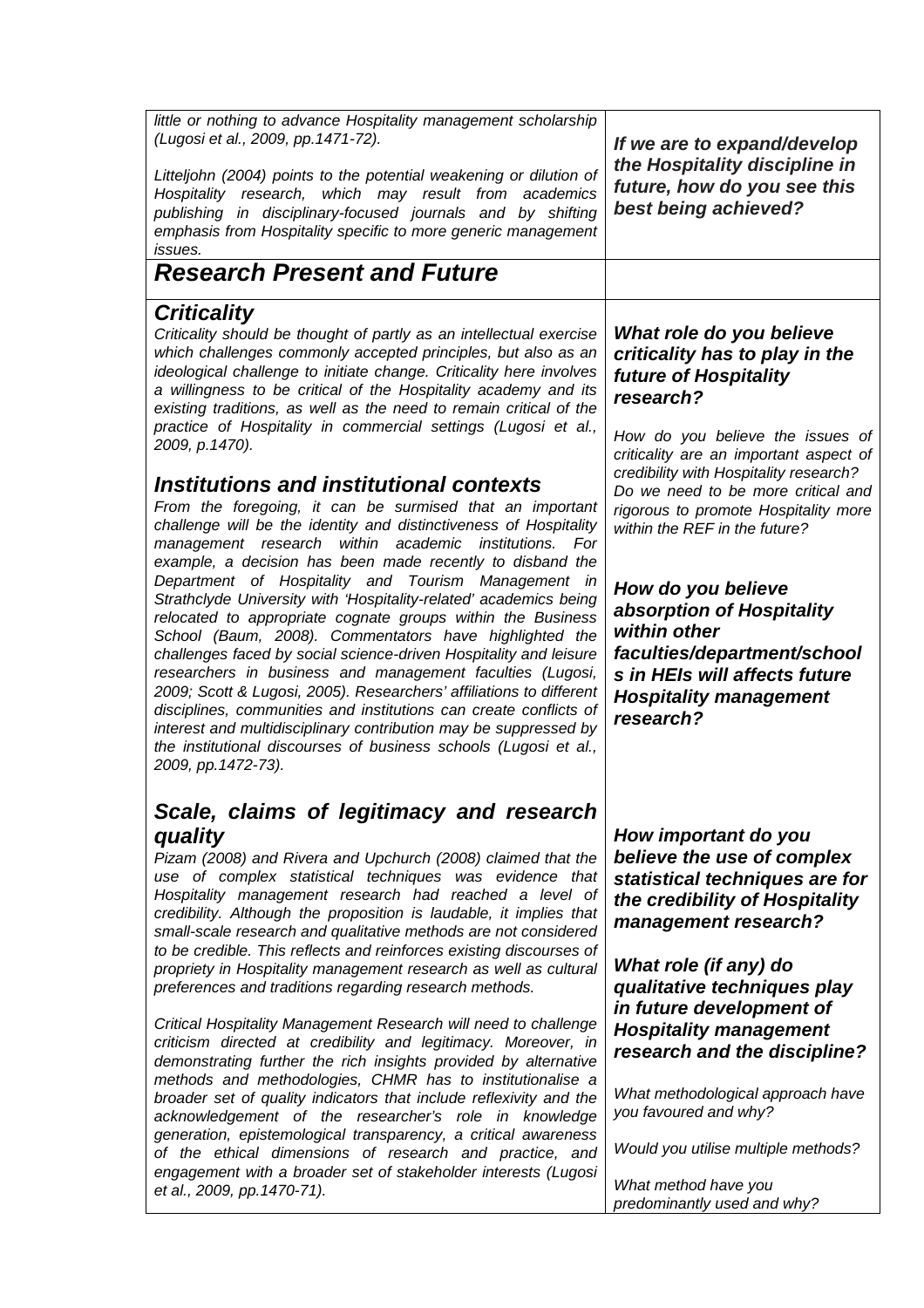| | |
|---|---|
| *little or nothing to advance Hospitality management scholarship (Lugosi et al., 2009, pp.1471-72).*<br><br>*Littlejohn (2004) points to the potential weakening or dilution of Hospitality research, which may result from academics publishing in disciplinary-focused journals and by shifting emphasis from Hospitality specific to more generic management issues.* | ***If we are to expand/develop the Hospitality discipline in future, how do you see this best being achieved?*** |
| ***Research Present and Future*** | |
| ***Criticality***<br>*Criticality should be thought of partly as an intellectual exercise which challenges commonly accepted principles, but also as an ideological challenge to initiate change. Criticality here involves a willingness to be critical of the Hospitality academy and its existing traditions, as well as the need to remain critical of the practice of Hospitality in commercial settings (Lugosi et al., 2009, p.1470).*<br><br>***Institutions and institutional contexts***<br>*From the foregoing, it can be surmised that an important challenge will be the identity and distinctiveness of Hospitality management research within academic institutions. For example, a decision has been made recently to disband the Department of Hospitality and Tourism Management in Strathclyde University with 'Hospitality-related' academics being relocated to appropriate cognate groups within the Business School (Baum, 2008). Commentators have highlighted the challenges faced by social science-driven Hospitality and leisure researchers in business and management faculties (Lugosi, 2009; Scott & Lugosi, 2005). Researchers' affiliations to different disciplines, communities and institutions can create conflicts of interest and multidisciplinary contribution may be suppressed by the institutional discourses of business schools (Lugosi et al., 2009, pp.1472-73).* | ***What role do you believe criticality has to play in the future of Hospitality research?***<br><br>*How do you believe the issues of criticality are an important aspect of credibility with Hospitality research? Do we need to be more critical and rigorous to promote Hospitality more within the REF in the future?*<br><br>***How do you believe absorption of Hospitality within other faculties/department/schools in HEIs will affects future Hospitality management research?*** |
| ***Scale, claims of legitimacy and research quality***<br>*Pizam (2008) and Rivera and Upchurch (2008) claimed that the use of complex statistical techniques was evidence that Hospitality management research had reached a level of credibility. Although the proposition is laudable, it implies that small-scale research and qualitative methods are not considered to be credible. This reflects and reinforces existing discourses of propriety in Hospitality management research as well as cultural preferences and traditions regarding research methods.*<br><br>*Critical Hospitality Management Research will need to challenge criticism directed at credibility and legitimacy. Moreover, in demonstrating further the rich insights provided by alternative methods and methodologies, CHMR has to institutionalise a broader set of quality indicators that include reflexivity and the acknowledgement of the researcher's role in knowledge generation, epistemological transparency, a critical awareness of the ethical dimensions of research and practice, and engagement with a broader set of stakeholder interests (Lugosi et al., 2009, pp.1470-71).* | ***How important do you believe the use of complex statistical techniques are for the credibility of Hospitality management research?***<br><br>***What role (if any) do qualitative techniques play in future development of Hospitality management research and the discipline?***<br><br>*What methodological approach have you favoured and why?*<br><br>*Would you utilise multiple methods?*<br><br>*What method have you predominantly used and why?* |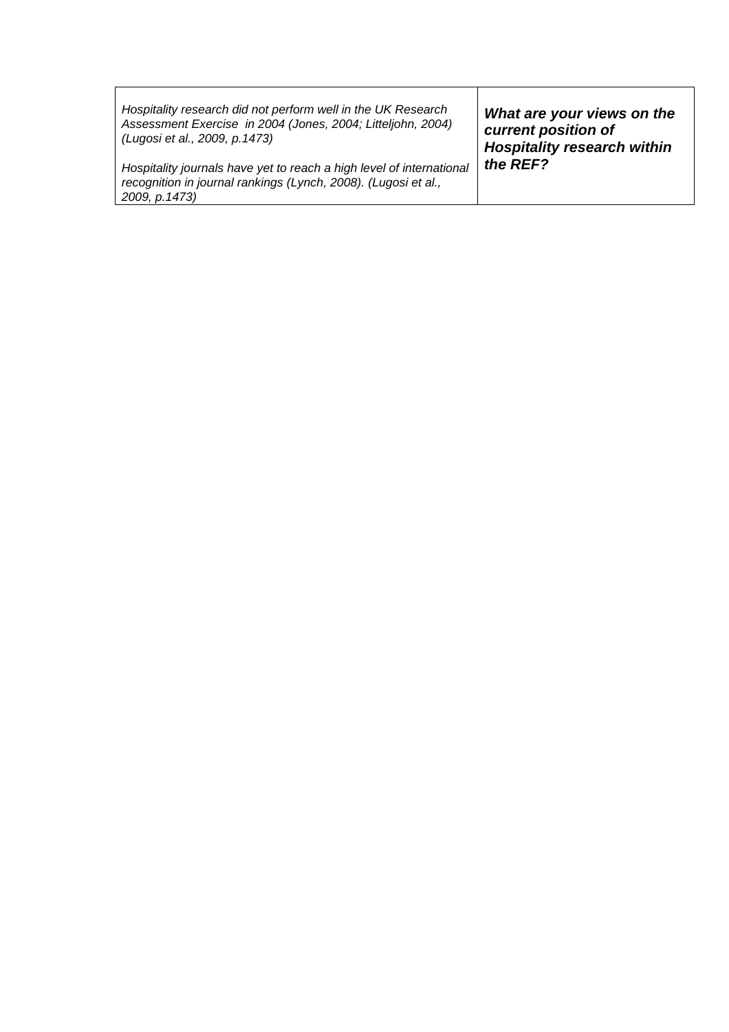| *Hospitality research did not perform well in the UK Research Assessment Exercise in 2004 (Jones, 2004; Litteljohn, 2004) (Lugosi et al., 2009, p.1473)*<br><br>*Hospitality journals have yet to reach a high level of international recognition in journal rankings (Lynch, 2008). (Lugosi et al., 2009, p.1473)* | ***What are your views on the current position of Hospitality research within the REF?*** |
| --- | --- |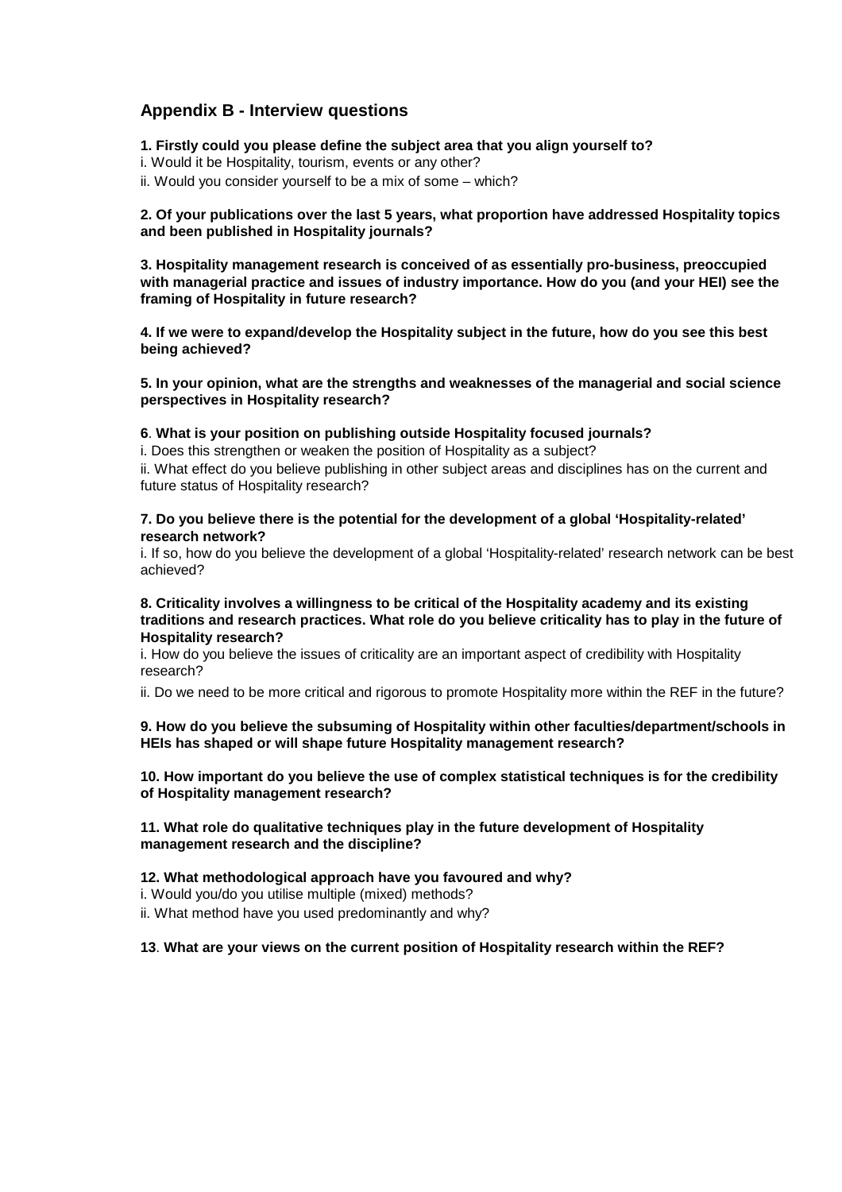## Appendix B - Interview questions

**1. Firstly could you please define the subject area that you align yourself to?**

i. Would it be Hospitality, tourism, events or any other?

ii. Would you consider yourself to be a mix of some – which?

**2. Of your publications over the last 5 years, what proportion have addressed Hospitality topics and been published in Hospitality journals?**

**3. Hospitality management research is conceived of as essentially pro-business, preoccupied with managerial practice and issues of industry importance. How do you (and your HEI) see the framing of Hospitality in future research?**

**4. If we were to expand/develop the Hospitality subject in the future, how do you see this best being achieved?**

**5. In your opinion, what are the strengths and weaknesses of the managerial and social science perspectives in Hospitality research?**

**6**. **What is your position on publishing outside Hospitality focused journals?**

i. Does this strengthen or weaken the position of Hospitality as a subject?

ii. What effect do you believe publishing in other subject areas and disciplines has on the current and future status of Hospitality research?

**7. Do you believe there is the potential for the development of a global 'Hospitality-related' research network?**

i. If so, how do you believe the development of a global 'Hospitality-related' research network can be best achieved?

**8. Criticality involves a willingness to be critical of the Hospitality academy and its existing traditions and research practices. What role do you believe criticality has to play in the future of Hospitality research?**

i. How do you believe the issues of criticality are an important aspect of credibility with Hospitality research?

ii. Do we need to be more critical and rigorous to promote Hospitality more within the REF in the future?

**9. How do you believe the subsuming of Hospitality within other faculties/department/schools in HEIs has shaped or will shape future Hospitality management research?**

**10. How important do you believe the use of complex statistical techniques is for the credibility of Hospitality management research?**

**11. What role do qualitative techniques play in the future development of Hospitality management research and the discipline?**

**12. What methodological approach have you favoured and why?**

i. Would you/do you utilise multiple (mixed) methods?

ii. What method have you used predominantly and why?

**13**. **What are your views on the current position of Hospitality research within the REF?**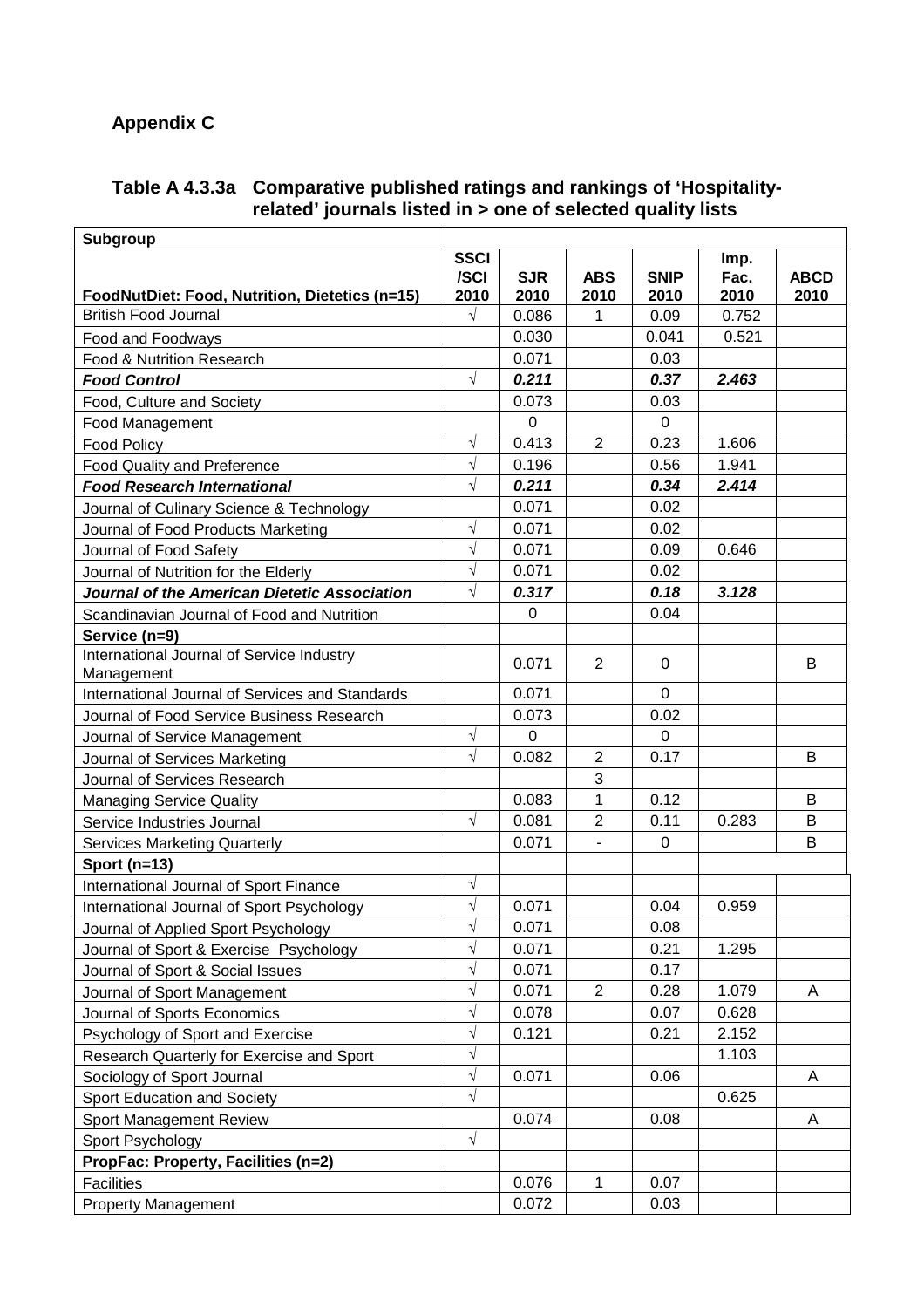## Appendix C

### Table A 4.3.3a Comparative published ratings and rankings of 'Hospitality-related' journals listed in > one of selected quality lists

| Subgroup | | | | | | |
|---|---|---|---|---|---|---|
| **FoodNutDiet: Food, Nutrition, Dietetics (n=15)** | **SSCI /SCI 2010** | **SJR 2010** | **ABS 2010** | **SNIP 2010** | **Imp. Fac. 2010** | **ABCD 2010** |
| British Food Journal | √ | 0.086 | 1 | 0.09 | 0.752 | |
| Food and Foodways | | 0.030 | | 0.041 | 0.521 | |
| Food & Nutrition Research | | 0.071 | | 0.03 | | |
| ***Food Control*** | √ | ***0.211*** | | ***0.37*** | ***2.463*** | |
| Food, Culture and Society | | 0.073 | | 0.03 | | |
| Food Management | | 0 | | 0 | | |
| Food Policy | √ | 0.413 | 2 | 0.23 | 1.606 | |
| Food Quality and Preference | √ | 0.196 | | 0.56 | 1.941 | |
| ***Food Research International*** | √ | ***0.211*** | | ***0.34*** | ***2.414*** | |
| Journal of Culinary Science & Technology | | 0.071 | | 0.02 | | |
| Journal of Food Products Marketing | √ | 0.071 | | 0.02 | | |
| Journal of Food Safety | √ | 0.071 | | 0.09 | 0.646 | |
| Journal of Nutrition for the Elderly | √ | 0.071 | | 0.02 | | |
| ***Journal of the American Dietetic Association*** | √ | ***0.317*** | | ***0.18*** | ***3.128*** | |
| Scandinavian Journal of Food and Nutrition | | 0 | | 0.04 | | |
| **Service (n=9)** | | | | | | |
| International Journal of Service Industry Management | | 0.071 | 2 | 0 | | B |
| International Journal of Services and Standards | | 0.071 | | 0 | | |
| Journal of Food Service Business Research | | 0.073 | | 0.02 | | |
| Journal of Service Management | √ | 0 | | 0 | | |
| Journal of Services Marketing | √ | 0.082 | 2 | 0.17 | | B |
| Journal of Services Research | | | 3 | | | |
| Managing Service Quality | | 0.083 | 1 | 0.12 | | B |
| Service Industries Journal | √ | 0.081 | 2 | 0.11 | 0.283 | B |
| Services Marketing Quarterly | | 0.071 | - | 0 | | B |
| **Sport (n=13)** | | | | | | |
| International Journal of Sport Finance | √ | | | | | |
| International Journal of Sport Psychology | √ | 0.071 | | 0.04 | 0.959 | |
| Journal of Applied Sport Psychology | √ | 0.071 | | 0.08 | | |
| Journal of Sport & Exercise Psychology | √ | 0.071 | | 0.21 | 1.295 | |
| Journal of Sport & Social Issues | √ | 0.071 | | 0.17 | | |
| Journal of Sport Management | √ | 0.071 | 2 | 0.28 | 1.079 | A |
| Journal of Sports Economics | √ | 0.078 | | 0.07 | 0.628 | |
| Psychology of Sport and Exercise | √ | 0.121 | | 0.21 | 2.152 | |
| Research Quarterly for Exercise and Sport | √ | | | | 1.103 | |
| Sociology of Sport Journal | √ | 0.071 | | 0.06 | | A |
| Sport Education and Society | √ | | | | 0.625 | |
| Sport Management Review | | 0.074 | | 0.08 | | A |
| Sport Psychology | √ | | | | | |
| **PropFac: Property, Facilities (n=2)** | | | | | | |
| Facilities | | 0.076 | 1 | 0.07 | | |
| Property Management | | 0.072 | | 0.03 | | |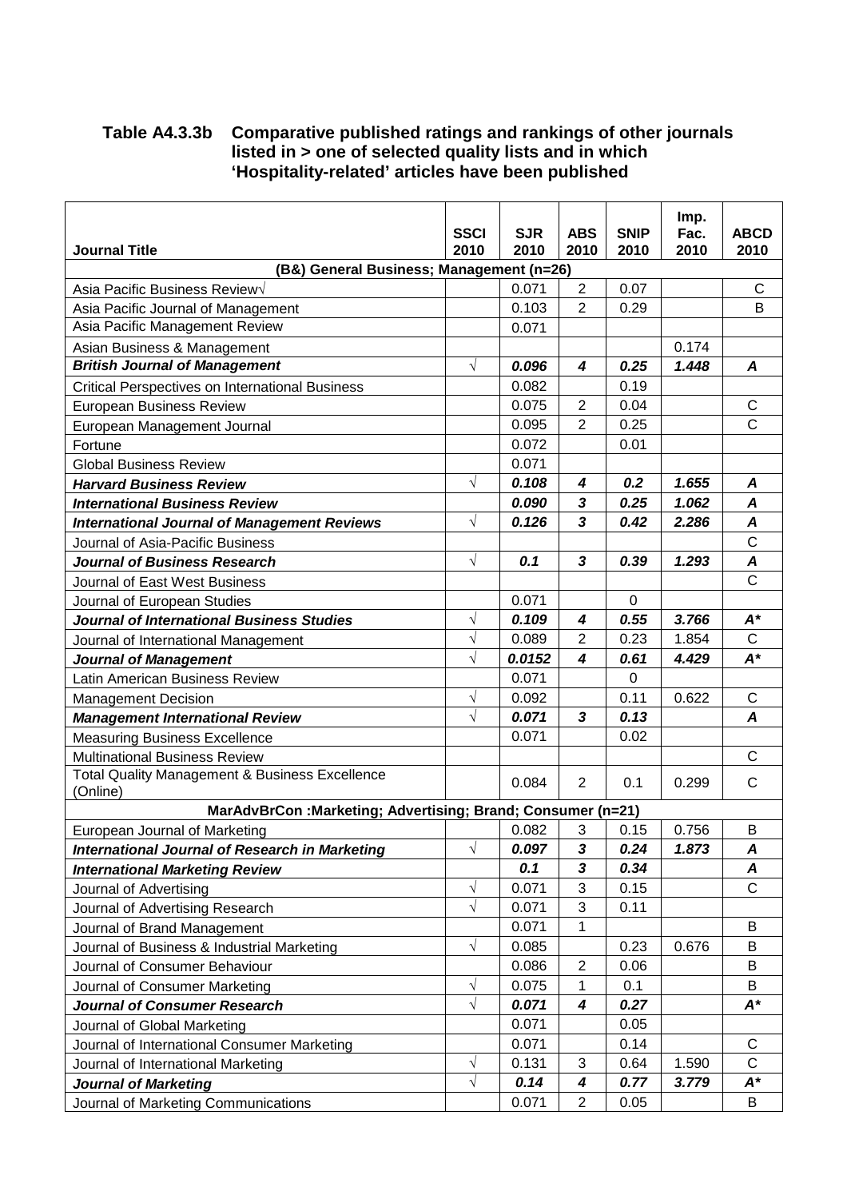**Table A4.3.3b Comparative published ratings and rankings of other journals listed in > one of selected quality lists and in which 'Hospitality-related' articles have been published**

| Journal Title | SSCI 2010 | SJR 2010 | ABS 2010 | SNIP 2010 | Imp. Fac. 2010 | ABCD 2010 |
|---|---|---|---|---|---|---|
| **(B&) General Business; Management (n=26)** | | | | | | |
| Asia Pacific Business Review√ | | 0.071 | 2 | 0.07 | | C |
| Asia Pacific Journal of Management | | 0.103 | 2 | 0.29 | | B |
| Asia Pacific Management Review | | 0.071 | | | | |
| Asian Business & Management | | | | | 0.174 | |
| ***British Journal of Management*** | √ | ***0.096*** | ***4*** | ***0.25*** | ***1.448*** | ***A*** |
| Critical Perspectives on International Business | | 0.082 | | 0.19 | | |
| European Business Review | | 0.075 | 2 | 0.04 | | C |
| European Management Journal | | 0.095 | 2 | 0.25 | | C |
| Fortune | | 0.072 | | 0.01 | | |
| Global Business Review | | 0.071 | | | | |
| ***Harvard Business Review*** | √ | ***0.108*** | ***4*** | ***0.2*** | ***1.655*** | ***A*** |
| ***International Business Review*** | | ***0.090*** | ***3*** | ***0.25*** | ***1.062*** | ***A*** |
| ***International Journal of Management Reviews*** | √ | ***0.126*** | ***3*** | ***0.42*** | ***2.286*** | ***A*** |
| Journal of Asia-Pacific Business | | | | | | C |
| ***Journal of Business Research*** | √ | ***0.1*** | ***3*** | ***0.39*** | ***1.293*** | ***A*** |
| Journal of East West Business | | | | | | C |
| Journal of European Studies | | 0.071 | | 0 | | |
| ***Journal of International Business Studies*** | √ | ***0.109*** | ***4*** | ***0.55*** | ***3.766*** | ***A**** |
| Journal of International Management | √ | 0.089 | 2 | 0.23 | 1.854 | C |
| ***Journal of Management*** | √ | ***0.0152*** | ***4*** | ***0.61*** | ***4.429*** | ***A**** |
| Latin American Business Review | | 0.071 | | 0 | | |
| Management Decision | √ | 0.092 | | 0.11 | 0.622 | C |
| ***Management International Review*** | √ | ***0.071*** | ***3*** | ***0.13*** | | ***A*** |
| Measuring Business Excellence | | 0.071 | | 0.02 | | |
| Multinational Business Review | | | | | | C |
| Total Quality Management & Business Excellence (Online) | | 0.084 | 2 | 0.1 | 0.299 | C |
| **MarAdvBrCon :Marketing; Advertising; Brand; Consumer (n=21)** | | | | | | |
| European Journal of Marketing | | 0.082 | 3 | 0.15 | 0.756 | B |
| ***International Journal of Research in Marketing*** | √ | ***0.097*** | ***3*** | ***0.24*** | ***1.873*** | ***A*** |
| ***International Marketing Review*** | | ***0.1*** | ***3*** | ***0.34*** | | ***A*** |
| Journal of Advertising | √ | 0.071 | 3 | 0.15 | | C |
| Journal of Advertising Research | √ | 0.071 | 3 | 0.11 | | |
| Journal of Brand Management | | 0.071 | 1 | | | B |
| Journal of Business & Industrial Marketing | √ | 0.085 | | 0.23 | 0.676 | B |
| Journal of Consumer Behaviour | | 0.086 | 2 | 0.06 | | B |
| Journal of Consumer Marketing | √ | 0.075 | 1 | 0.1 | | B |
| ***Journal of Consumer Research*** | √ | ***0.071*** | ***4*** | ***0.27*** | | ***A**** |
| Journal of Global Marketing | | 0.071 | | 0.05 | | |
| Journal of International Consumer Marketing | | 0.071 | | 0.14 | | C |
| Journal of International Marketing | √ | 0.131 | 3 | 0.64 | 1.590 | C |
| ***Journal of Marketing*** | √ | ***0.14*** | ***4*** | ***0.77*** | ***3.779*** | ***A**** |
| Journal of Marketing Communications | | 0.071 | 2 | 0.05 | | B |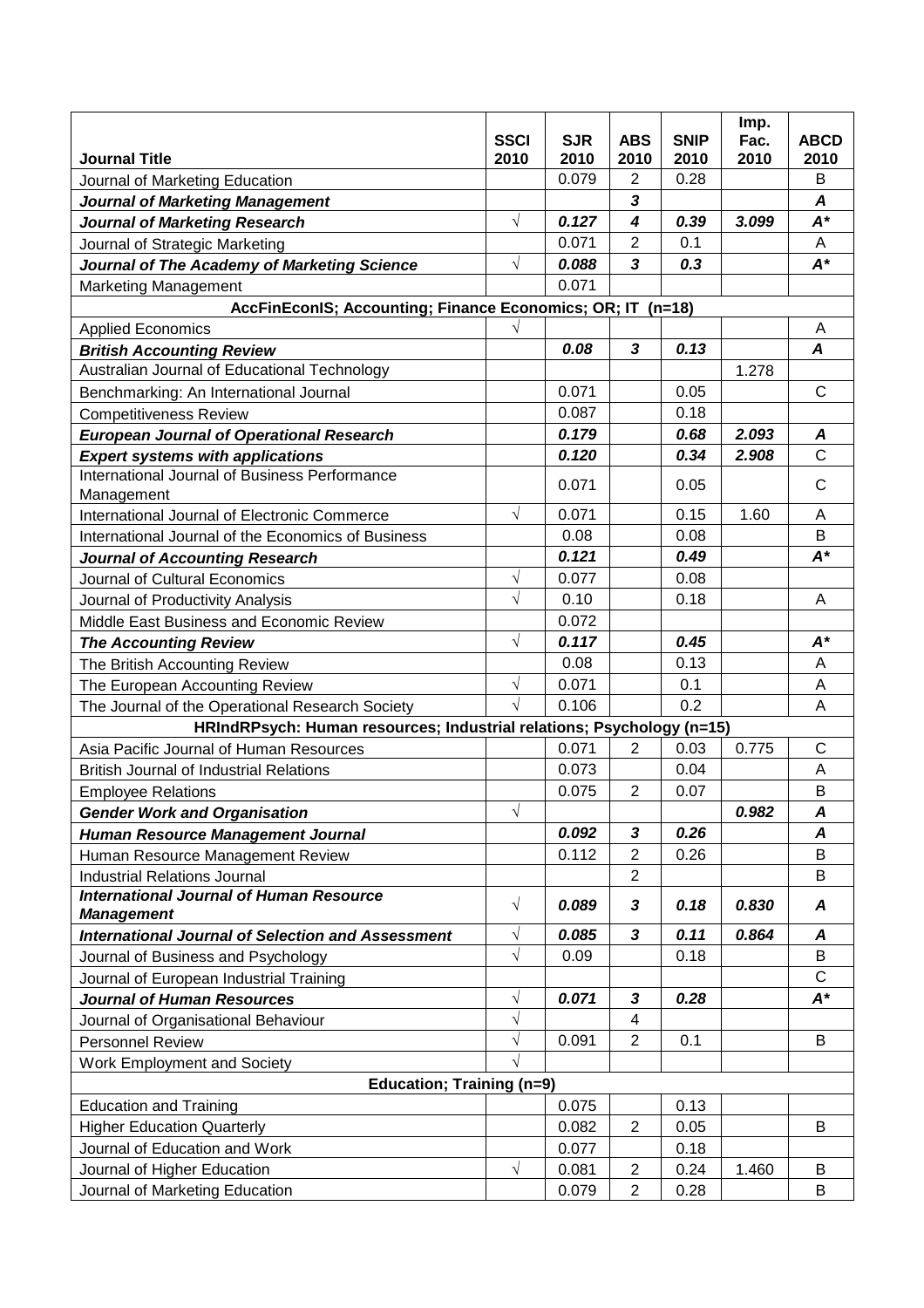| Journal Title | SSCI 2010 | SJR 2010 | ABS 2010 | SNIP 2010 | Imp. Fac. 2010 | ABCD 2010 |
|---|---|---|---|---|---|---|
| Journal of Marketing Education | | 0.079 | 2 | 0.28 | | B |
| ***Journal of Marketing Management*** | | | ***3*** | | | ***A*** |
| ***Journal of Marketing Research*** | √ | ***0.127*** | ***4*** | ***0.39*** | ***3.099*** | ***A**** |
| Journal of Strategic Marketing | | 0.071 | 2 | 0.1 | | A |
| ***Journal of The Academy of Marketing Science*** | √ | ***0.088*** | ***3*** | ***0.3*** | | ***A**** |
| Marketing Management | | 0.071 | | | | |
| **AccFinEconIS; Accounting; Finance Economics; OR; IT (n=18)** | | | | | | |
| Applied Economics | √ | | | | | A |
| ***British Accounting Review*** | | ***0.08*** | ***3*** | ***0.13*** | | ***A*** |
| Australian Journal of Educational Technology | | | | | 1.278 | |
| Benchmarking: An International Journal | | 0.071 | | 0.05 | | C |
| Competitiveness Review | | 0.087 | | 0.18 | | |
| ***European Journal of Operational Research*** | | ***0.179*** | | ***0.68*** | ***2.093*** | ***A*** |
| ***Expert systems with applications*** | | ***0.120*** | | ***0.34*** | ***2.908*** | C |
| International Journal of Business Performance Management | | 0.071 | | 0.05 | | C |
| International Journal of Electronic Commerce | √ | 0.071 | | 0.15 | 1.60 | A |
| International Journal of the Economics of Business | | 0.08 | | 0.08 | | B |
| ***Journal of Accounting Research*** | | ***0.121*** | | ***0.49*** | | ***A**** |
| Journal of Cultural Economics | √ | 0.077 | | 0.08 | | |
| Journal of Productivity Analysis | √ | 0.10 | | 0.18 | | A |
| Middle East Business and Economic Review | | 0.072 | | | | |
| ***The Accounting Review*** | √ | ***0.117*** | | ***0.45*** | | ***A**** |
| The British Accounting Review | | 0.08 | | 0.13 | | A |
| The European Accounting Review | √ | 0.071 | | 0.1 | | A |
| The Journal of the Operational Research Society | √ | 0.106 | | 0.2 | | A |
| **HRIndRPsych: Human resources; Industrial relations; Psychology (n=15)** | | | | | | |
| Asia Pacific Journal of Human Resources | | 0.071 | 2 | 0.03 | 0.775 | C |
| British Journal of Industrial Relations | | 0.073 | | 0.04 | | A |
| Employee Relations | | 0.075 | 2 | 0.07 | | B |
| ***Gender Work and Organisation*** | √ | | | | ***0.982*** | ***A*** |
| ***Human Resource Management Journal*** | | ***0.092*** | ***3*** | ***0.26*** | | ***A*** |
| Human Resource Management Review | | 0.112 | 2 | 0.26 | | B |
| Industrial Relations Journal | | | 2 | | | B |
| ***International Journal of Human Resource Management*** | √ | ***0.089*** | ***3*** | ***0.18*** | ***0.830*** | ***A*** |
| ***International Journal of Selection and Assessment*** | √ | ***0.085*** | ***3*** | ***0.11*** | ***0.864*** | ***A*** |
| Journal of Business and Psychology | √ | 0.09 | | 0.18 | | B |
| Journal of European Industrial Training | | | | | | C |
| ***Journal of Human Resources*** | √ | ***0.071*** | ***3*** | ***0.28*** | | ***A**** |
| Journal of Organisational Behaviour | √ | | 4 | | | |
| Personnel Review | √ | 0.091 | 2 | 0.1 | | B |
| Work Employment and Society | √ | | | | | |
| **Education; Training (n=9)** | | | | | | |
| Education and Training | | 0.075 | | 0.13 | | |
| Higher Education Quarterly | | 0.082 | 2 | 0.05 | | B |
| Journal of Education and Work | | 0.077 | | 0.18 | | |
| Journal of Higher Education | √ | 0.081 | 2 | 0.24 | 1.460 | B |
| Journal of Marketing Education | | 0.079 | 2 | 0.28 | | B |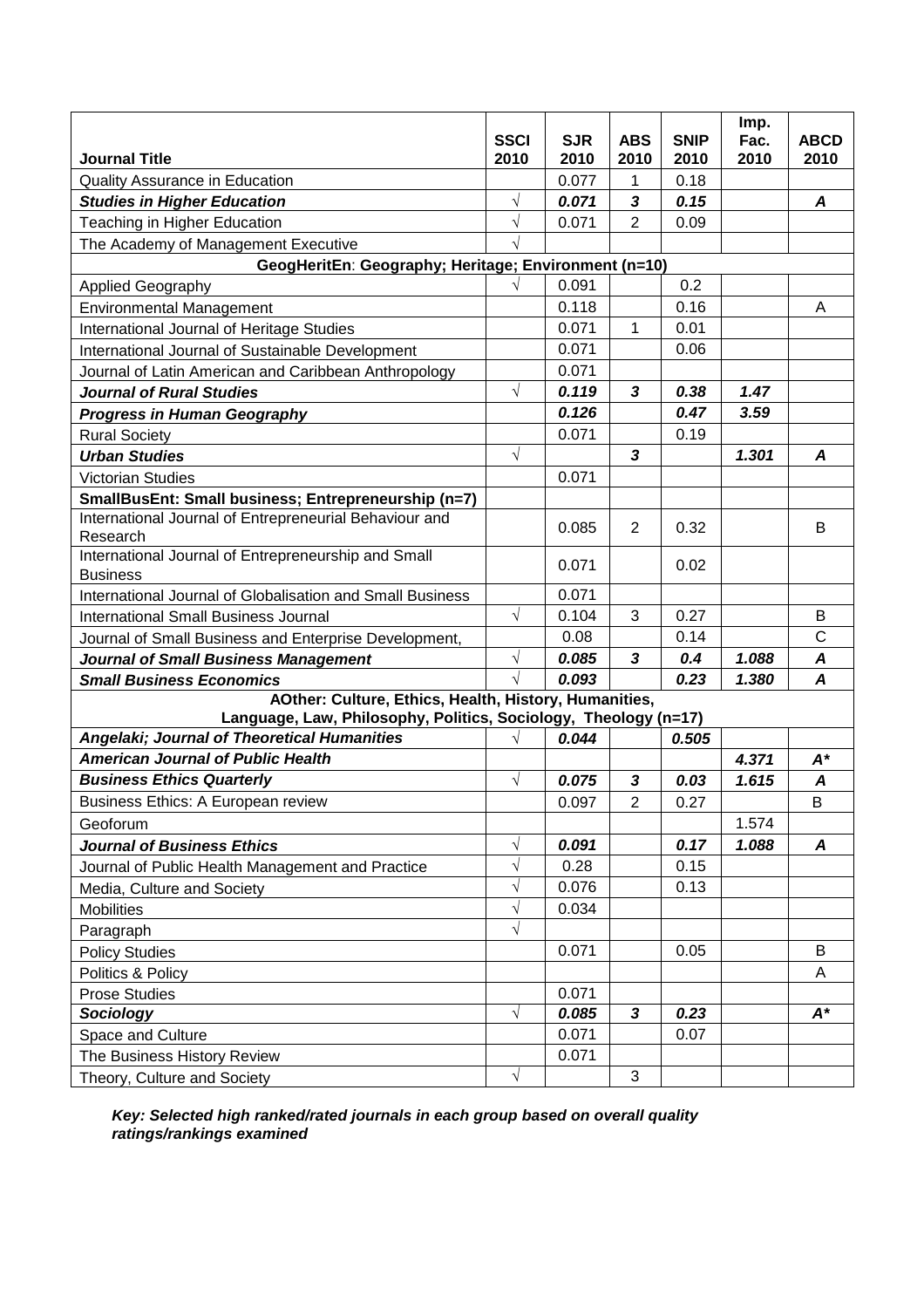| Journal Title | SSCI 2010 | SJR 2010 | ABS 2010 | SNIP 2010 | Imp. Fac. 2010 | ABCD 2010 |
|---|---|---|---|---|---|---|
| Quality Assurance in Education | | 0.077 | 1 | 0.18 | | |
| ***Studies in Higher Education*** | √ | ***0.071*** | ***3*** | ***0.15*** | | ***A*** |
| Teaching in Higher Education | √ | 0.071 | 2 | 0.09 | | |
| The Academy of Management Executive | √ | | | | | |
| **GeogHeritEn**: **Geography; Heritage; Environment (n=10)** | | | | | | |
| Applied Geography | √ | 0.091 | | 0.2 | | |
| Environmental Management | | 0.118 | | 0.16 | | A |
| International Journal of Heritage Studies | | 0.071 | 1 | 0.01 | | |
| International Journal of Sustainable Development | | 0.071 | | 0.06 | | |
| Journal of Latin American and Caribbean Anthropology | | 0.071 | | | | |
| ***Journal of Rural Studies*** | √ | ***0.119*** | ***3*** | ***0.38*** | ***1.47*** | |
| ***Progress in Human Geography*** | | ***0.126*** | | ***0.47*** | ***3.59*** | |
| Rural Society | | 0.071 | | 0.19 | | |
| ***Urban Studies*** | √ | | ***3*** | | ***1.301*** | ***A*** |
| Victorian Studies | | 0.071 | | | | |
| **SmallBusEnt: Small business; Entrepreneurship (n=7)** | | | | | | |
| International Journal of Entrepreneurial Behaviour and Research | | 0.085 | 2 | 0.32 | | B |
| International Journal of Entrepreneurship and Small Business | | 0.071 | | 0.02 | | |
| International Journal of Globalisation and Small Business | | 0.071 | | | | |
| International Small Business Journal | √ | 0.104 | 3 | 0.27 | | B |
| Journal of Small Business and Enterprise Development, | | 0.08 | | 0.14 | | C |
| ***Journal of Small Business Management*** | √ | ***0.085*** | ***3*** | ***0.4*** | ***1.088*** | ***A*** |
| ***Small Business Economics*** | √ | ***0.093*** | | ***0.23*** | ***1.380*** | ***A*** |
| **AOther: Culture, Ethics, Health, History, Humanities, Language, Law, Philosophy, Politics, Sociology, Theology (n=17)** | | | | | | |
| ***Angelaki; Journal of Theoretical Humanities*** | √ | ***0.044*** | | ***0.505*** | | |
| ***American Journal of Public Health*** | | | | | ***4.371*** | ***A**** |
| ***Business Ethics Quarterly*** | √ | ***0.075*** | ***3*** | ***0.03*** | ***1.615*** | ***A*** |
| Business Ethics: A European review | | 0.097 | 2 | 0.27 | | B |
| Geoforum | | | | | 1.574 | |
| ***Journal of Business Ethics*** | √ | ***0.091*** | | ***0.17*** | ***1.088*** | ***A*** |
| Journal of Public Health Management and Practice | √ | 0.28 | | 0.15 | | |
| Media, Culture and Society | √ | 0.076 | | 0.13 | | |
| Mobilities | √ | 0.034 | | | | |
| Paragraph | √ | | | | | |
| Policy Studies | | 0.071 | | 0.05 | | B |
| Politics & Policy | | | | | | A |
| Prose Studies | | 0.071 | | | | |
| ***Sociology*** | √ | ***0.085*** | ***3*** | ***0.23*** | | ***A**** |
| Space and Culture | | 0.071 | | 0.07 | | |
| The Business History Review | | 0.071 | | | | |
| Theory, Culture and Society | √ | | 3 | | | |

***Key: Selected high ranked/rated journals in each group based on overall quality ratings/rankings examined***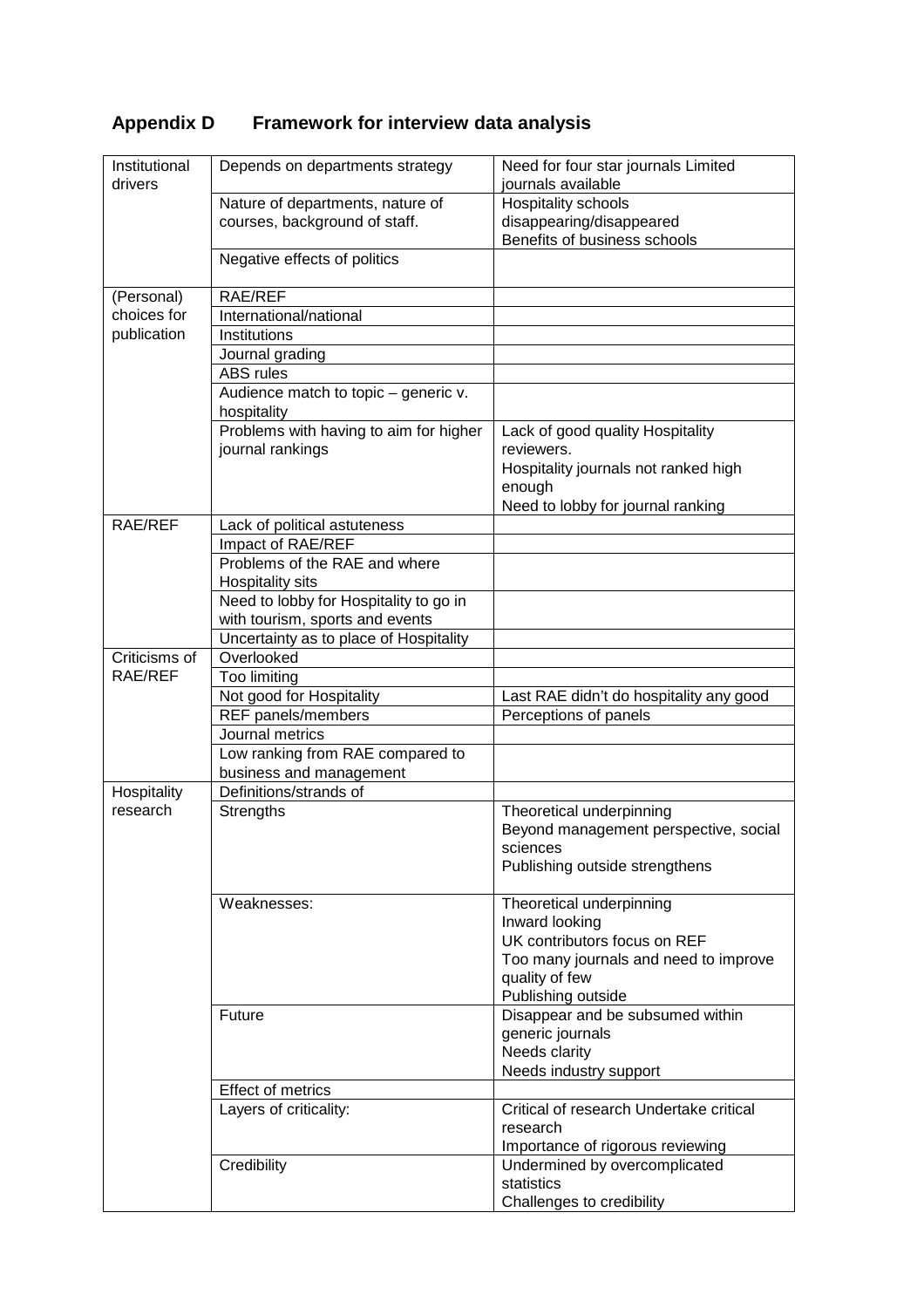## Appendix D Framework for interview data analysis

| | | |
|---|---|---|
| Institutional drivers | Depends on departments strategy | Need for four star journals Limited journals available |
| | Nature of departments, nature of courses, background of staff. | Hospitality schools disappearing/disappeared<br>Benefits of business schools |
| | Negative effects of politics | |
| (Personal) choices for publication | RAE/REF | |
| | International/national | |
| | Institutions | |
| | Journal grading | |
| | ABS rules | |
| | Audience match to topic – generic v. hospitality | |
| | Problems with having to aim for higher journal rankings | Lack of good quality Hospitality reviewers.<br>Hospitality journals not ranked high enough<br>Need to lobby for journal ranking |
| RAE/REF | Lack of political astuteness | |
| | Impact of RAE/REF | |
| | Problems of the RAE and where Hospitality sits | |
| | Need to lobby for Hospitality to go in with tourism, sports and events | |
| | Uncertainty as to place of Hospitality | |
| Criticisms of RAE/REF | Overlooked | |
| | Too limiting | |
| | Not good for Hospitality | Last RAE didn't do hospitality any good |
| | REF panels/members | Perceptions of panels |
| | Journal metrics | |
| | Low ranking from RAE compared to business and management | |
| Hospitality research | Definitions/strands of | |
| | Strengths | Theoretical underpinning<br>Beyond management perspective, social sciences<br>Publishing outside strengthens |
| | Weaknesses: | Theoretical underpinning<br>Inward looking<br>UK contributors focus on REF<br>Too many journals and need to improve quality of few<br>Publishing outside |
| | Future | Disappear and be subsumed within generic journals<br>Needs clarity<br>Needs industry support |
| | Effect of metrics | |
| | Layers of criticality: | Critical of research Undertake critical research<br>Importance of rigorous reviewing |
| | Credibility | Undermined by overcomplicated statistics<br>Challenges to credibility |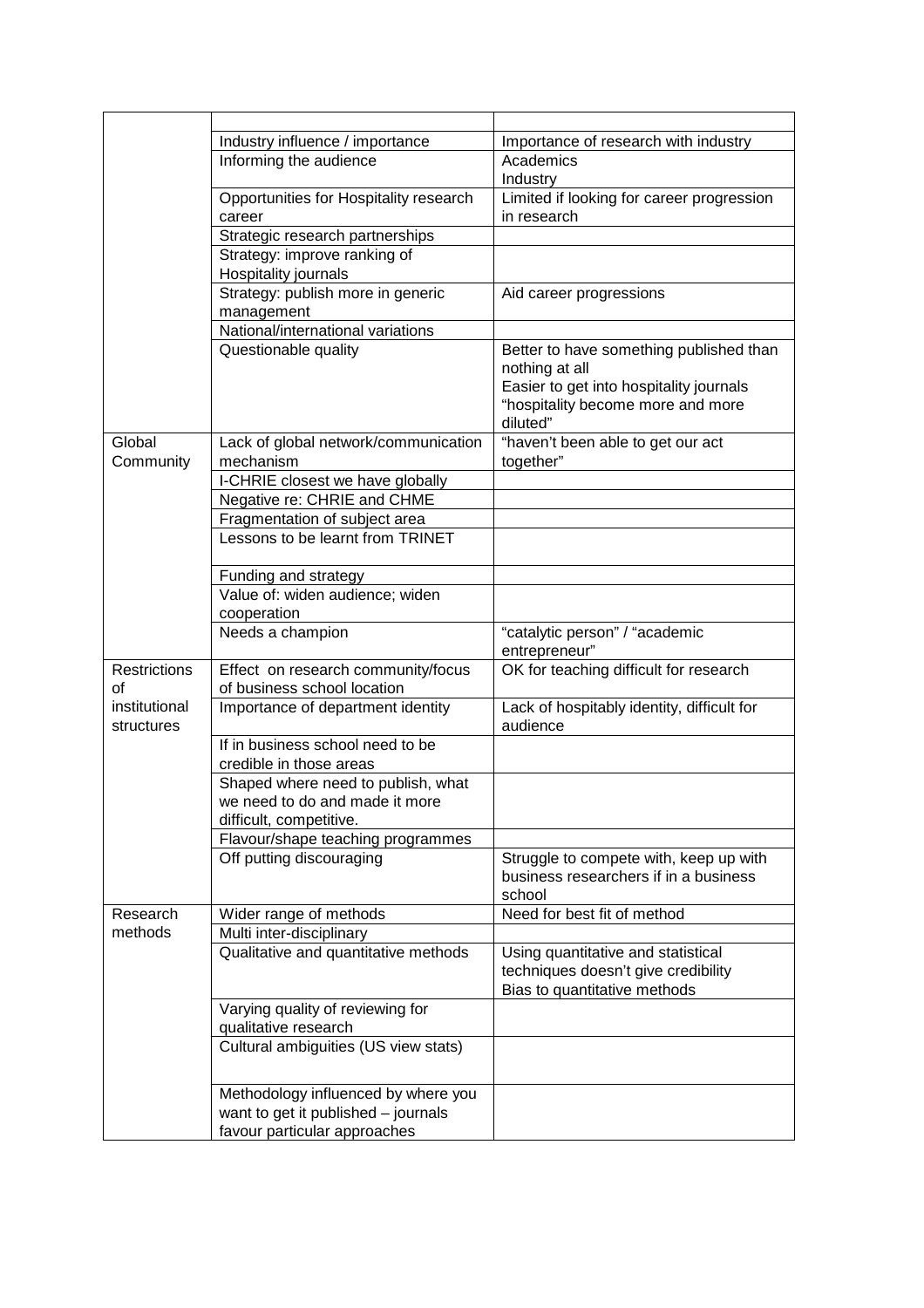| | | |
|---|---|---|
| | Industry influence / importance | Importance of research with industry |
| | Informing the audience | Academics<br>Industry |
| | Opportunities for Hospitality research career | Limited if looking for career progression in research |
| | Strategic research partnerships | |
| | Strategy: improve ranking of Hospitality journals | |
| | Strategy: publish more in generic management | Aid career progressions |
| | National/international variations | |
| | Questionable quality | Better to have something published than nothing at all<br>Easier to get into hospitality journals<br>"hospitality become more and more diluted" |
| Global Community | Lack of global network/communication mechanism | "haven't been able to get our act together" |
| | I-CHRIE closest we have globally | |
| | Negative re: CHRIE and CHME | |
| | Fragmentation of subject area | |
| | Lessons to be learnt from TRINET | |
| | Funding and strategy | |
| | Value of: widen audience; widen cooperation | |
| | Needs a champion | "catalytic person" / "academic entrepreneur" |
| Restrictions of institutional structures | Effect on research community/focus of business school location | OK for teaching difficult for research |
| | Importance of department identity | Lack of hospitably identity, difficult for audience |
| | If in business school need to be credible in those areas | |
| | Shaped where need to publish, what we need to do and made it more difficult, competitive. | |
| | Flavour/shape teaching programmes | |
| | Off putting discouraging | Struggle to compete with, keep up with business researchers if in a business school |
| Research methods | Wider range of methods | Need for best fit of method |
| | Multi inter-disciplinary | |
| | Qualitative and quantitative methods | Using quantitative and statistical techniques doesn't give credibility<br>Bias to quantitative methods |
| | Varying quality of reviewing for qualitative research | |
| | Cultural ambiguities (US view stats) | |
| | Methodology influenced by where you want to get it published – journals favour particular approaches | |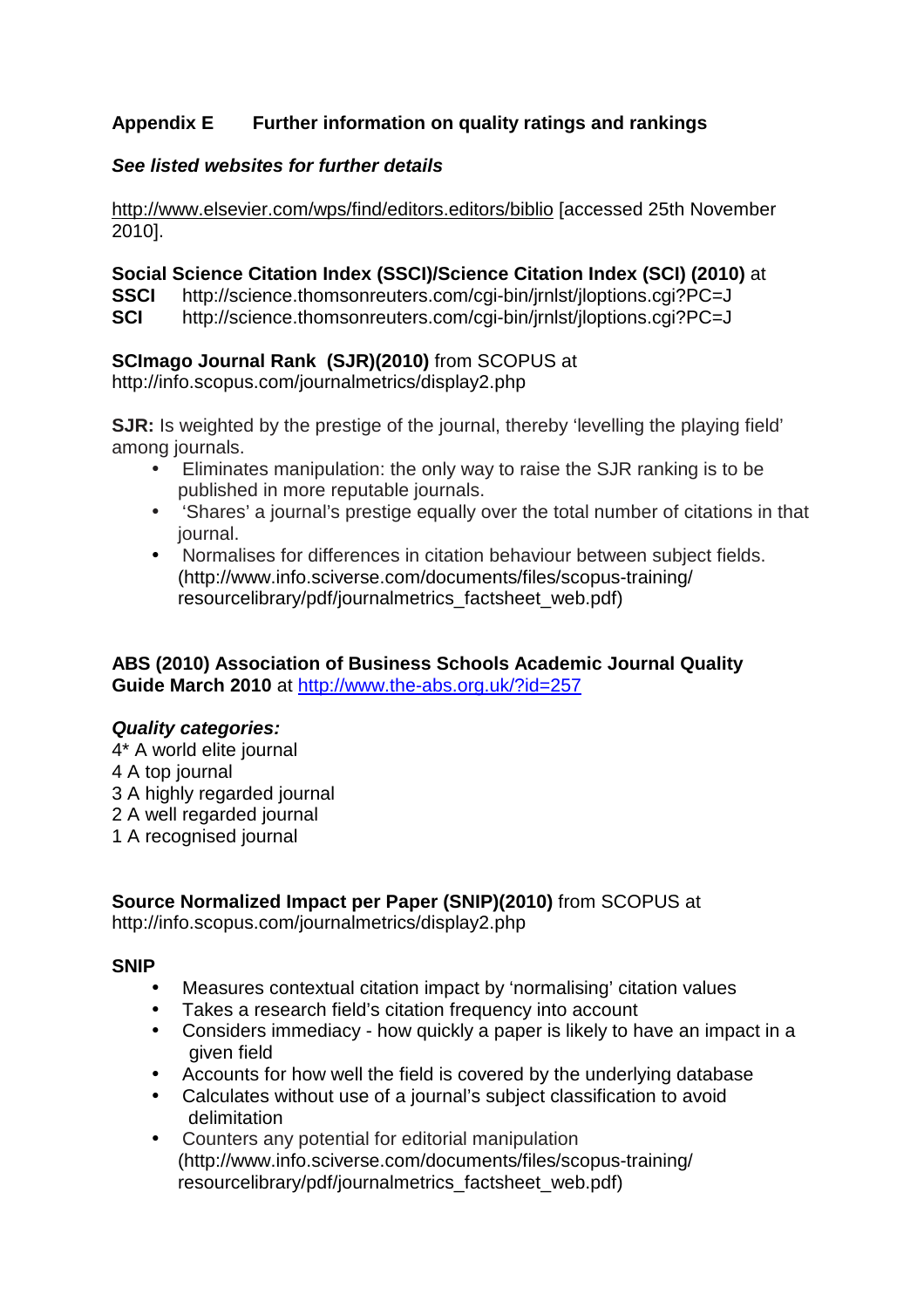## Appendix E Further information on quality ratings and rankings

***See listed websites for further details***

http://www.elsevier.com/wps/find/editors.editors/biblio [accessed 25th November 2010].

**Social Science Citation Index (SSCI)/Science Citation Index (SCI) (2010)** at
**SSCI** http://science.thomsonreuters.com/cgi-bin/jrnlst/jloptions.cgi?PC=J
**SCI** http://science.thomsonreuters.com/cgi-bin/jrnlst/jloptions.cgi?PC=J

**SCImago Journal Rank (SJR)(2010)** from SCOPUS at
http://info.scopus.com/journalmetrics/display2.php

**SJR:** Is weighted by the prestige of the journal, thereby 'levelling the playing field' among journals.

- Eliminates manipulation: the only way to raise the SJR ranking is to be published in more reputable journals.
- 'Shares' a journal's prestige equally over the total number of citations in that journal.
- Normalises for differences in citation behaviour between subject fields. (http://www.info.sciverse.com/documents/files/scopus-training/resourcelibrary/pdf/journalmetrics_factsheet_web.pdf)

**ABS (2010) Association of Business Schools Academic Journal Quality Guide March 2010** at http://www.the-abs.org.uk/?id=257

***Quality categories:***
4* A world elite journal
4 A top journal
3 A highly regarded journal
2 A well regarded journal
1 A recognised journal

**Source Normalized Impact per Paper (SNIP)(2010)** from SCOPUS at
http://info.scopus.com/journalmetrics/display2.php

**SNIP**

- Measures contextual citation impact by 'normalising' citation values
- Takes a research field's citation frequency into account
- Considers immediacy - how quickly a paper is likely to have an impact in a given field
- Accounts for how well the field is covered by the underlying database
- Calculates without use of a journal's subject classification to avoid delimitation
- Counters any potential for editorial manipulation (http://www.info.sciverse.com/documents/files/scopus-training/resourcelibrary/pdf/journalmetrics_factsheet_web.pdf)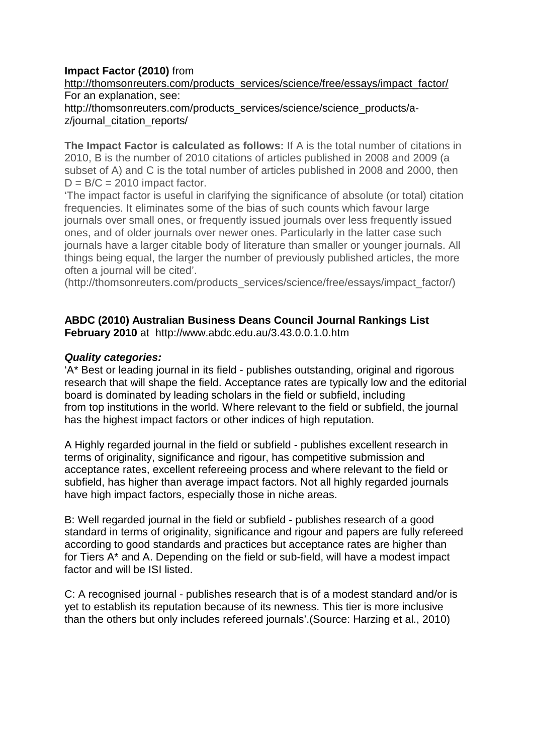**Impact Factor (2010)** from
http://thomsonreuters.com/products_services/science/free/essays/impact_factor/
For an explanation, see:
http://thomsonreuters.com/products_services/science/science_products/a-z/journal_citation_reports/

**The Impact Factor is calculated as follows:** If A is the total number of citations in 2010, B is the number of 2010 citations of articles published in 2008 and 2009 (a subset of A) and C is the total number of articles published in 2008 and 2000, then $D = B/C =$ 2010 impact factor.
'The impact factor is useful in clarifying the significance of absolute (or total) citation frequencies. It eliminates some of the bias of such counts which favour large journals over small ones, or frequently issued journals over less frequently issued ones, and of older journals over newer ones. Particularly in the latter case such journals have a larger citable body of literature than smaller or younger journals. All things being equal, the larger the number of previously published articles, the more often a journal will be cited'.
(http://thomsonreuters.com/products_services/science/free/essays/impact_factor/)

**ABDC (2010) Australian Business Deans Council Journal Rankings List February 2010** at http://www.abdc.edu.au/3.43.0.0.1.0.htm

***Quality categories:***
'A* Best or leading journal in its field - publishes outstanding, original and rigorous research that will shape the field. Acceptance rates are typically low and the editorial board is dominated by leading scholars in the field or subfield, including from top institutions in the world. Where relevant to the field or subfield, the journal has the highest impact factors or other indices of high reputation.

A Highly regarded journal in the field or subfield - publishes excellent research in terms of originality, significance and rigour, has competitive submission and acceptance rates, excellent refereeing process and where relevant to the field or subfield, has higher than average impact factors. Not all highly regarded journals have high impact factors, especially those in niche areas.

B: Well regarded journal in the field or subfield - publishes research of a good standard in terms of originality, significance and rigour and papers are fully refereed according to good standards and practices but acceptance rates are higher than for Tiers A* and A. Depending on the field or sub-field, will have a modest impact factor and will be ISI listed.

C: A recognised journal - publishes research that is of a modest standard and/or is yet to establish its reputation because of its newness. This tier is more inclusive than the others but only includes refereed journals'.(Source: Harzing et al., 2010)